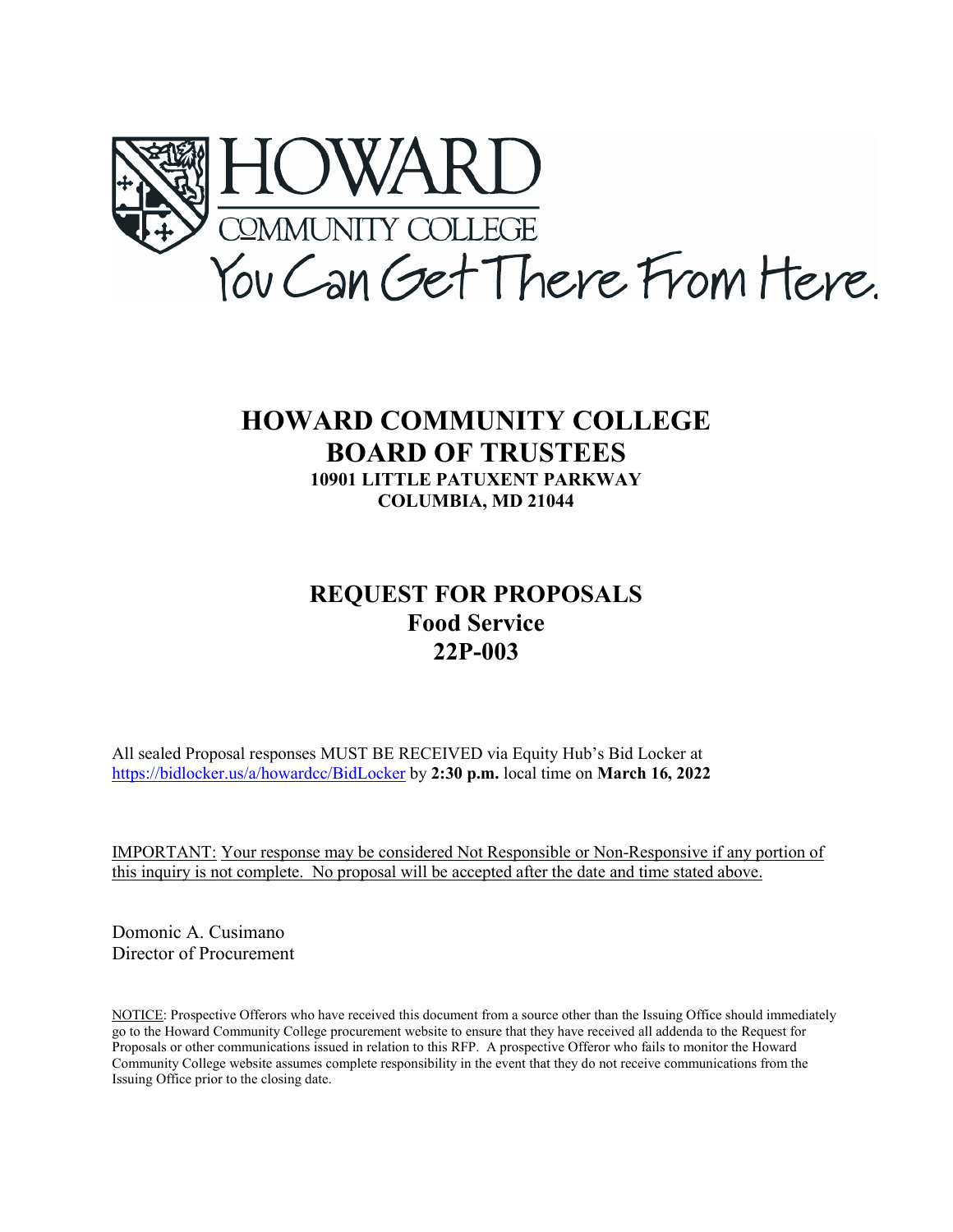HOWARD
COMMUNITY COLLEGE
You Can Get There From Here.

# HOWARD COMMUNITY COLLEGE
# BOARD OF TRUSTEES

**10901 LITTLE PATUXENT PARKWAY**
**COLUMBIA, MD 21044**

## REQUEST FOR PROPOSALS
## Food Service
## 22P-003

All sealed Proposal responses MUST BE RECEIVED via Equity Hub's Bid Locker at https://bidlocker.us/a/howardcc/BidLocker by **2:30 p.m.** local time on **March 16, 2022**

IMPORTANT: Your response may be considered Not Responsible or Non-Responsive if any portion of this inquiry is not complete. No proposal will be accepted after the date and time stated above.

Domonic A. Cusimano
Director of Procurement

NOTICE: Prospective Offerors who have received this document from a source other than the Issuing Office should immediately go to the Howard Community College procurement website to ensure that they have received all addenda to the Request for Proposals or other communications issued in relation to this RFP. A prospective Offeror who fails to monitor the Howard Community College website assumes complete responsibility in the event that they do not receive communications from the Issuing Office prior to the closing date.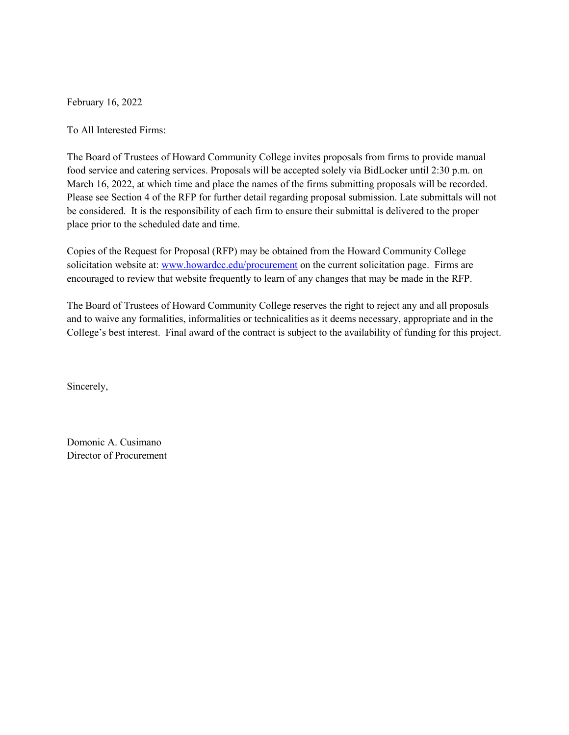February 16, 2022

To All Interested Firms:

The Board of Trustees of Howard Community College invites proposals from firms to provide manual food service and catering services. Proposals will be accepted solely via BidLocker until 2:30 p.m. on March 16, 2022, at which time and place the names of the firms submitting proposals will be recorded. Please see Section 4 of the RFP for further detail regarding proposal submission. Late submittals will not be considered. It is the responsibility of each firm to ensure their submittal is delivered to the proper place prior to the scheduled date and time.

Copies of the Request for Proposal (RFP) may be obtained from the Howard Community College solicitation website at: [www.howardcc.edu/procurement](http://www.howardcc.edu/procurement) on the current solicitation page. Firms are encouraged to review that website frequently to learn of any changes that may be made in the RFP.

The Board of Trustees of Howard Community College reserves the right to reject any and all proposals and to waive any formalities, informalities or technicalities as it deems necessary, appropriate and in the College's best interest. Final award of the contract is subject to the availability of funding for this project.

Sincerely,

Domonic A. Cusimano  
Director of Procurement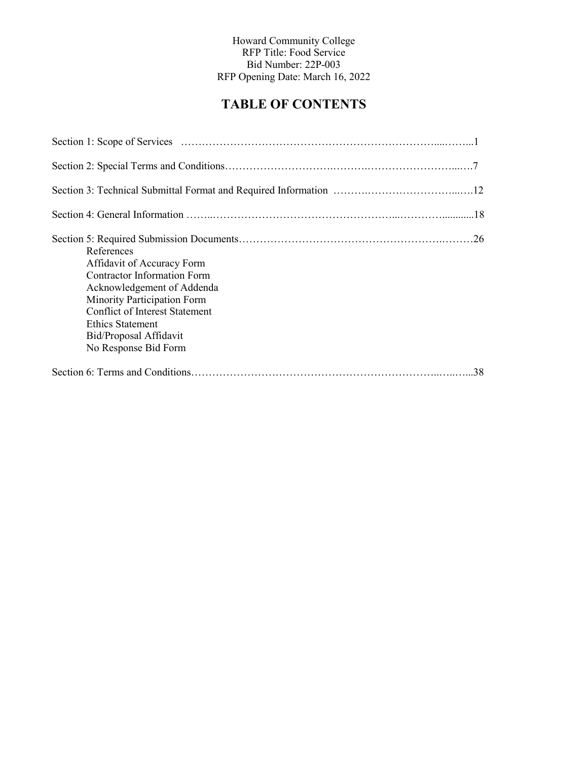Howard Community College
RFP Title: Food Service
Bid Number: 22P-003
RFP Opening Date: March 16, 2022

# TABLE OF CONTENTS

Section 1: Scope of Services ……………………………………………………………………....……..1

Section 2: Special Terms and Conditions……………………….…….…………………….....….7

Section 3: Technical Submittal Format and Required Information ……….…………………...….12

Section 4: General Information ……..……………………………….………...………….............18

Section 5: Required Submission Documents………………………………………………….………26

- References
- Affidavit of Accuracy Form
- Contractor Information Form
- Acknowledgement of Addenda
- Minority Participation Form
- Conflict of Interest Statement
- Ethics Statement
- Bid/Proposal Affidavit
- No Response Bid Form

Section 6: Terms and Conditions……………………………………………………………..…..…...38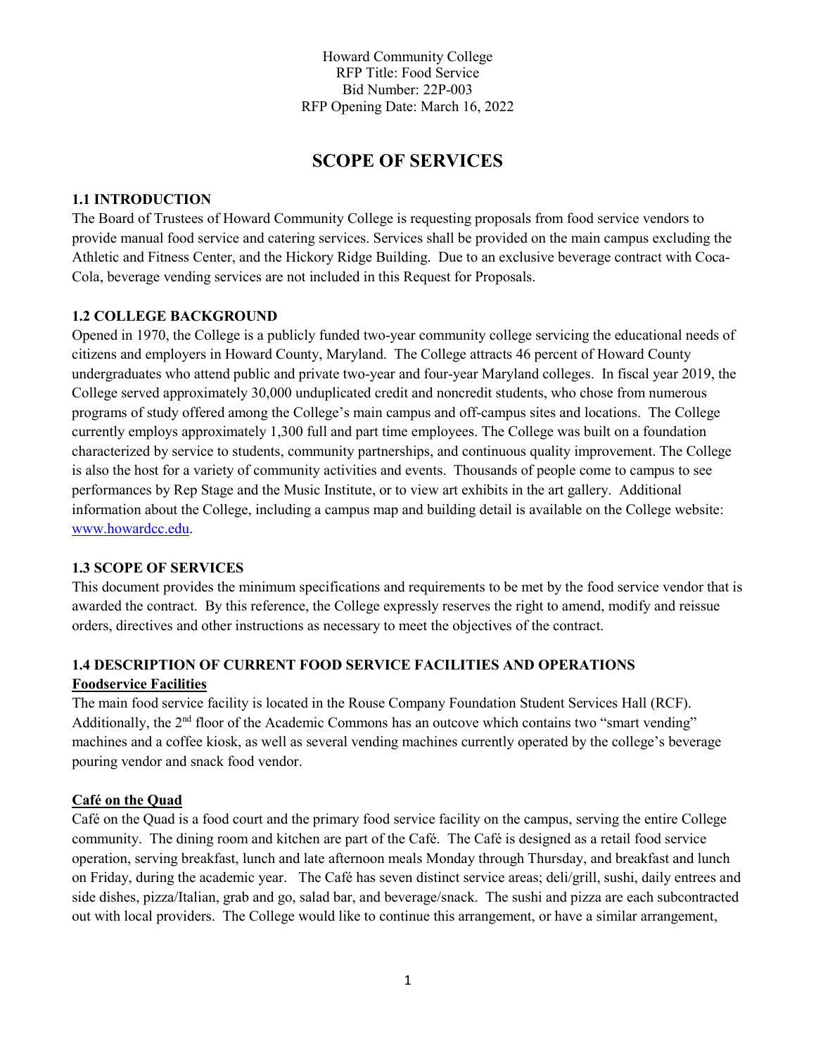Howard Community College
RFP Title: Food Service
Bid Number: 22P-003
RFP Opening Date: March 16, 2022

# SCOPE OF SERVICES

### 1.1 INTRODUCTION

The Board of Trustees of Howard Community College is requesting proposals from food service vendors to provide manual food service and catering services. Services shall be provided on the main campus excluding the Athletic and Fitness Center, and the Hickory Ridge Building. Due to an exclusive beverage contract with Coca-Cola, beverage vending services are not included in this Request for Proposals.

### 1.2 COLLEGE BACKGROUND

Opened in 1970, the College is a publicly funded two-year community college servicing the educational needs of citizens and employers in Howard County, Maryland. The College attracts 46 percent of Howard County undergraduates who attend public and private two-year and four-year Maryland colleges. In fiscal year 2019, the College served approximately 30,000 unduplicated credit and noncredit students, who chose from numerous programs of study offered among the College's main campus and off-campus sites and locations. The College currently employs approximately 1,300 full and part time employees. The College was built on a foundation characterized by service to students, community partnerships, and continuous quality improvement. The College is also the host for a variety of community activities and events. Thousands of people come to campus to see performances by Rep Stage and the Music Institute, or to view art exhibits in the art gallery. Additional information about the College, including a campus map and building detail is available on the College website: www.howardcc.edu.

### 1.3 SCOPE OF SERVICES

This document provides the minimum specifications and requirements to be met by the food service vendor that is awarded the contract. By this reference, the College expressly reserves the right to amend, modify and reissue orders, directives and other instructions as necessary to meet the objectives of the contract.

### 1.4 DESCRIPTION OF CURRENT FOOD SERVICE FACILITIES AND OPERATIONS

**Foodservice Facilities**

The main food service facility is located in the Rouse Company Foundation Student Services Hall (RCF). Additionally, the 2nd floor of the Academic Commons has an outcove which contains two "smart vending" machines and a coffee kiosk, as well as several vending machines currently operated by the college's beverage pouring vendor and snack food vendor.

**Café on the Quad**

Café on the Quad is a food court and the primary food service facility on the campus, serving the entire College community. The dining room and kitchen are part of the Café. The Café is designed as a retail food service operation, serving breakfast, lunch and late afternoon meals Monday through Thursday, and breakfast and lunch on Friday, during the academic year. The Café has seven distinct service areas; deli/grill, sushi, daily entrees and side dishes, pizza/Italian, grab and go, salad bar, and beverage/snack. The sushi and pizza are each subcontracted out with local providers. The College would like to continue this arrangement, or have a similar arrangement,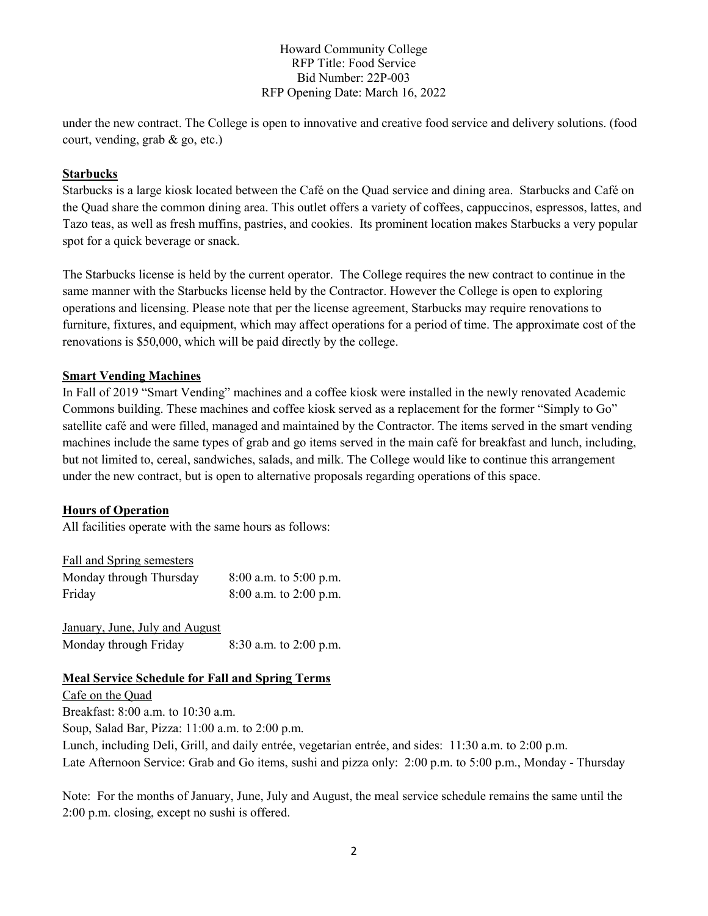under the new contract. The College is open to innovative and creative food service and delivery solutions. (food court, vending, grab & go, etc.)

**Starbucks**

Starbucks is a large kiosk located between the Café on the Quad service and dining area. Starbucks and Café on the Quad share the common dining area. This outlet offers a variety of coffees, cappuccinos, espressos, lattes, and Tazo teas, as well as fresh muffins, pastries, and cookies. Its prominent location makes Starbucks a very popular spot for a quick beverage or snack.

The Starbucks license is held by the current operator. The College requires the new contract to continue in the same manner with the Starbucks license held by the Contractor. However the College is open to exploring operations and licensing. Please note that per the license agreement, Starbucks may require renovations to furniture, fixtures, and equipment, which may affect operations for a period of time. The approximate cost of the renovations is $50,000, which will be paid directly by the college.

**Smart Vending Machines**

In Fall of 2019 "Smart Vending" machines and a coffee kiosk were installed in the newly renovated Academic Commons building. These machines and coffee kiosk served as a replacement for the former "Simply to Go" satellite café and were filled, managed and maintained by the Contractor. The items served in the smart vending machines include the same types of grab and go items served in the main café for breakfast and lunch, including, but not limited to, cereal, sandwiches, salads, and milk. The College would like to continue this arrangement under the new contract, but is open to alternative proposals regarding operations of this space.

**Hours of Operation**

All facilities operate with the same hours as follows:

Fall and Spring semesters

| | |
|---|---|
| Monday through Thursday | 8:00 a.m. to 5:00 p.m. |
| Friday | 8:00 a.m. to 2:00 p.m. |

January, June, July and August

| | |
|---|---|
| Monday through Friday | 8:30 a.m. to 2:00 p.m. |

**Meal Service Schedule for Fall and Spring Terms**

Cafe on the Quad

Breakfast: 8:00 a.m. to 10:30 a.m.

Soup, Salad Bar, Pizza: 11:00 a.m. to 2:00 p.m.

Lunch, including Deli, Grill, and daily entrée, vegetarian entrée, and sides: 11:30 a.m. to 2:00 p.m.

Late Afternoon Service: Grab and Go items, sushi and pizza only: 2:00 p.m. to 5:00 p.m., Monday - Thursday

Note: For the months of January, June, July and August, the meal service schedule remains the same until the 2:00 p.m. closing, except no sushi is offered.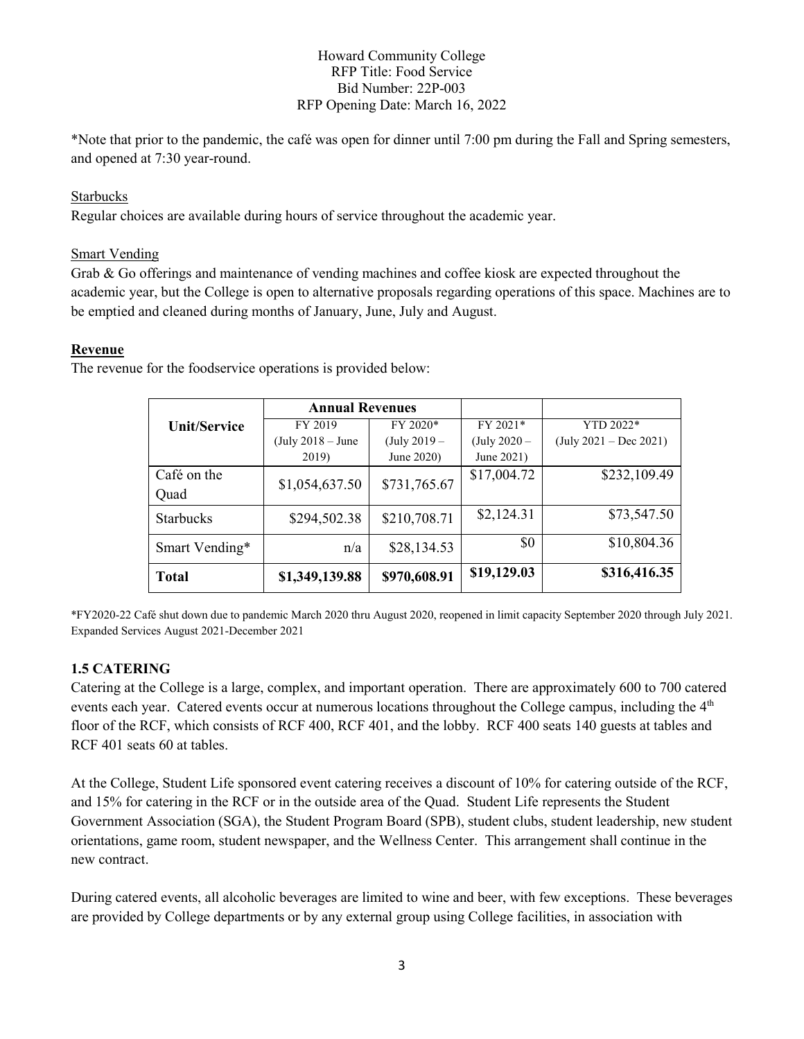*Note that prior to the pandemic, the café was open for dinner until 7:00 pm during the Fall and Spring semesters, and opened at 7:30 year-round.

Starbucks

Regular choices are available during hours of service throughout the academic year.

Smart Vending

Grab & Go offerings and maintenance of vending machines and coffee kiosk are expected throughout the academic year, but the College is open to alternative proposals regarding operations of this space. Machines are to be emptied and cleaned during months of January, June, July and August.

**Revenue**

The revenue for the foodservice operations is provided below:

| Unit/Service | Annual Revenues | | | |
|---|---|---|---|---|
| | FY 2019 (July 2018 – June 2019) | FY 2020* (July 2019 – June 2020) | FY 2021* (July 2020 – June 2021) | YTD 2022* (July 2021 – Dec 2021) |
| Café on the Quad | $1,054,637.50 | $731,765.67 | $17,004.72 | $232,109.49 |
| Starbucks | $294,502.38 | $210,708.71 | $2,124.31 | $73,547.50 |
| Smart Vending* | n/a | $28,134.53 | $0 | $10,804.36 |
| **Total** | **$1,349,139.88** | **$970,608.91** | **$19,129.03** | **$316,416.35** |

*FY2020-22 Café shut down due to pandemic March 2020 thru August 2020, reopened in limit capacity September 2020 through July 2021. Expanded Services August 2021-December 2021

## 1.5 CATERING

Catering at the College is a large, complex, and important operation. There are approximately 600 to 700 catered events each year. Catered events occur at numerous locations throughout the College campus, including the 4th floor of the RCF, which consists of RCF 400, RCF 401, and the lobby. RCF 400 seats 140 guests at tables and RCF 401 seats 60 at tables.

At the College, Student Life sponsored event catering receives a discount of 10% for catering outside of the RCF, and 15% for catering in the RCF or in the outside area of the Quad. Student Life represents the Student Government Association (SGA), the Student Program Board (SPB), student clubs, student leadership, new student orientations, game room, student newspaper, and the Wellness Center. This arrangement shall continue in the new contract.

During catered events, all alcoholic beverages are limited to wine and beer, with few exceptions. These beverages are provided by College departments or by any external group using College facilities, in association with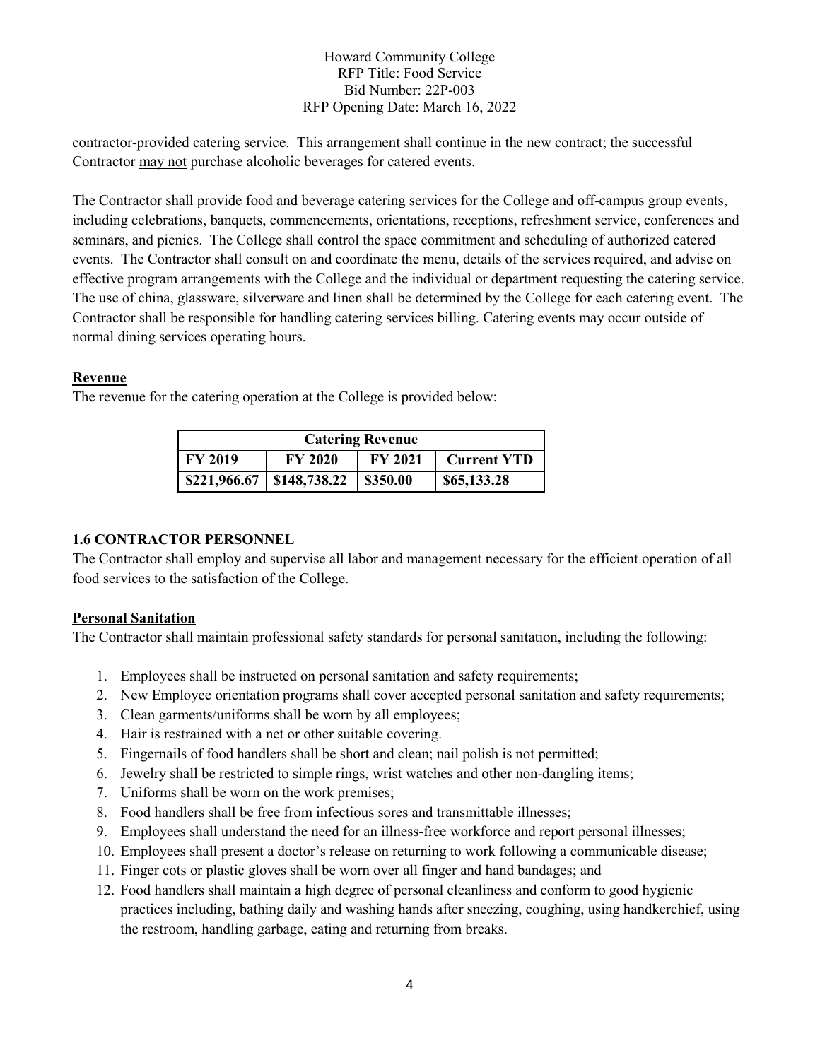contractor-provided catering service. This arrangement shall continue in the new contract; the successful Contractor <u>may not</u> purchase alcoholic beverages for catered events.

The Contractor shall provide food and beverage catering services for the College and off-campus group events, including celebrations, banquets, commencements, orientations, receptions, refreshment service, conferences and seminars, and picnics. The College shall control the space commitment and scheduling of authorized catered events. The Contractor shall consult on and coordinate the menu, details of the services required, and advise on effective program arrangements with the College and the individual or department requesting the catering service. The use of china, glassware, silverware and linen shall be determined by the College for each catering event. The Contractor shall be responsible for handling catering services billing. Catering events may occur outside of normal dining services operating hours.

**Revenue**

The revenue for the catering operation at the College is provided below:

| **Catering Revenue** | | | |
|---|---|---|---|
| **FY 2019** | **FY 2020** | **FY 2021** | **Current YTD** |
| **\$221,966.67** | **\$148,738.22** | **\$350.00** | **\$65,133.28** |

### 1.6 CONTRACTOR PERSONNEL

The Contractor shall employ and supervise all labor and management necessary for the efficient operation of all food services to the satisfaction of the College.

**Personal Sanitation**

The Contractor shall maintain professional safety standards for personal sanitation, including the following:

1. Employees shall be instructed on personal sanitation and safety requirements;
2. New Employee orientation programs shall cover accepted personal sanitation and safety requirements;
3. Clean garments/uniforms shall be worn by all employees;
4. Hair is restrained with a net or other suitable covering.
5. Fingernails of food handlers shall be short and clean; nail polish is not permitted;
6. Jewelry shall be restricted to simple rings, wrist watches and other non-dangling items;
7. Uniforms shall be worn on the work premises;
8. Food handlers shall be free from infectious sores and transmittable illnesses;
9. Employees shall understand the need for an illness-free workforce and report personal illnesses;
10. Employees shall present a doctor's release on returning to work following a communicable disease;
11. Finger cots or plastic gloves shall be worn over all finger and hand bandages; and
12. Food handlers shall maintain a high degree of personal cleanliness and conform to good hygienic practices including, bathing daily and washing hands after sneezing, coughing, using handkerchief, using the restroom, handling garbage, eating and returning from breaks.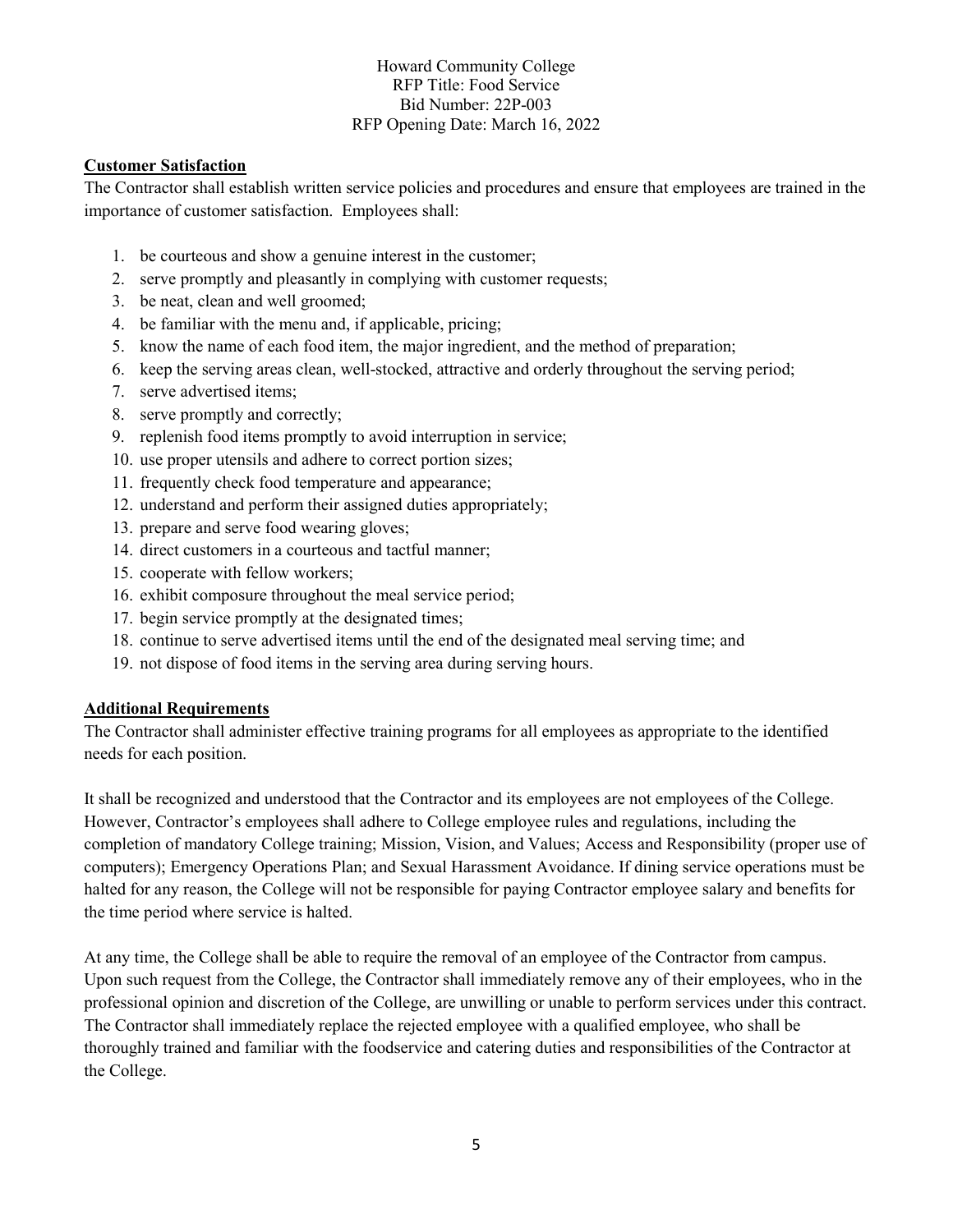## Customer Satisfaction

The Contractor shall establish written service policies and procedures and ensure that employees are trained in the importance of customer satisfaction. Employees shall:

1. be courteous and show a genuine interest in the customer;
2. serve promptly and pleasantly in complying with customer requests;
3. be neat, clean and well groomed;
4. be familiar with the menu and, if applicable, pricing;
5. know the name of each food item, the major ingredient, and the method of preparation;
6. keep the serving areas clean, well-stocked, attractive and orderly throughout the serving period;
7. serve advertised items;
8. serve promptly and correctly;
9. replenish food items promptly to avoid interruption in service;
10. use proper utensils and adhere to correct portion sizes;
11. frequently check food temperature and appearance;
12. understand and perform their assigned duties appropriately;
13. prepare and serve food wearing gloves;
14. direct customers in a courteous and tactful manner;
15. cooperate with fellow workers;
16. exhibit composure throughout the meal service period;
17. begin service promptly at the designated times;
18. continue to serve advertised items until the end of the designated meal serving time; and
19. not dispose of food items in the serving area during serving hours.

## Additional Requirements

The Contractor shall administer effective training programs for all employees as appropriate to the identified needs for each position.

It shall be recognized and understood that the Contractor and its employees are not employees of the College. However, Contractor's employees shall adhere to College employee rules and regulations, including the completion of mandatory College training; Mission, Vision, and Values; Access and Responsibility (proper use of computers); Emergency Operations Plan; and Sexual Harassment Avoidance. If dining service operations must be halted for any reason, the College will not be responsible for paying Contractor employee salary and benefits for the time period where service is halted.

At any time, the College shall be able to require the removal of an employee of the Contractor from campus. Upon such request from the College, the Contractor shall immediately remove any of their employees, who in the professional opinion and discretion of the College, are unwilling or unable to perform services under this contract. The Contractor shall immediately replace the rejected employee with a qualified employee, who shall be thoroughly trained and familiar with the foodservice and catering duties and responsibilities of the Contractor at the College.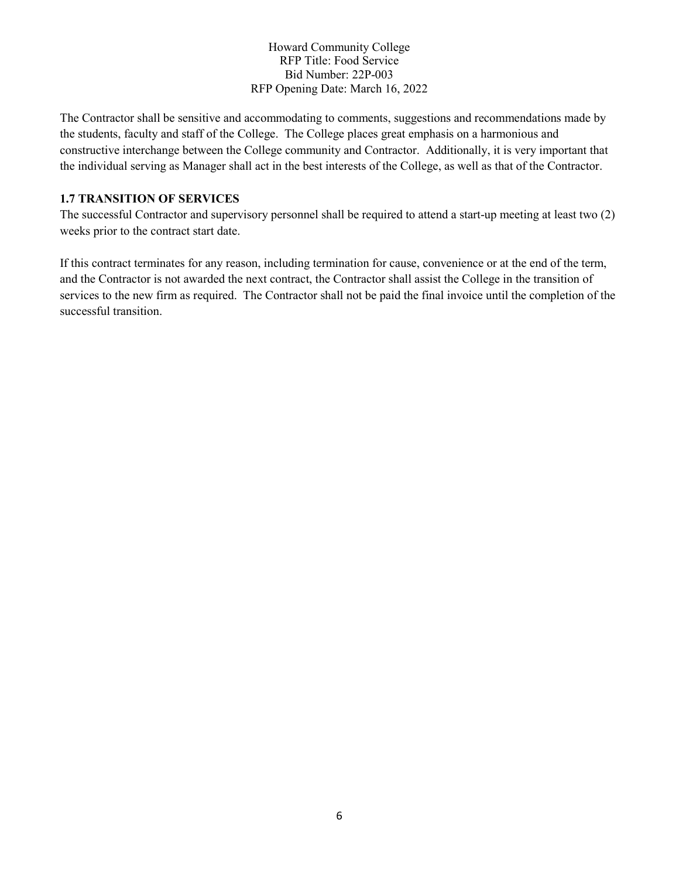The Contractor shall be sensitive and accommodating to comments, suggestions and recommendations made by the students, faculty and staff of the College. The College places great emphasis on a harmonious and constructive interchange between the College community and Contractor. Additionally, it is very important that the individual serving as Manager shall act in the best interests of the College, as well as that of the Contractor.

**1.7 TRANSITION OF SERVICES**

The successful Contractor and supervisory personnel shall be required to attend a start-up meeting at least two (2) weeks prior to the contract start date.

If this contract terminates for any reason, including termination for cause, convenience or at the end of the term, and the Contractor is not awarded the next contract, the Contractor shall assist the College in the transition of services to the new firm as required. The Contractor shall not be paid the final invoice until the completion of the successful transition.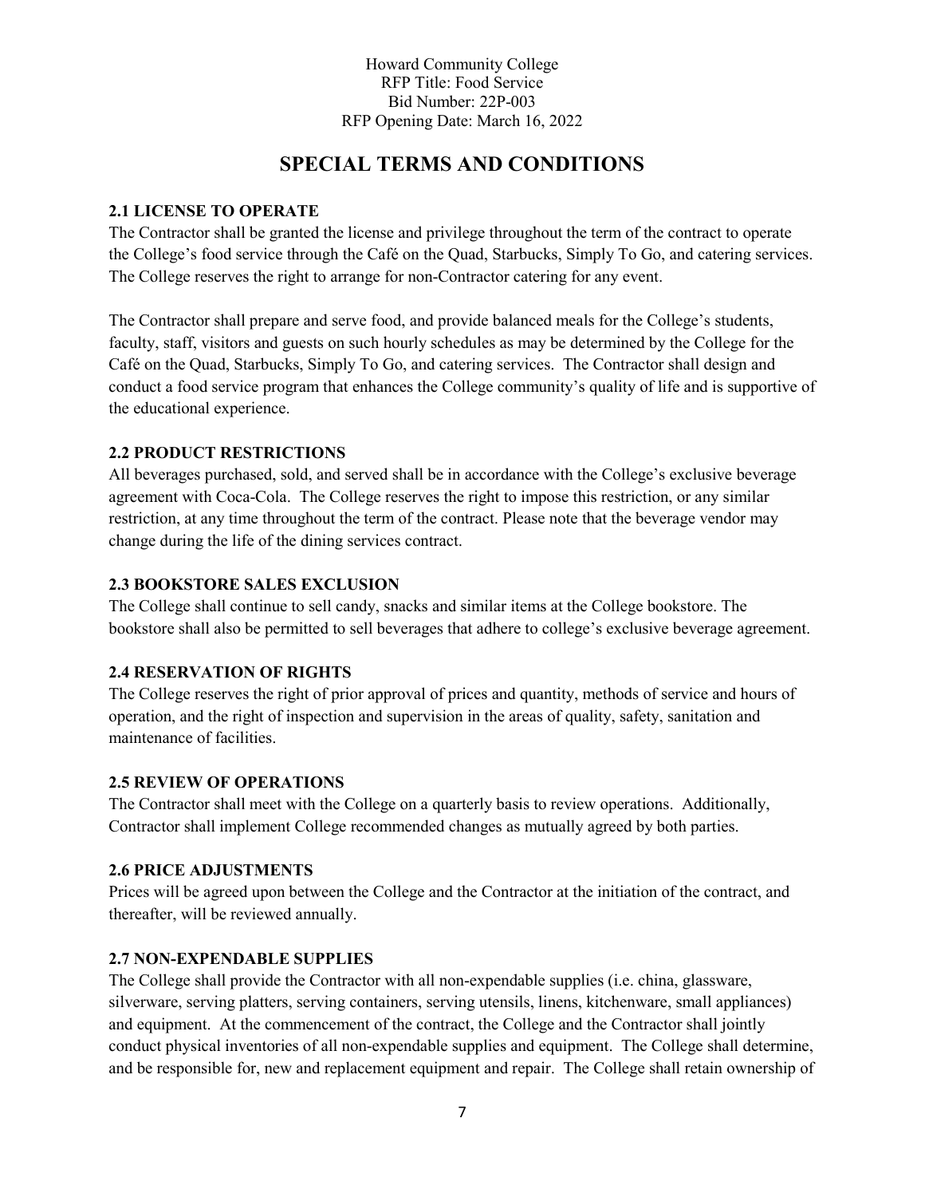# SPECIAL TERMS AND CONDITIONS

### 2.1 LICENSE TO OPERATE

The Contractor shall be granted the license and privilege throughout the term of the contract to operate the College's food service through the Café on the Quad, Starbucks, Simply To Go, and catering services. The College reserves the right to arrange for non-Contractor catering for any event.

The Contractor shall prepare and serve food, and provide balanced meals for the College's students, faculty, staff, visitors and guests on such hourly schedules as may be determined by the College for the Café on the Quad, Starbucks, Simply To Go, and catering services. The Contractor shall design and conduct a food service program that enhances the College community's quality of life and is supportive of the educational experience.

### 2.2 PRODUCT RESTRICTIONS

All beverages purchased, sold, and served shall be in accordance with the College's exclusive beverage agreement with Coca-Cola. The College reserves the right to impose this restriction, or any similar restriction, at any time throughout the term of the contract. Please note that the beverage vendor may change during the life of the dining services contract.

### 2.3 BOOKSTORE SALES EXCLUSION

The College shall continue to sell candy, snacks and similar items at the College bookstore. The bookstore shall also be permitted to sell beverages that adhere to college's exclusive beverage agreement.

### 2.4 RESERVATION OF RIGHTS

The College reserves the right of prior approval of prices and quantity, methods of service and hours of operation, and the right of inspection and supervision in the areas of quality, safety, sanitation and maintenance of facilities.

### 2.5 REVIEW OF OPERATIONS

The Contractor shall meet with the College on a quarterly basis to review operations. Additionally, Contractor shall implement College recommended changes as mutually agreed by both parties.

### 2.6 PRICE ADJUSTMENTS

Prices will be agreed upon between the College and the Contractor at the initiation of the contract, and thereafter, will be reviewed annually.

### 2.7 NON-EXPENDABLE SUPPLIES

The College shall provide the Contractor with all non-expendable supplies (i.e. china, glassware, silverware, serving platters, serving containers, serving utensils, linens, kitchenware, small appliances) and equipment. At the commencement of the contract, the College and the Contractor shall jointly conduct physical inventories of all non-expendable supplies and equipment. The College shall determine, and be responsible for, new and replacement equipment and repair. The College shall retain ownership of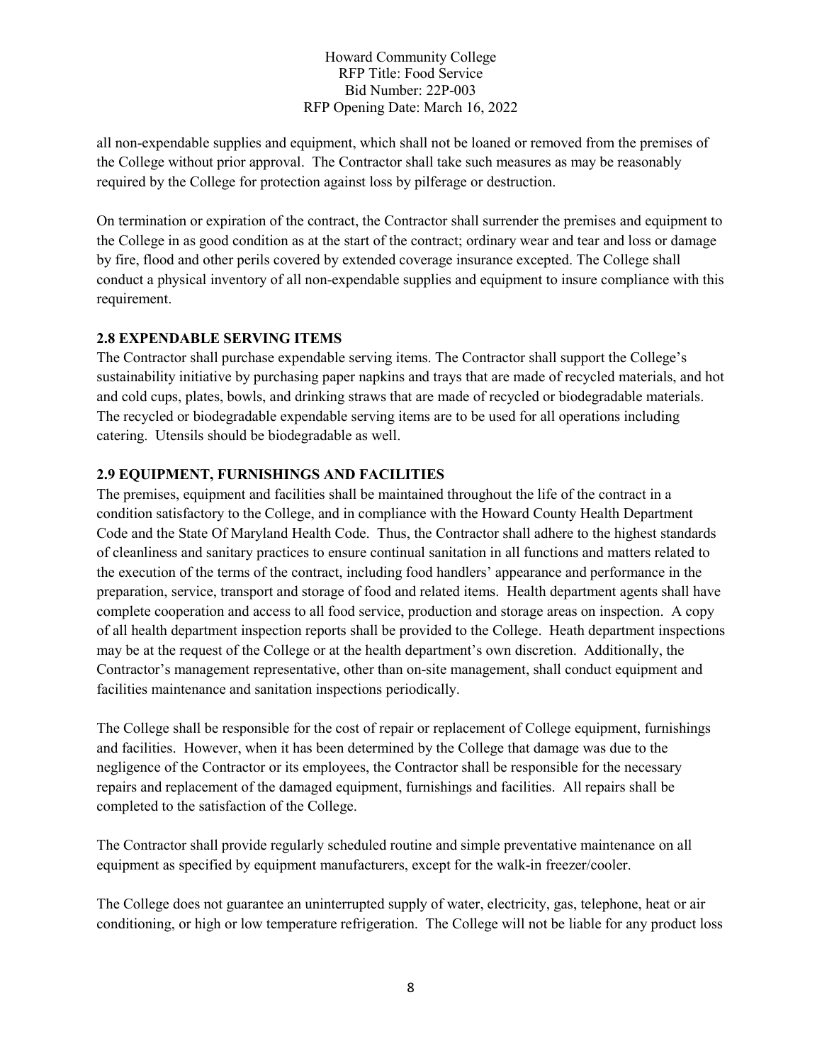all non-expendable supplies and equipment, which shall not be loaned or removed from the premises of the College without prior approval. The Contractor shall take such measures as may be reasonably required by the College for protection against loss by pilferage or destruction.

On termination or expiration of the contract, the Contractor shall surrender the premises and equipment to the College in as good condition as at the start of the contract; ordinary wear and tear and loss or damage by fire, flood and other perils covered by extended coverage insurance excepted. The College shall conduct a physical inventory of all non-expendable supplies and equipment to insure compliance with this requirement.

**2.8 EXPENDABLE SERVING ITEMS**

The Contractor shall purchase expendable serving items. The Contractor shall support the College's sustainability initiative by purchasing paper napkins and trays that are made of recycled materials, and hot and cold cups, plates, bowls, and drinking straws that are made of recycled or biodegradable materials. The recycled or biodegradable expendable serving items are to be used for all operations including catering. Utensils should be biodegradable as well.

**2.9 EQUIPMENT, FURNISHINGS AND FACILITIES**

The premises, equipment and facilities shall be maintained throughout the life of the contract in a condition satisfactory to the College, and in compliance with the Howard County Health Department Code and the State Of Maryland Health Code. Thus, the Contractor shall adhere to the highest standards of cleanliness and sanitary practices to ensure continual sanitation in all functions and matters related to the execution of the terms of the contract, including food handlers' appearance and performance in the preparation, service, transport and storage of food and related items. Health department agents shall have complete cooperation and access to all food service, production and storage areas on inspection. A copy of all health department inspection reports shall be provided to the College. Heath department inspections may be at the request of the College or at the health department's own discretion. Additionally, the Contractor's management representative, other than on-site management, shall conduct equipment and facilities maintenance and sanitation inspections periodically.

The College shall be responsible for the cost of repair or replacement of College equipment, furnishings and facilities. However, when it has been determined by the College that damage was due to the negligence of the Contractor or its employees, the Contractor shall be responsible for the necessary repairs and replacement of the damaged equipment, furnishings and facilities. All repairs shall be completed to the satisfaction of the College.

The Contractor shall provide regularly scheduled routine and simple preventative maintenance on all equipment as specified by equipment manufacturers, except for the walk-in freezer/cooler.

The College does not guarantee an uninterrupted supply of water, electricity, gas, telephone, heat or air conditioning, or high or low temperature refrigeration. The College will not be liable for any product loss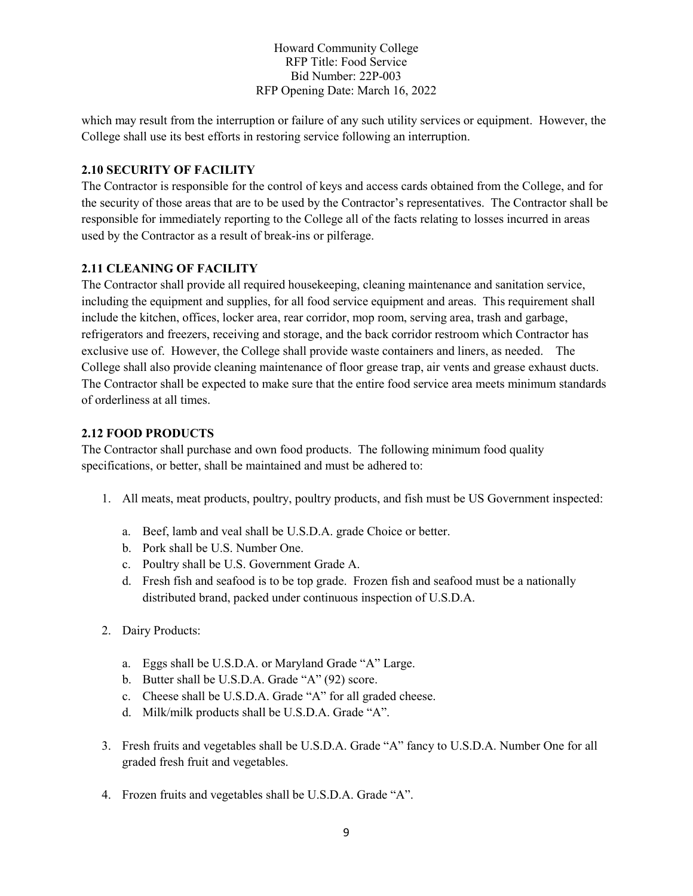which may result from the interruption or failure of any such utility services or equipment. However, the College shall use its best efforts in restoring service following an interruption.

### 2.10 SECURITY OF FACILITY

The Contractor is responsible for the control of keys and access cards obtained from the College, and for the security of those areas that are to be used by the Contractor's representatives. The Contractor shall be responsible for immediately reporting to the College all of the facts relating to losses incurred in areas used by the Contractor as a result of break-ins or pilferage.

### 2.11 CLEANING OF FACILITY

The Contractor shall provide all required housekeeping, cleaning maintenance and sanitation service, including the equipment and supplies, for all food service equipment and areas. This requirement shall include the kitchen, offices, locker area, rear corridor, mop room, serving area, trash and garbage, refrigerators and freezers, receiving and storage, and the back corridor restroom which Contractor has exclusive use of. However, the College shall provide waste containers and liners, as needed. The College shall also provide cleaning maintenance of floor grease trap, air vents and grease exhaust ducts. The Contractor shall be expected to make sure that the entire food service area meets minimum standards of orderliness at all times.

### 2.12 FOOD PRODUCTS

The Contractor shall purchase and own food products. The following minimum food quality specifications, or better, shall be maintained and must be adhered to:

1. All meats, meat products, poultry, poultry products, and fish must be US Government inspected:

    a. Beef, lamb and veal shall be U.S.D.A. grade Choice or better.
    b. Pork shall be U.S. Number One.
    c. Poultry shall be U.S. Government Grade A.
    d. Fresh fish and seafood is to be top grade. Frozen fish and seafood must be a nationally distributed brand, packed under continuous inspection of U.S.D.A.

2. Dairy Products:

    a. Eggs shall be U.S.D.A. or Maryland Grade "A" Large.
    b. Butter shall be U.S.D.A. Grade "A" (92) score.
    c. Cheese shall be U.S.D.A. Grade "A" for all graded cheese.
    d. Milk/milk products shall be U.S.D.A. Grade "A".

3. Fresh fruits and vegetables shall be U.S.D.A. Grade "A" fancy to U.S.D.A. Number One for all graded fresh fruit and vegetables.

4. Frozen fruits and vegetables shall be U.S.D.A. Grade "A".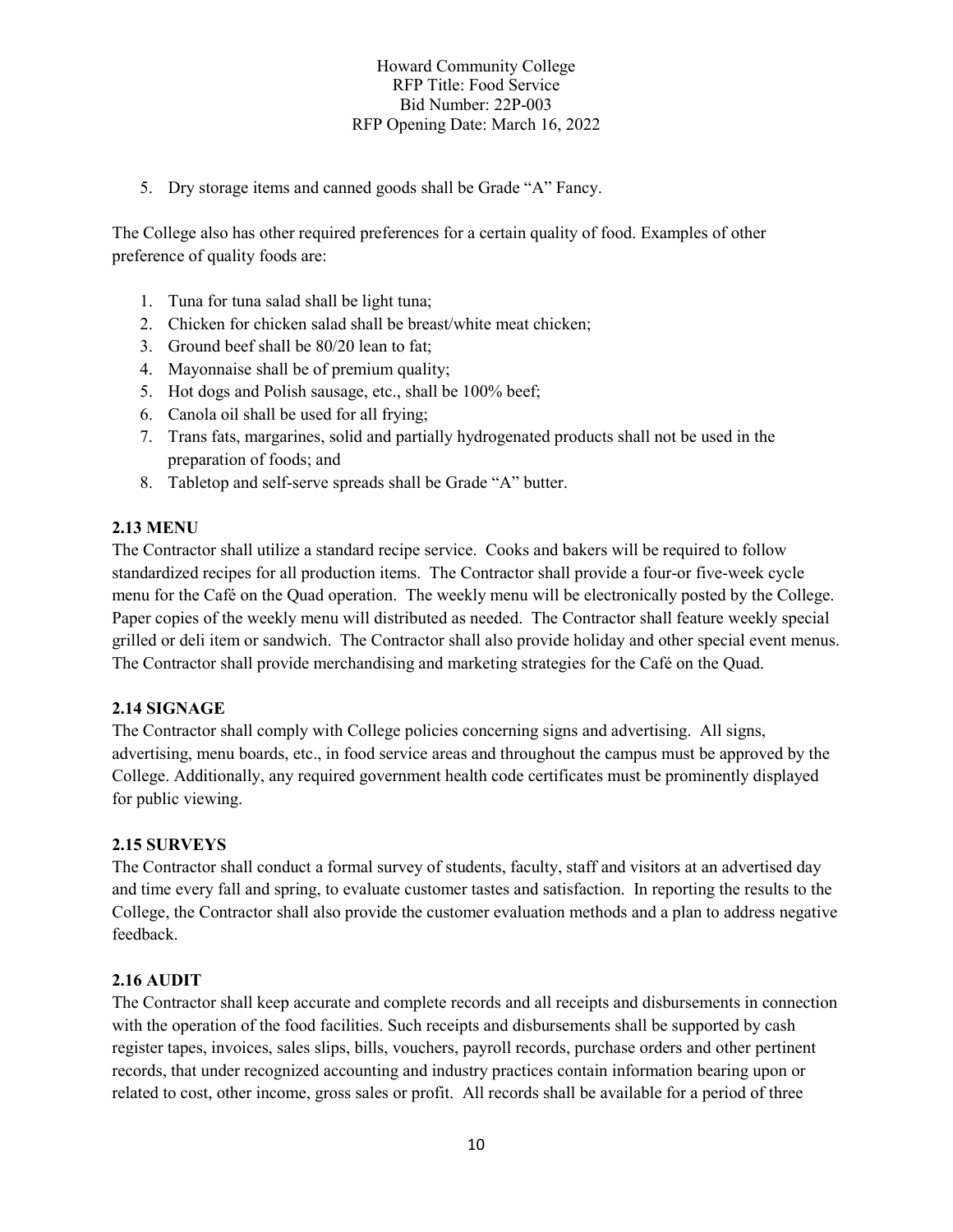5. Dry storage items and canned goods shall be Grade "A" Fancy.

The College also has other required preferences for a certain quality of food. Examples of other preference of quality foods are:

1. Tuna for tuna salad shall be light tuna;
2. Chicken for chicken salad shall be breast/white meat chicken;
3. Ground beef shall be 80/20 lean to fat;
4. Mayonnaise shall be of premium quality;
5. Hot dogs and Polish sausage, etc., shall be 100% beef;
6. Canola oil shall be used for all frying;
7. Trans fats, margarines, solid and partially hydrogenated products shall not be used in the preparation of foods; and
8. Tabletop and self-serve spreads shall be Grade "A" butter.

**2.13 MENU**

The Contractor shall utilize a standard recipe service. Cooks and bakers will be required to follow standardized recipes for all production items. The Contractor shall provide a four-or five-week cycle menu for the Café on the Quad operation. The weekly menu will be electronically posted by the College. Paper copies of the weekly menu will distributed as needed. The Contractor shall feature weekly special grilled or deli item or sandwich. The Contractor shall also provide holiday and other special event menus. The Contractor shall provide merchandising and marketing strategies for the Café on the Quad.

**2.14 SIGNAGE**

The Contractor shall comply with College policies concerning signs and advertising. All signs, advertising, menu boards, etc., in food service areas and throughout the campus must be approved by the College. Additionally, any required government health code certificates must be prominently displayed for public viewing.

**2.15 SURVEYS**

The Contractor shall conduct a formal survey of students, faculty, staff and visitors at an advertised day and time every fall and spring, to evaluate customer tastes and satisfaction. In reporting the results to the College, the Contractor shall also provide the customer evaluation methods and a plan to address negative feedback.

**2.16 AUDIT**

The Contractor shall keep accurate and complete records and all receipts and disbursements in connection with the operation of the food facilities. Such receipts and disbursements shall be supported by cash register tapes, invoices, sales slips, bills, vouchers, payroll records, purchase orders and other pertinent records, that under recognized accounting and industry practices contain information bearing upon or related to cost, other income, gross sales or profit. All records shall be available for a period of three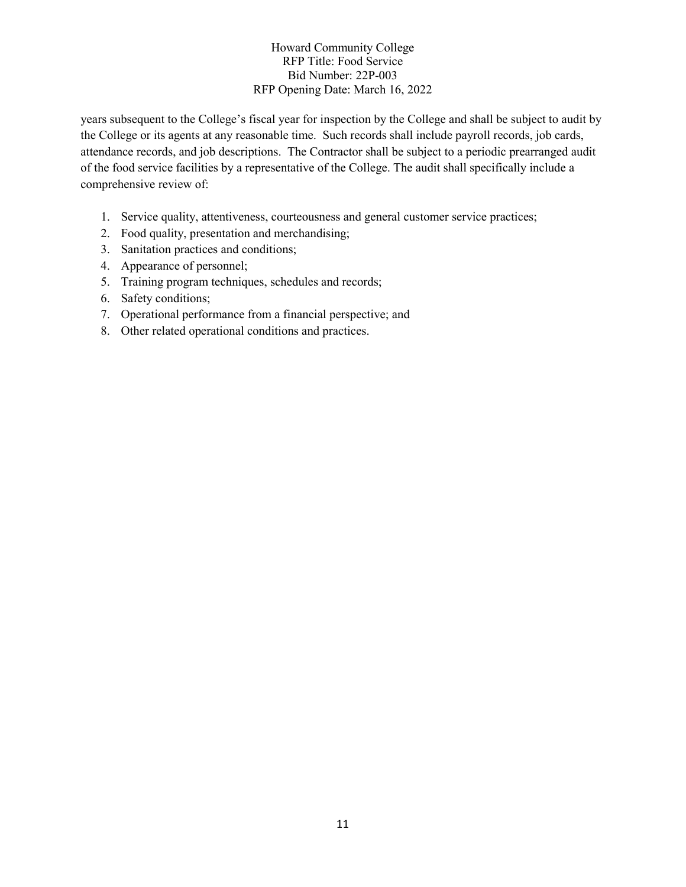years subsequent to the College's fiscal year for inspection by the College and shall be subject to audit by the College or its agents at any reasonable time. Such records shall include payroll records, job cards, attendance records, and job descriptions. The Contractor shall be subject to a periodic prearranged audit of the food service facilities by a representative of the College. The audit shall specifically include a comprehensive review of:

1. Service quality, attentiveness, courteousness and general customer service practices;
2. Food quality, presentation and merchandising;
3. Sanitation practices and conditions;
4. Appearance of personnel;
5. Training program techniques, schedules and records;
6. Safety conditions;
7. Operational performance from a financial perspective; and
8. Other related operational conditions and practices.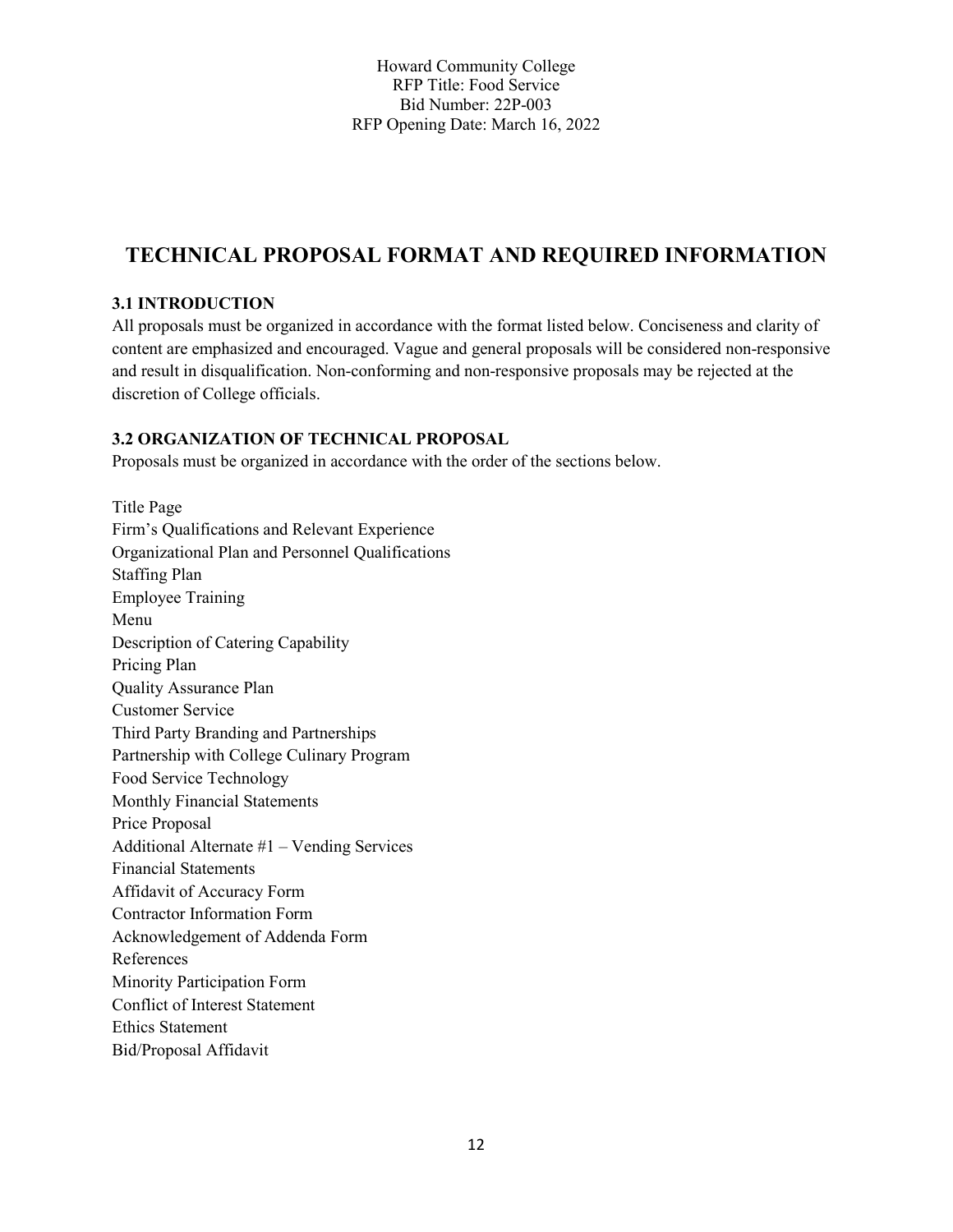# TECHNICAL PROPOSAL FORMAT AND REQUIRED INFORMATION

### 3.1 INTRODUCTION

All proposals must be organized in accordance with the format listed below. Conciseness and clarity of content are emphasized and encouraged. Vague and general proposals will be considered non-responsive and result in disqualification. Non-conforming and non-responsive proposals may be rejected at the discretion of College officials.

### 3.2 ORGANIZATION OF TECHNICAL PROPOSAL

Proposals must be organized in accordance with the order of the sections below.

Title Page
Firm's Qualifications and Relevant Experience
Organizational Plan and Personnel Qualifications
Staffing Plan
Employee Training
Menu
Description of Catering Capability
Pricing Plan
Quality Assurance Plan
Customer Service
Third Party Branding and Partnerships
Partnership with College Culinary Program
Food Service Technology
Monthly Financial Statements
Price Proposal
Additional Alternate #1 – Vending Services
Financial Statements
Affidavit of Accuracy Form
Contractor Information Form
Acknowledgement of Addenda Form
References
Minority Participation Form
Conflict of Interest Statement
Ethics Statement
Bid/Proposal Affidavit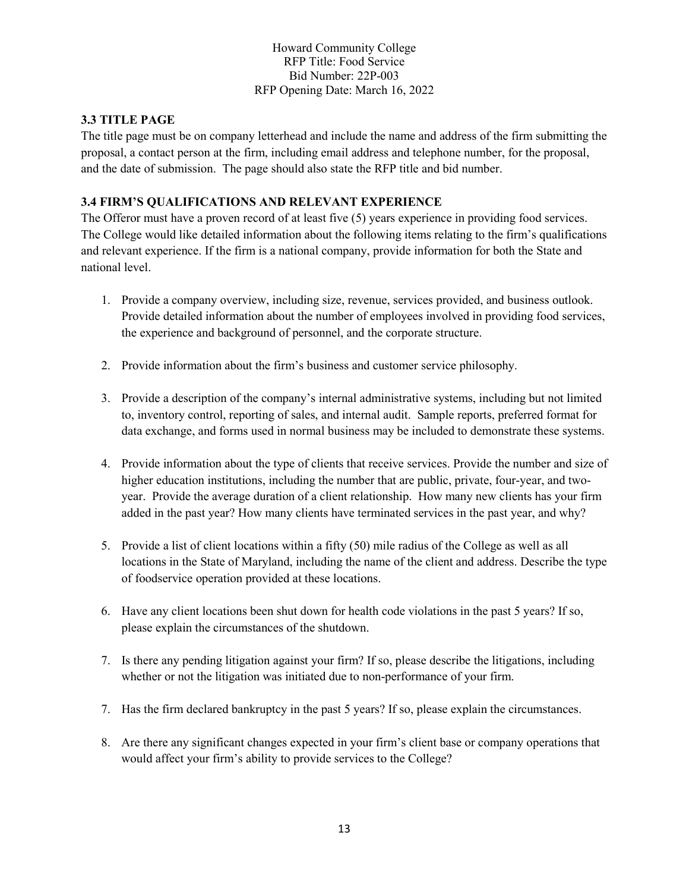### 3.3 TITLE PAGE

The title page must be on company letterhead and include the name and address of the firm submitting the proposal, a contact person at the firm, including email address and telephone number, for the proposal, and the date of submission. The page should also state the RFP title and bid number.

### 3.4 FIRM'S QUALIFICATIONS AND RELEVANT EXPERIENCE

The Offeror must have a proven record of at least five (5) years experience in providing food services. The College would like detailed information about the following items relating to the firm's qualifications and relevant experience. If the firm is a national company, provide information for both the State and national level.

1. Provide a company overview, including size, revenue, services provided, and business outlook. Provide detailed information about the number of employees involved in providing food services, the experience and background of personnel, and the corporate structure.

2. Provide information about the firm's business and customer service philosophy.

3. Provide a description of the company's internal administrative systems, including but not limited to, inventory control, reporting of sales, and internal audit. Sample reports, preferred format for data exchange, and forms used in normal business may be included to demonstrate these systems.

4. Provide information about the type of clients that receive services. Provide the number and size of higher education institutions, including the number that are public, private, four-year, and two-year. Provide the average duration of a client relationship. How many new clients has your firm added in the past year? How many clients have terminated services in the past year, and why?

5. Provide a list of client locations within a fifty (50) mile radius of the College as well as all locations in the State of Maryland, including the name of the client and address. Describe the type of foodservice operation provided at these locations.

6. Have any client locations been shut down for health code violations in the past 5 years? If so, please explain the circumstances of the shutdown.

7. Is there any pending litigation against your firm? If so, please describe the litigations, including whether or not the litigation was initiated due to non-performance of your firm.

7. Has the firm declared bankruptcy in the past 5 years? If so, please explain the circumstances.

8. Are there any significant changes expected in your firm's client base or company operations that would affect your firm's ability to provide services to the College?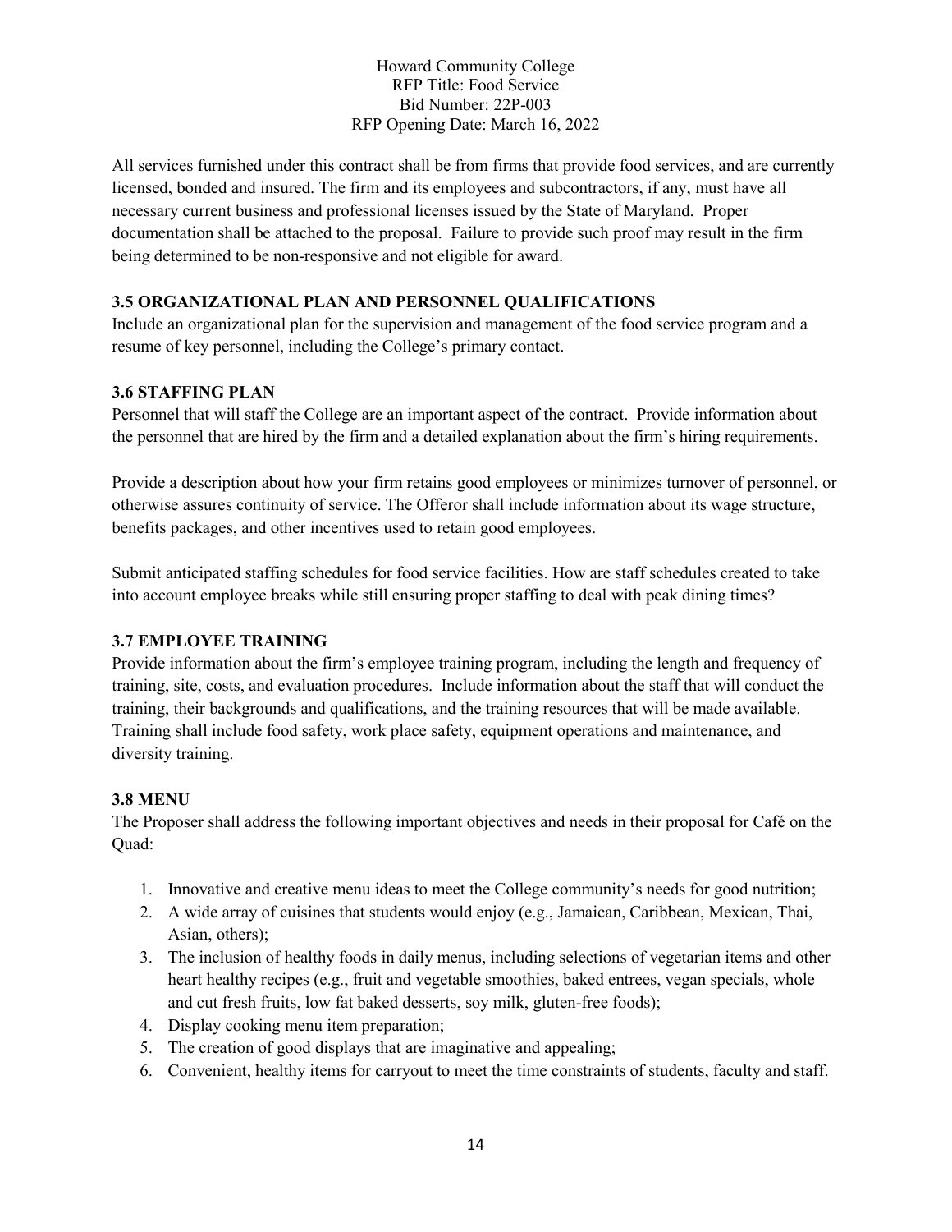All services furnished under this contract shall be from firms that provide food services, and are currently licensed, bonded and insured. The firm and its employees and subcontractors, if any, must have all necessary current business and professional licenses issued by the State of Maryland. Proper documentation shall be attached to the proposal. Failure to provide such proof may result in the firm being determined to be non-responsive and not eligible for award.

### 3.5 ORGANIZATIONAL PLAN AND PERSONNEL QUALIFICATIONS

Include an organizational plan for the supervision and management of the food service program and a resume of key personnel, including the College's primary contact.

### 3.6 STAFFING PLAN

Personnel that will staff the College are an important aspect of the contract. Provide information about the personnel that are hired by the firm and a detailed explanation about the firm's hiring requirements.

Provide a description about how your firm retains good employees or minimizes turnover of personnel, or otherwise assures continuity of service. The Offeror shall include information about its wage structure, benefits packages, and other incentives used to retain good employees.

Submit anticipated staffing schedules for food service facilities. How are staff schedules created to take into account employee breaks while still ensuring proper staffing to deal with peak dining times?

### 3.7 EMPLOYEE TRAINING

Provide information about the firm's employee training program, including the length and frequency of training, site, costs, and evaluation procedures. Include information about the staff that will conduct the training, their backgrounds and qualifications, and the training resources that will be made available. Training shall include food safety, work place safety, equipment operations and maintenance, and diversity training.

### 3.8 MENU

The Proposer shall address the following important <u>objectives and needs</u> in their proposal for Café on the Quad:

1. Innovative and creative menu ideas to meet the College community's needs for good nutrition;
2. A wide array of cuisines that students would enjoy (e.g., Jamaican, Caribbean, Mexican, Thai, Asian, others);
3. The inclusion of healthy foods in daily menus, including selections of vegetarian items and other heart healthy recipes (e.g., fruit and vegetable smoothies, baked entrees, vegan specials, whole and cut fresh fruits, low fat baked desserts, soy milk, gluten-free foods);
4. Display cooking menu item preparation;
5. The creation of good displays that are imaginative and appealing;
6. Convenient, healthy items for carryout to meet the time constraints of students, faculty and staff.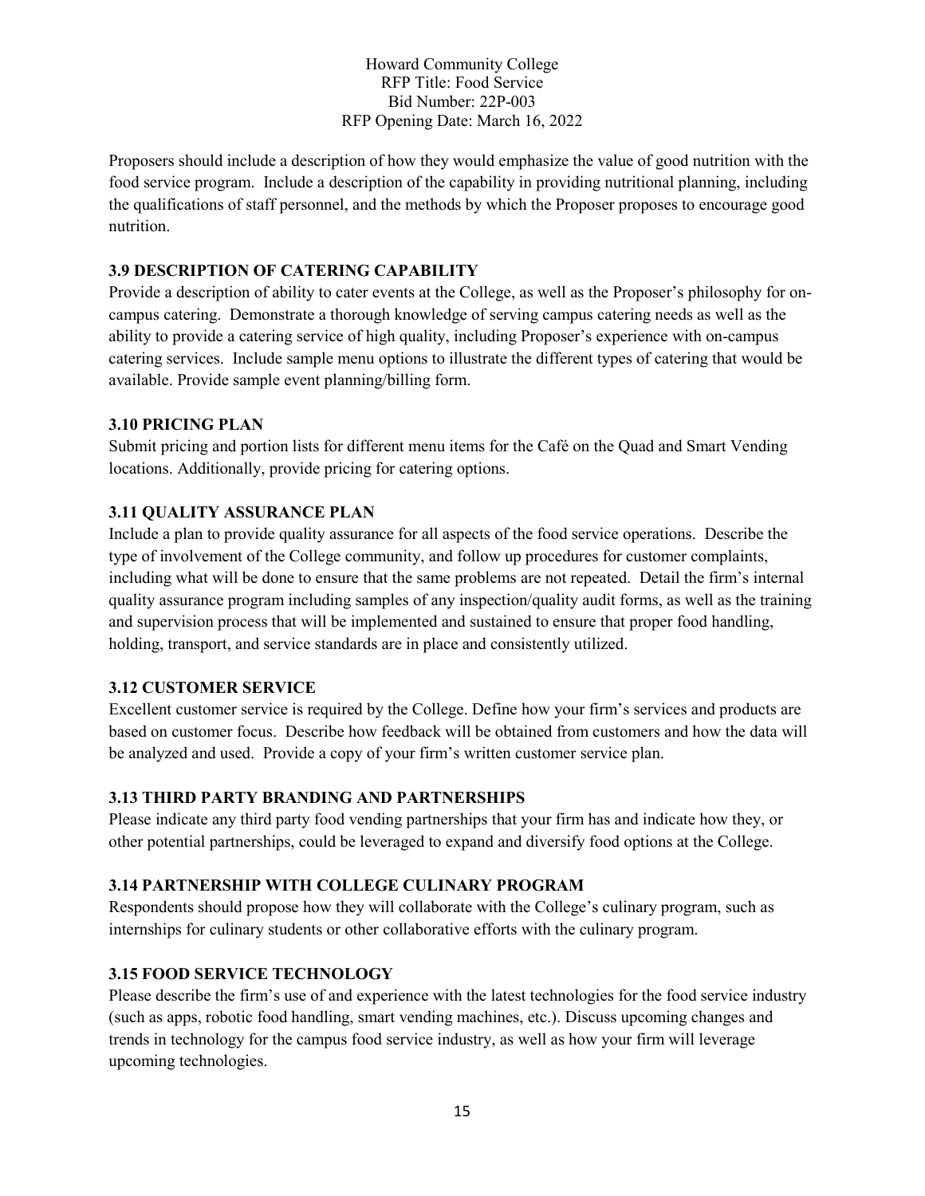Proposers should include a description of how they would emphasize the value of good nutrition with the food service program. Include a description of the capability in providing nutritional planning, including the qualifications of staff personnel, and the methods by which the Proposer proposes to encourage good nutrition.

### 3.9 DESCRIPTION OF CATERING CAPABILITY

Provide a description of ability to cater events at the College, as well as the Proposer's philosophy for on-campus catering. Demonstrate a thorough knowledge of serving campus catering needs as well as the ability to provide a catering service of high quality, including Proposer's experience with on-campus catering services. Include sample menu options to illustrate the different types of catering that would be available. Provide sample event planning/billing form.

### 3.10 PRICING PLAN

Submit pricing and portion lists for different menu items for the Café on the Quad and Smart Vending locations. Additionally, provide pricing for catering options.

### 3.11 QUALITY ASSURANCE PLAN

Include a plan to provide quality assurance for all aspects of the food service operations. Describe the type of involvement of the College community, and follow up procedures for customer complaints, including what will be done to ensure that the same problems are not repeated. Detail the firm's internal quality assurance program including samples of any inspection/quality audit forms, as well as the training and supervision process that will be implemented and sustained to ensure that proper food handling, holding, transport, and service standards are in place and consistently utilized.

### 3.12 CUSTOMER SERVICE

Excellent customer service is required by the College. Define how your firm's services and products are based on customer focus. Describe how feedback will be obtained from customers and how the data will be analyzed and used. Provide a copy of your firm's written customer service plan.

### 3.13 THIRD PARTY BRANDING AND PARTNERSHIPS

Please indicate any third party food vending partnerships that your firm has and indicate how they, or other potential partnerships, could be leveraged to expand and diversify food options at the College.

### 3.14 PARTNERSHIP WITH COLLEGE CULINARY PROGRAM

Respondents should propose how they will collaborate with the College's culinary program, such as internships for culinary students or other collaborative efforts with the culinary program.

### 3.15 FOOD SERVICE TECHNOLOGY

Please describe the firm's use of and experience with the latest technologies for the food service industry (such as apps, robotic food handling, smart vending machines, etc.). Discuss upcoming changes and trends in technology for the campus food service industry, as well as how your firm will leverage upcoming technologies.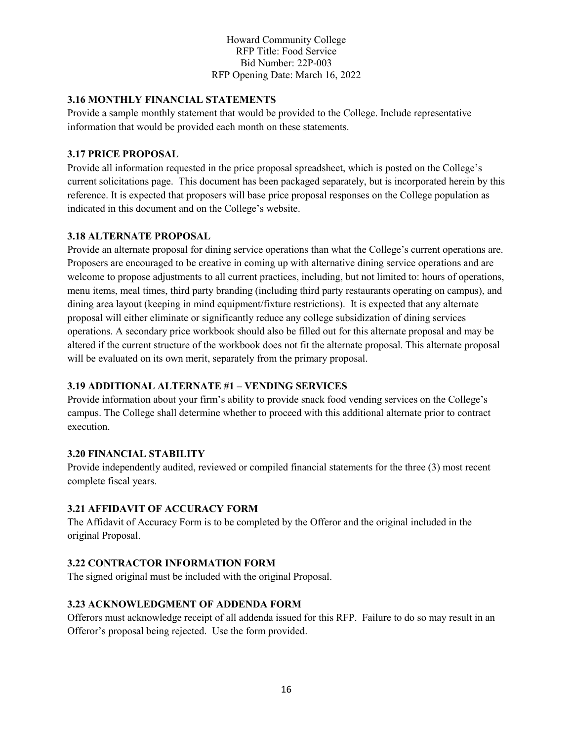### 3.16 MONTHLY FINANCIAL STATEMENTS

Provide a sample monthly statement that would be provided to the College. Include representative information that would be provided each month on these statements.

### 3.17 PRICE PROPOSAL

Provide all information requested in the price proposal spreadsheet, which is posted on the College's current solicitations page. This document has been packaged separately, but is incorporated herein by this reference. It is expected that proposers will base price proposal responses on the College population as indicated in this document and on the College's website.

### 3.18 ALTERNATE PROPOSAL

Provide an alternate proposal for dining service operations than what the College's current operations are. Proposers are encouraged to be creative in coming up with alternative dining service operations and are welcome to propose adjustments to all current practices, including, but not limited to: hours of operations, menu items, meal times, third party branding (including third party restaurants operating on campus), and dining area layout (keeping in mind equipment/fixture restrictions). It is expected that any alternate proposal will either eliminate or significantly reduce any college subsidization of dining services operations. A secondary price workbook should also be filled out for this alternate proposal and may be altered if the current structure of the workbook does not fit the alternate proposal. This alternate proposal will be evaluated on its own merit, separately from the primary proposal.

### 3.19 ADDITIONAL ALTERNATE #1 – VENDING SERVICES

Provide information about your firm's ability to provide snack food vending services on the College's campus. The College shall determine whether to proceed with this additional alternate prior to contract execution.

### 3.20 FINANCIAL STABILITY

Provide independently audited, reviewed or compiled financial statements for the three (3) most recent complete fiscal years.

### 3.21 AFFIDAVIT OF ACCURACY FORM

The Affidavit of Accuracy Form is to be completed by the Offeror and the original included in the original Proposal.

### 3.22 CONTRACTOR INFORMATION FORM

The signed original must be included with the original Proposal.

### 3.23 ACKNOWLEDGMENT OF ADDENDA FORM

Offerors must acknowledge receipt of all addenda issued for this RFP. Failure to do so may result in an Offeror's proposal being rejected. Use the form provided.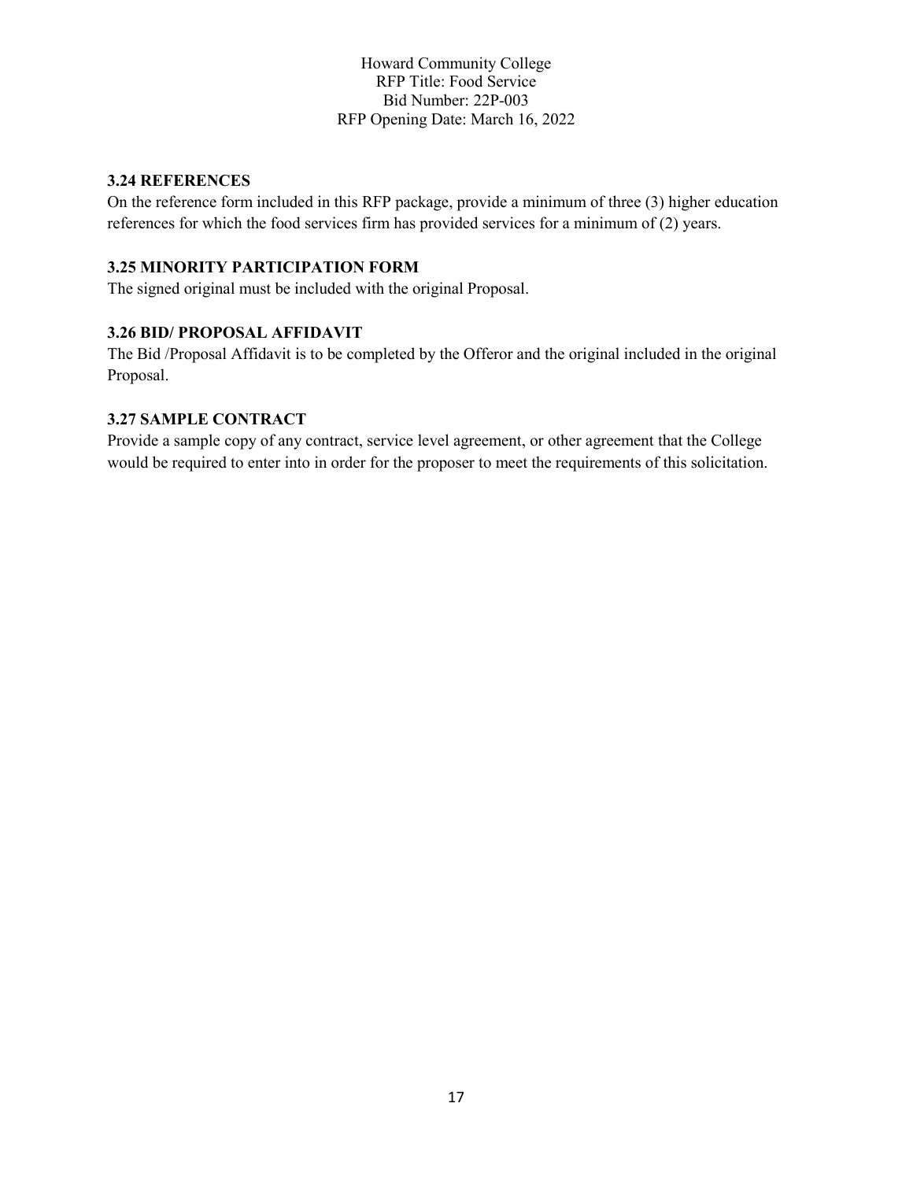### 3.24 REFERENCES

On the reference form included in this RFP package, provide a minimum of three (3) higher education references for which the food services firm has provided services for a minimum of (2) years.

### 3.25 MINORITY PARTICIPATION FORM

The signed original must be included with the original Proposal.

### 3.26 BID/ PROPOSAL AFFIDAVIT

The Bid /Proposal Affidavit is to be completed by the Offeror and the original included in the original Proposal.

### 3.27 SAMPLE CONTRACT

Provide a sample copy of any contract, service level agreement, or other agreement that the College would be required to enter into in order for the proposer to meet the requirements of this solicitation.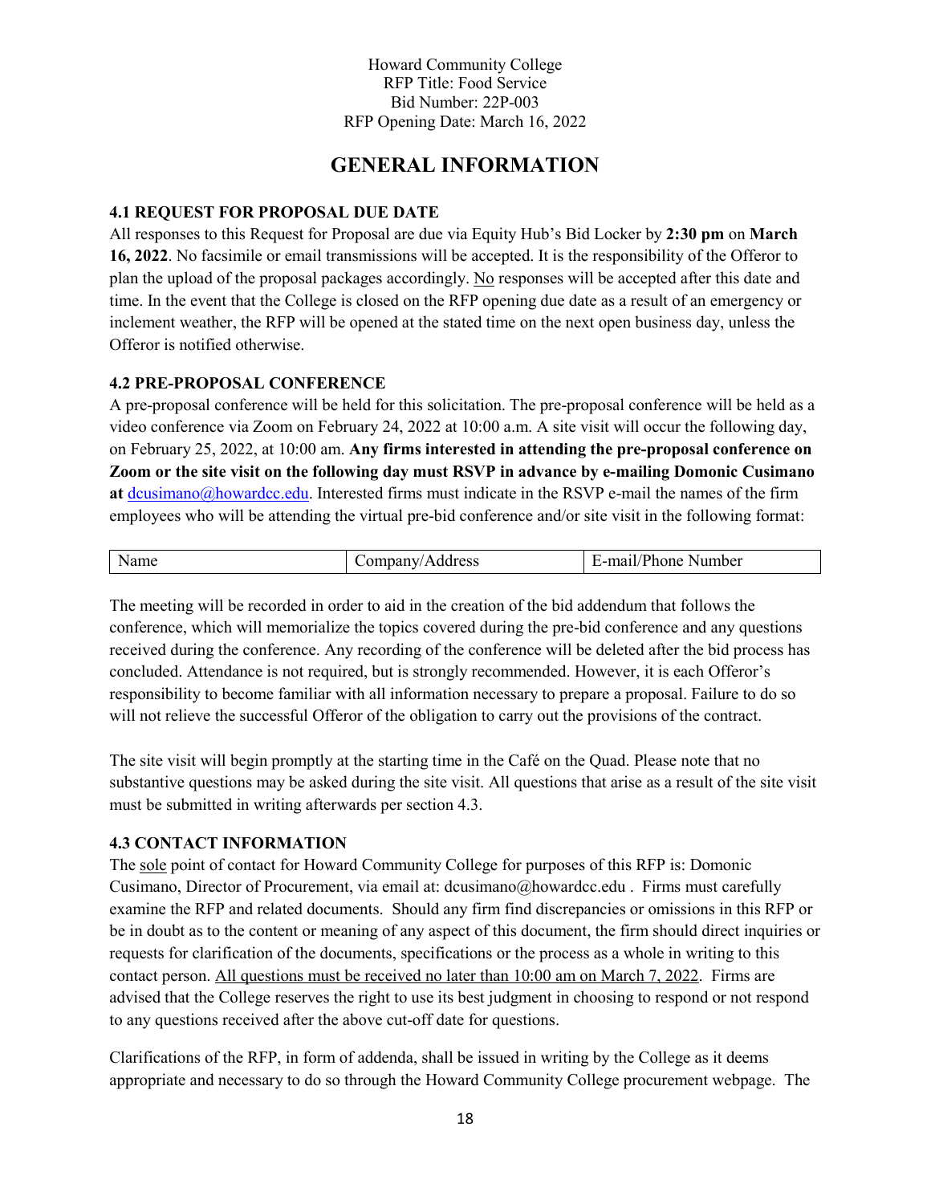Howard Community College
RFP Title: Food Service
Bid Number: 22P-003
RFP Opening Date: March 16, 2022

# GENERAL INFORMATION

### 4.1 REQUEST FOR PROPOSAL DUE DATE

All responses to this Request for Proposal are due via Equity Hub's Bid Locker by **2:30 pm** on **March 16, 2022**. No facsimile or email transmissions will be accepted. It is the responsibility of the Offeror to plan the upload of the proposal packages accordingly. No responses will be accepted after this date and time. In the event that the College is closed on the RFP opening due date as a result of an emergency or inclement weather, the RFP will be opened at the stated time on the next open business day, unless the Offeror is notified otherwise.

### 4.2 PRE-PROPOSAL CONFERENCE

A pre-proposal conference will be held for this solicitation. The pre-proposal conference will be held as a video conference via Zoom on February 24, 2022 at 10:00 a.m. A site visit will occur the following day, on February 25, 2022, at 10:00 am. **Any firms interested in attending the pre-proposal conference on Zoom or the site visit on the following day must RSVP in advance by e-mailing Domonic Cusimano at** dcusimano@howardcc.edu. Interested firms must indicate in the RSVP e-mail the names of the firm employees who will be attending the virtual pre-bid conference and/or site visit in the following format:

| Name | Company/Address | E-mail/Phone Number |
|---|---|---|

The meeting will be recorded in order to aid in the creation of the bid addendum that follows the conference, which will memorialize the topics covered during the pre-bid conference and any questions received during the conference. Any recording of the conference will be deleted after the bid process has concluded. Attendance is not required, but is strongly recommended. However, it is each Offeror's responsibility to become familiar with all information necessary to prepare a proposal. Failure to do so will not relieve the successful Offeror of the obligation to carry out the provisions of the contract.

The site visit will begin promptly at the starting time in the Café on the Quad. Please note that no substantive questions may be asked during the site visit. All questions that arise as a result of the site visit must be submitted in writing afterwards per section 4.3.

### 4.3 CONTACT INFORMATION

The sole point of contact for Howard Community College for purposes of this RFP is: Domonic Cusimano, Director of Procurement, via email at: dcusimano@howardcc.edu . Firms must carefully examine the RFP and related documents. Should any firm find discrepancies or omissions in this RFP or be in doubt as to the content or meaning of any aspect of this document, the firm should direct inquiries or requests for clarification of the documents, specifications or the process as a whole in writing to this contact person. All questions must be received no later than 10:00 am on March 7, 2022. Firms are advised that the College reserves the right to use its best judgment in choosing to respond or not respond to any questions received after the above cut-off date for questions.

Clarifications of the RFP, in form of addenda, shall be issued in writing by the College as it deems appropriate and necessary to do so through the Howard Community College procurement webpage. The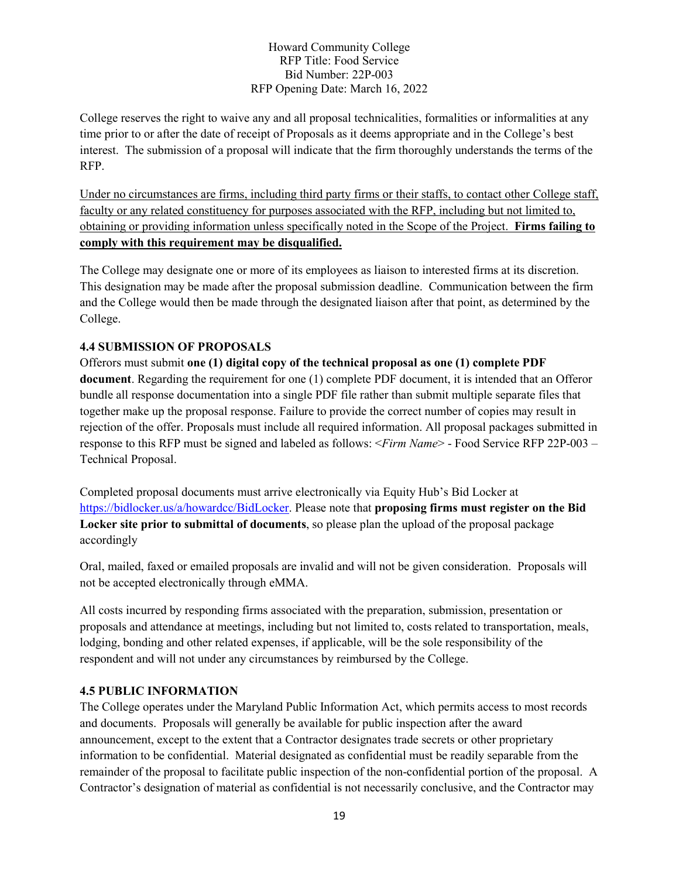College reserves the right to waive any and all proposal technicalities, formalities or informalities at any time prior to or after the date of receipt of Proposals as it deems appropriate and in the College's best interest. The submission of a proposal will indicate that the firm thoroughly understands the terms of the RFP.

<u>Under no circumstances are firms, including third party firms or their staffs, to contact other College staff, faculty or any related constituency for purposes associated with the RFP, including but not limited to, obtaining or providing information unless specifically noted in the Scope of the Project.</u> **<u>Firms failing to comply with this requirement may be disqualified.</u>**

The College may designate one or more of its employees as liaison to interested firms at its discretion. This designation may be made after the proposal submission deadline. Communication between the firm and the College would then be made through the designated liaison after that point, as determined by the College.

### 4.4 SUBMISSION OF PROPOSALS

Offerors must submit **one (1) digital copy of the technical proposal as one (1) complete PDF document**. Regarding the requirement for one (1) complete PDF document, it is intended that an Offeror bundle all response documentation into a single PDF file rather than submit multiple separate files that together make up the proposal response. Failure to provide the correct number of copies may result in rejection of the offer. Proposals must include all required information. All proposal packages submitted in response to this RFP must be signed and labeled as follows: <*Firm Name*> - Food Service RFP 22P-003 – Technical Proposal.

Completed proposal documents must arrive electronically via Equity Hub's Bid Locker at [https://bidlocker.us/a/howardcc/BidLocker](https://bidlocker.us/a/howardcc/BidLocker). Please note that **proposing firms must register on the Bid Locker site prior to submittal of documents**, so please plan the upload of the proposal package accordingly

Oral, mailed, faxed or emailed proposals are invalid and will not be given consideration. Proposals will not be accepted electronically through eMMA.

All costs incurred by responding firms associated with the preparation, submission, presentation or proposals and attendance at meetings, including but not limited to, costs related to transportation, meals, lodging, bonding and other related expenses, if applicable, will be the sole responsibility of the respondent and will not under any circumstances by reimbursed by the College.

### 4.5 PUBLIC INFORMATION

The College operates under the Maryland Public Information Act, which permits access to most records and documents. Proposals will generally be available for public inspection after the award announcement, except to the extent that a Contractor designates trade secrets or other proprietary information to be confidential. Material designated as confidential must be readily separable from the remainder of the proposal to facilitate public inspection of the non-confidential portion of the proposal. A Contractor's designation of material as confidential is not necessarily conclusive, and the Contractor may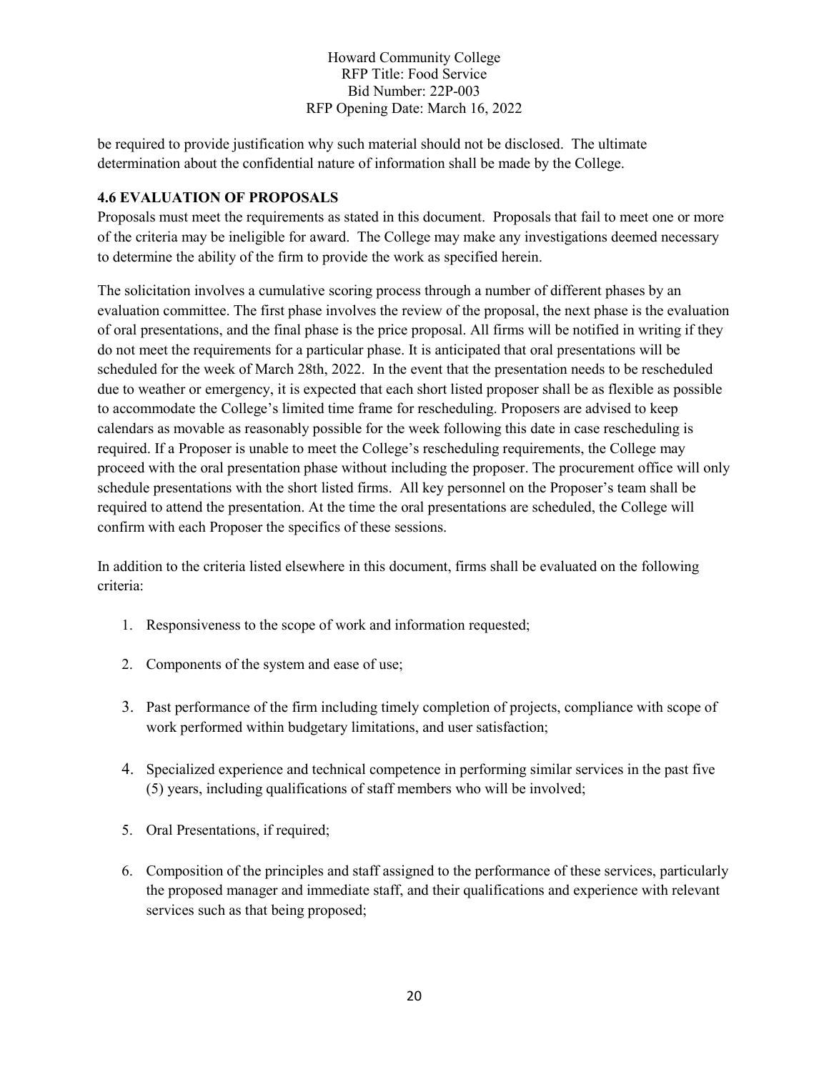be required to provide justification why such material should not be disclosed. The ultimate determination about the confidential nature of information shall be made by the College.

### 4.6 EVALUATION OF PROPOSALS

Proposals must meet the requirements as stated in this document. Proposals that fail to meet one or more of the criteria may be ineligible for award. The College may make any investigations deemed necessary to determine the ability of the firm to provide the work as specified herein.

The solicitation involves a cumulative scoring process through a number of different phases by an evaluation committee. The first phase involves the review of the proposal, the next phase is the evaluation of oral presentations, and the final phase is the price proposal. All firms will be notified in writing if they do not meet the requirements for a particular phase. It is anticipated that oral presentations will be scheduled for the week of March 28th, 2022. In the event that the presentation needs to be rescheduled due to weather or emergency, it is expected that each short listed proposer shall be as flexible as possible to accommodate the College's limited time frame for rescheduling. Proposers are advised to keep calendars as movable as reasonably possible for the week following this date in case rescheduling is required. If a Proposer is unable to meet the College's rescheduling requirements, the College may proceed with the oral presentation phase without including the proposer. The procurement office will only schedule presentations with the short listed firms. All key personnel on the Proposer's team shall be required to attend the presentation. At the time the oral presentations are scheduled, the College will confirm with each Proposer the specifics of these sessions.

In addition to the criteria listed elsewhere in this document, firms shall be evaluated on the following criteria:

1. Responsiveness to the scope of work and information requested;
2. Components of the system and ease of use;
3. Past performance of the firm including timely completion of projects, compliance with scope of work performed within budgetary limitations, and user satisfaction;
4. Specialized experience and technical competence in performing similar services in the past five (5) years, including qualifications of staff members who will be involved;
5. Oral Presentations, if required;
6. Composition of the principles and staff assigned to the performance of these services, particularly the proposed manager and immediate staff, and their qualifications and experience with relevant services such as that being proposed;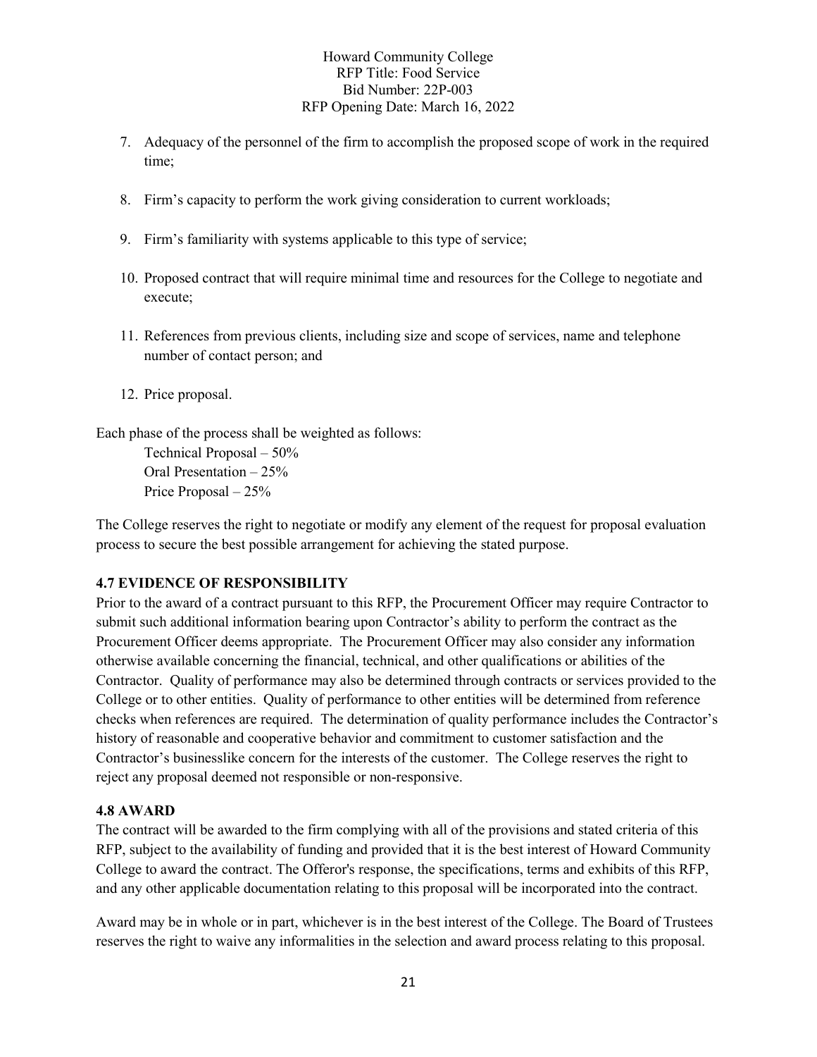7. Adequacy of the personnel of the firm to accomplish the proposed scope of work in the required time;

8. Firm's capacity to perform the work giving consideration to current workloads;

9. Firm's familiarity with systems applicable to this type of service;

10. Proposed contract that will require minimal time and resources for the College to negotiate and execute;

11. References from previous clients, including size and scope of services, name and telephone number of contact person; and

12. Price proposal.

Each phase of the process shall be weighted as follows:

Technical Proposal – 50%
Oral Presentation – 25%
Price Proposal – 25%

The College reserves the right to negotiate or modify any element of the request for proposal evaluation process to secure the best possible arrangement for achieving the stated purpose.

### 4.7 EVIDENCE OF RESPONSIBILITY

Prior to the award of a contract pursuant to this RFP, the Procurement Officer may require Contractor to submit such additional information bearing upon Contractor's ability to perform the contract as the Procurement Officer deems appropriate. The Procurement Officer may also consider any information otherwise available concerning the financial, technical, and other qualifications or abilities of the Contractor. Quality of performance may also be determined through contracts or services provided to the College or to other entities. Quality of performance to other entities will be determined from reference checks when references are required. The determination of quality performance includes the Contractor's history of reasonable and cooperative behavior and commitment to customer satisfaction and the Contractor's businesslike concern for the interests of the customer. The College reserves the right to reject any proposal deemed not responsible or non-responsive.

### 4.8 AWARD

The contract will be awarded to the firm complying with all of the provisions and stated criteria of this RFP, subject to the availability of funding and provided that it is the best interest of Howard Community College to award the contract. The Offeror's response, the specifications, terms and exhibits of this RFP, and any other applicable documentation relating to this proposal will be incorporated into the contract.

Award may be in whole or in part, whichever is in the best interest of the College. The Board of Trustees reserves the right to waive any informalities in the selection and award process relating to this proposal.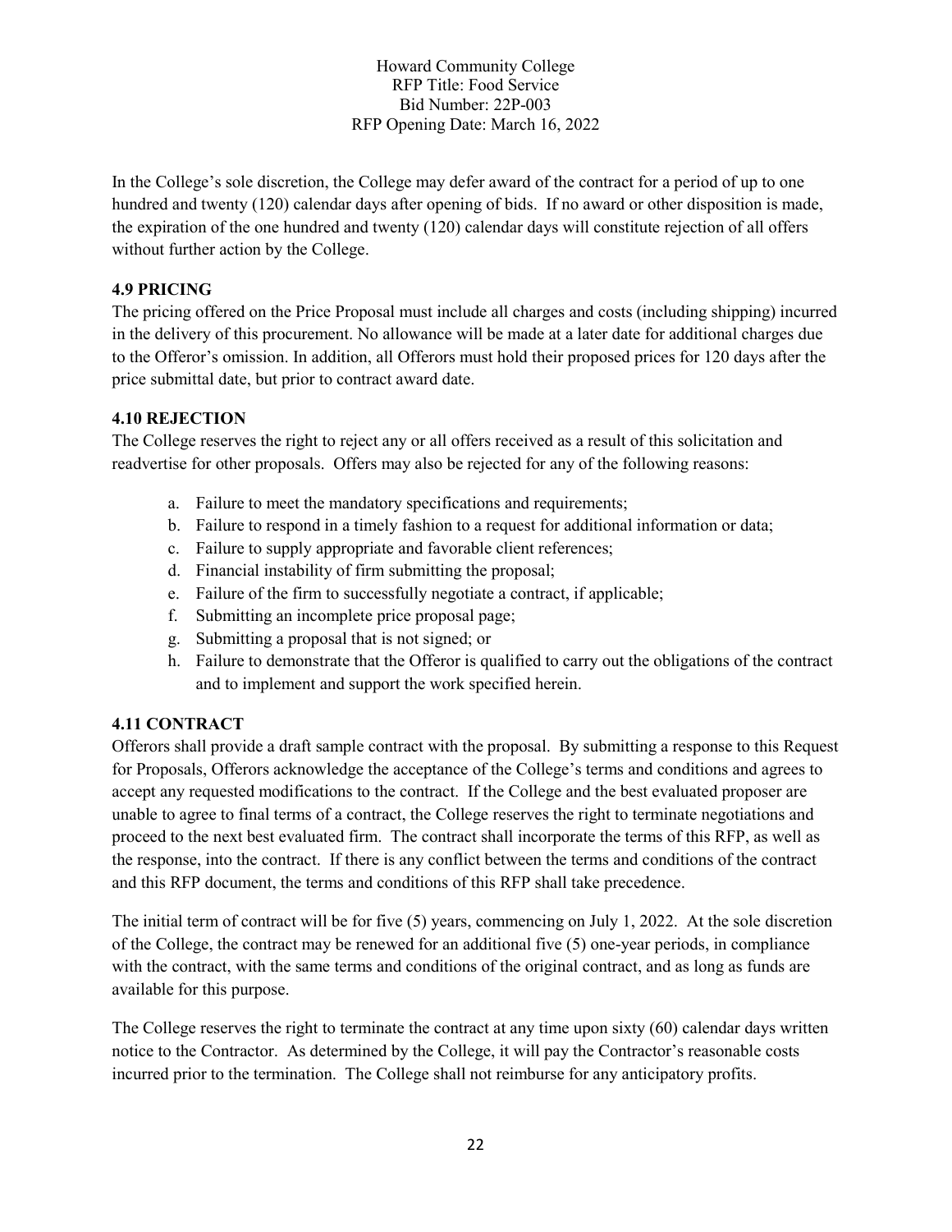In the College's sole discretion, the College may defer award of the contract for a period of up to one hundred and twenty (120) calendar days after opening of bids. If no award or other disposition is made, the expiration of the one hundred and twenty (120) calendar days will constitute rejection of all offers without further action by the College.

### 4.9 PRICING

The pricing offered on the Price Proposal must include all charges and costs (including shipping) incurred in the delivery of this procurement. No allowance will be made at a later date for additional charges due to the Offeror's omission. In addition, all Offerors must hold their proposed prices for 120 days after the price submittal date, but prior to contract award date.

### 4.10 REJECTION

The College reserves the right to reject any or all offers received as a result of this solicitation and readvertise for other proposals. Offers may also be rejected for any of the following reasons:

a. Failure to meet the mandatory specifications and requirements;
b. Failure to respond in a timely fashion to a request for additional information or data;
c. Failure to supply appropriate and favorable client references;
d. Financial instability of firm submitting the proposal;
e. Failure of the firm to successfully negotiate a contract, if applicable;
f. Submitting an incomplete price proposal page;
g. Submitting a proposal that is not signed; or
h. Failure to demonstrate that the Offeror is qualified to carry out the obligations of the contract and to implement and support the work specified herein.

### 4.11 CONTRACT

Offerors shall provide a draft sample contract with the proposal. By submitting a response to this Request for Proposals, Offerors acknowledge the acceptance of the College's terms and conditions and agrees to accept any requested modifications to the contract. If the College and the best evaluated proposer are unable to agree to final terms of a contract, the College reserves the right to terminate negotiations and proceed to the next best evaluated firm. The contract shall incorporate the terms of this RFP, as well as the response, into the contract. If there is any conflict between the terms and conditions of the contract and this RFP document, the terms and conditions of this RFP shall take precedence.

The initial term of contract will be for five (5) years, commencing on July 1, 2022. At the sole discretion of the College, the contract may be renewed for an additional five (5) one-year periods, in compliance with the contract, with the same terms and conditions of the original contract, and as long as funds are available for this purpose.

The College reserves the right to terminate the contract at any time upon sixty (60) calendar days written notice to the Contractor. As determined by the College, it will pay the Contractor's reasonable costs incurred prior to the termination. The College shall not reimburse for any anticipatory profits.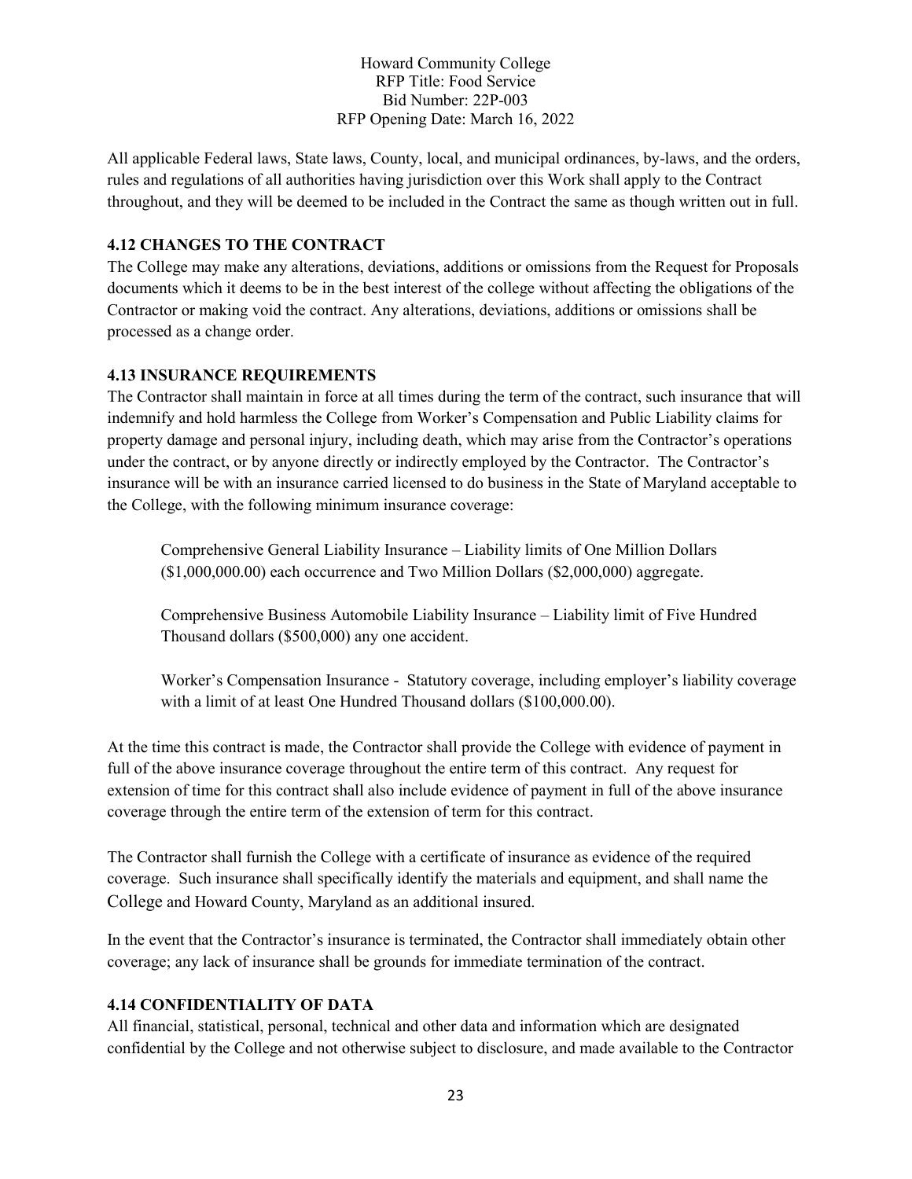All applicable Federal laws, State laws, County, local, and municipal ordinances, by-laws, and the orders, rules and regulations of all authorities having jurisdiction over this Work shall apply to the Contract throughout, and they will be deemed to be included in the Contract the same as though written out in full.

### 4.12 CHANGES TO THE CONTRACT

The College may make any alterations, deviations, additions or omissions from the Request for Proposals documents which it deems to be in the best interest of the college without affecting the obligations of the Contractor or making void the contract. Any alterations, deviations, additions or omissions shall be processed as a change order.

### 4.13 INSURANCE REQUIREMENTS

The Contractor shall maintain in force at all times during the term of the contract, such insurance that will indemnify and hold harmless the College from Worker's Compensation and Public Liability claims for property damage and personal injury, including death, which may arise from the Contractor's operations under the contract, or by anyone directly or indirectly employed by the Contractor. The Contractor's insurance will be with an insurance carried licensed to do business in the State of Maryland acceptable to the College, with the following minimum insurance coverage:

> Comprehensive General Liability Insurance – Liability limits of One Million Dollars ($1,000,000.00) each occurrence and Two Million Dollars ($2,000,000) aggregate.
>
> Comprehensive Business Automobile Liability Insurance – Liability limit of Five Hundred Thousand dollars ($500,000) any one accident.
>
> Worker's Compensation Insurance - Statutory coverage, including employer's liability coverage with a limit of at least One Hundred Thousand dollars ($100,000.00).

At the time this contract is made, the Contractor shall provide the College with evidence of payment in full of the above insurance coverage throughout the entire term of this contract. Any request for extension of time for this contract shall also include evidence of payment in full of the above insurance coverage through the entire term of the extension of term for this contract.

The Contractor shall furnish the College with a certificate of insurance as evidence of the required coverage. Such insurance shall specifically identify the materials and equipment, and shall name the College and Howard County, Maryland as an additional insured.

In the event that the Contractor's insurance is terminated, the Contractor shall immediately obtain other coverage; any lack of insurance shall be grounds for immediate termination of the contract.

### 4.14 CONFIDENTIALITY OF DATA

All financial, statistical, personal, technical and other data and information which are designated confidential by the College and not otherwise subject to disclosure, and made available to the Contractor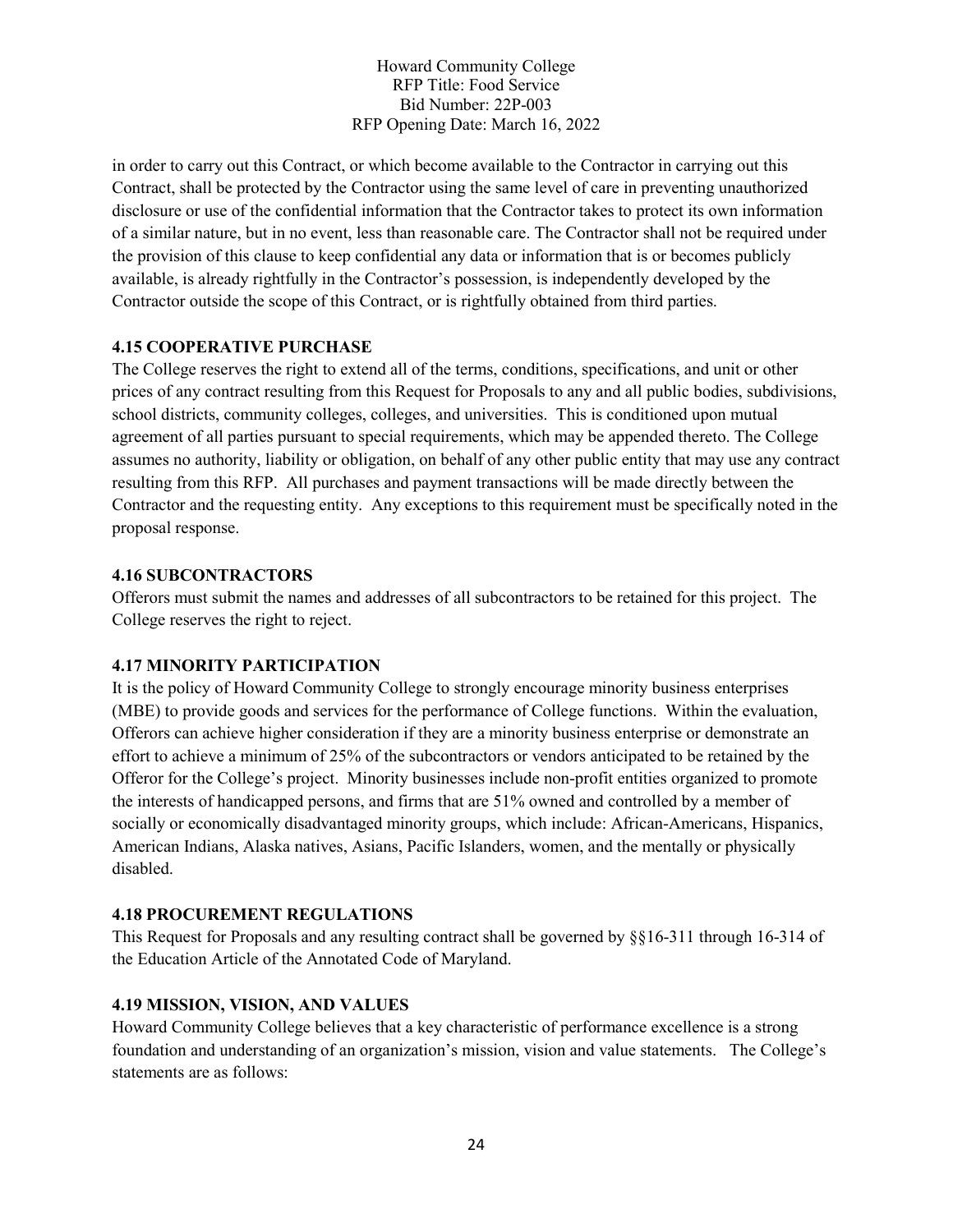in order to carry out this Contract, or which become available to the Contractor in carrying out this Contract, shall be protected by the Contractor using the same level of care in preventing unauthorized disclosure or use of the confidential information that the Contractor takes to protect its own information of a similar nature, but in no event, less than reasonable care. The Contractor shall not be required under the provision of this clause to keep confidential any data or information that is or becomes publicly available, is already rightfully in the Contractor's possession, is independently developed by the Contractor outside the scope of this Contract, or is rightfully obtained from third parties.

### 4.15 COOPERATIVE PURCHASE

The College reserves the right to extend all of the terms, conditions, specifications, and unit or other prices of any contract resulting from this Request for Proposals to any and all public bodies, subdivisions, school districts, community colleges, colleges, and universities. This is conditioned upon mutual agreement of all parties pursuant to special requirements, which may be appended thereto. The College assumes no authority, liability or obligation, on behalf of any other public entity that may use any contract resulting from this RFP. All purchases and payment transactions will be made directly between the Contractor and the requesting entity. Any exceptions to this requirement must be specifically noted in the proposal response.

### 4.16 SUBCONTRACTORS

Offerors must submit the names and addresses of all subcontractors to be retained for this project. The College reserves the right to reject.

### 4.17 MINORITY PARTICIPATION

It is the policy of Howard Community College to strongly encourage minority business enterprises (MBE) to provide goods and services for the performance of College functions. Within the evaluation, Offerors can achieve higher consideration if they are a minority business enterprise or demonstrate an effort to achieve a minimum of 25% of the subcontractors or vendors anticipated to be retained by the Offeror for the College's project. Minority businesses include non-profit entities organized to promote the interests of handicapped persons, and firms that are 51% owned and controlled by a member of socially or economically disadvantaged minority groups, which include: African-Americans, Hispanics, American Indians, Alaska natives, Asians, Pacific Islanders, women, and the mentally or physically disabled.

### 4.18 PROCUREMENT REGULATIONS

This Request for Proposals and any resulting contract shall be governed by §§16-311 through 16-314 of the Education Article of the Annotated Code of Maryland.

### 4.19 MISSION, VISION, AND VALUES

Howard Community College believes that a key characteristic of performance excellence is a strong foundation and understanding of an organization's mission, vision and value statements. The College's statements are as follows: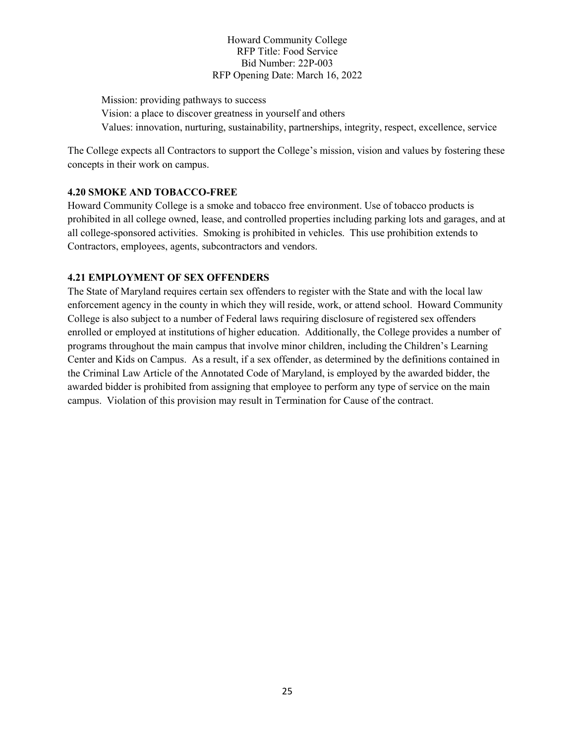Mission: providing pathways to success
Vision: a place to discover greatness in yourself and others
Values: innovation, nurturing, sustainability, partnerships, integrity, respect, excellence, service

The College expects all Contractors to support the College's mission, vision and values by fostering these concepts in their work on campus.

### 4.20 SMOKE AND TOBACCO-FREE

Howard Community College is a smoke and tobacco free environment. Use of tobacco products is prohibited in all college owned, lease, and controlled properties including parking lots and garages, and at all college-sponsored activities. Smoking is prohibited in vehicles. This use prohibition extends to Contractors, employees, agents, subcontractors and vendors.

### 4.21 EMPLOYMENT OF SEX OFFENDERS

The State of Maryland requires certain sex offenders to register with the State and with the local law enforcement agency in the county in which they will reside, work, or attend school. Howard Community College is also subject to a number of Federal laws requiring disclosure of registered sex offenders enrolled or employed at institutions of higher education. Additionally, the College provides a number of programs throughout the main campus that involve minor children, including the Children's Learning Center and Kids on Campus. As a result, if a sex offender, as determined by the definitions contained in the Criminal Law Article of the Annotated Code of Maryland, is employed by the awarded bidder, the awarded bidder is prohibited from assigning that employee to perform any type of service on the main campus. Violation of this provision may result in Termination for Cause of the contract.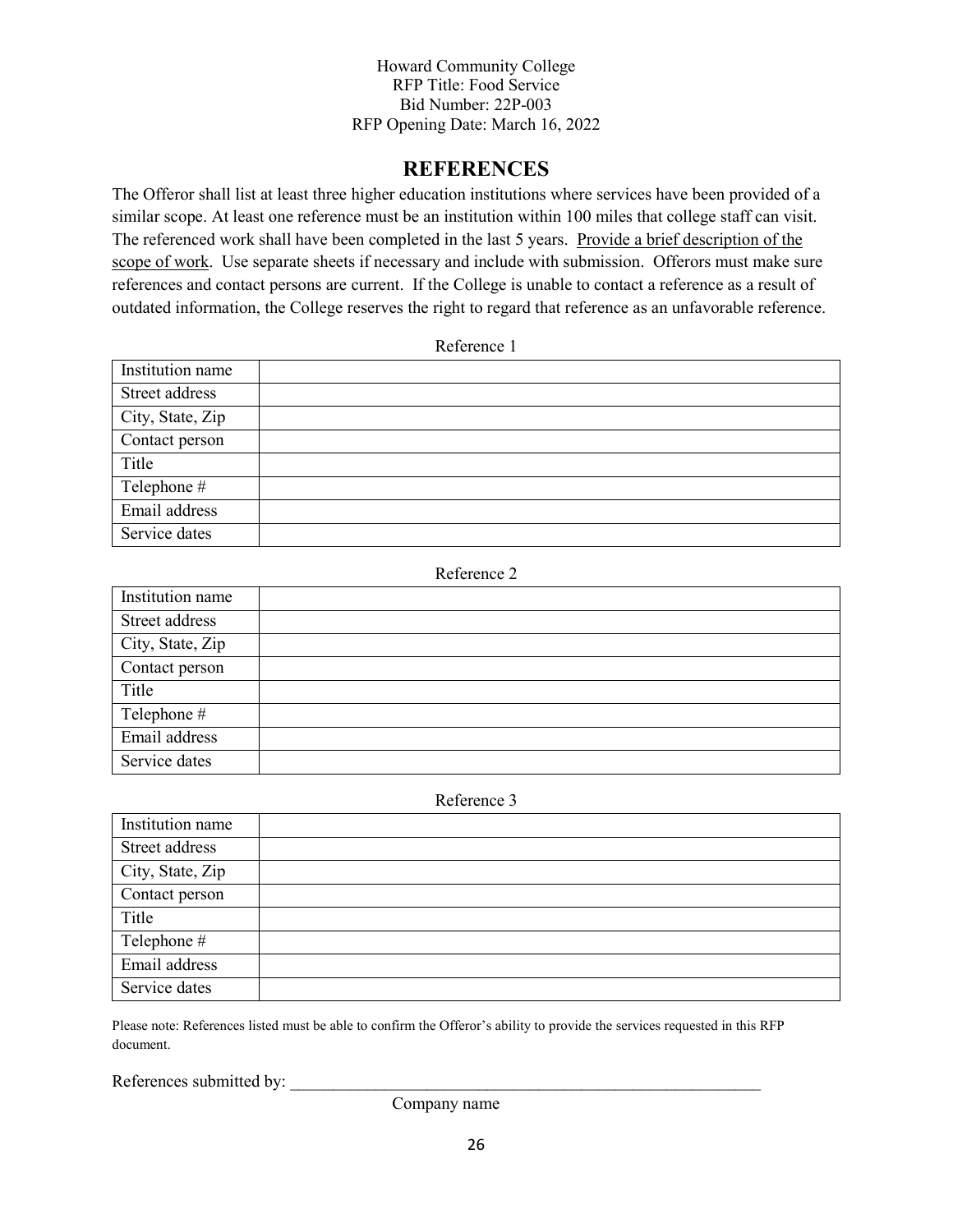Howard Community College
RFP Title: Food Service
Bid Number: 22P-003
RFP Opening Date: March 16, 2022

## REFERENCES

The Offeror shall list at least three higher education institutions where services have been provided of a similar scope. At least one reference must be an institution within 100 miles that college staff can visit. The referenced work shall have been completed in the last 5 years. Provide a brief description of the scope of work. Use separate sheets if necessary and include with submission. Offerors must make sure references and contact persons are current. If the College is unable to contact a reference as a result of outdated information, the College reserves the right to regard that reference as an unfavorable reference.

Reference 1

| Institution name | |
|---|---|
| Street address | |
| City, State, Zip | |
| Contact person | |
| Title | |
| Telephone # | |
| Email address | |
| Service dates | |

Reference 2

| Institution name | |
|---|---|
| Street address | |
| City, State, Zip | |
| Contact person | |
| Title | |
| Telephone # | |
| Email address | |
| Service dates | |

Reference 3

| Institution name | |
|---|---|
| Street address | |
| City, State, Zip | |
| Contact person | |
| Title | |
| Telephone # | |
| Email address | |
| Service dates | |

Please note: References listed must be able to confirm the Offeror's ability to provide the services requested in this RFP document.

References submitted by: ___________________________________________________________

Company name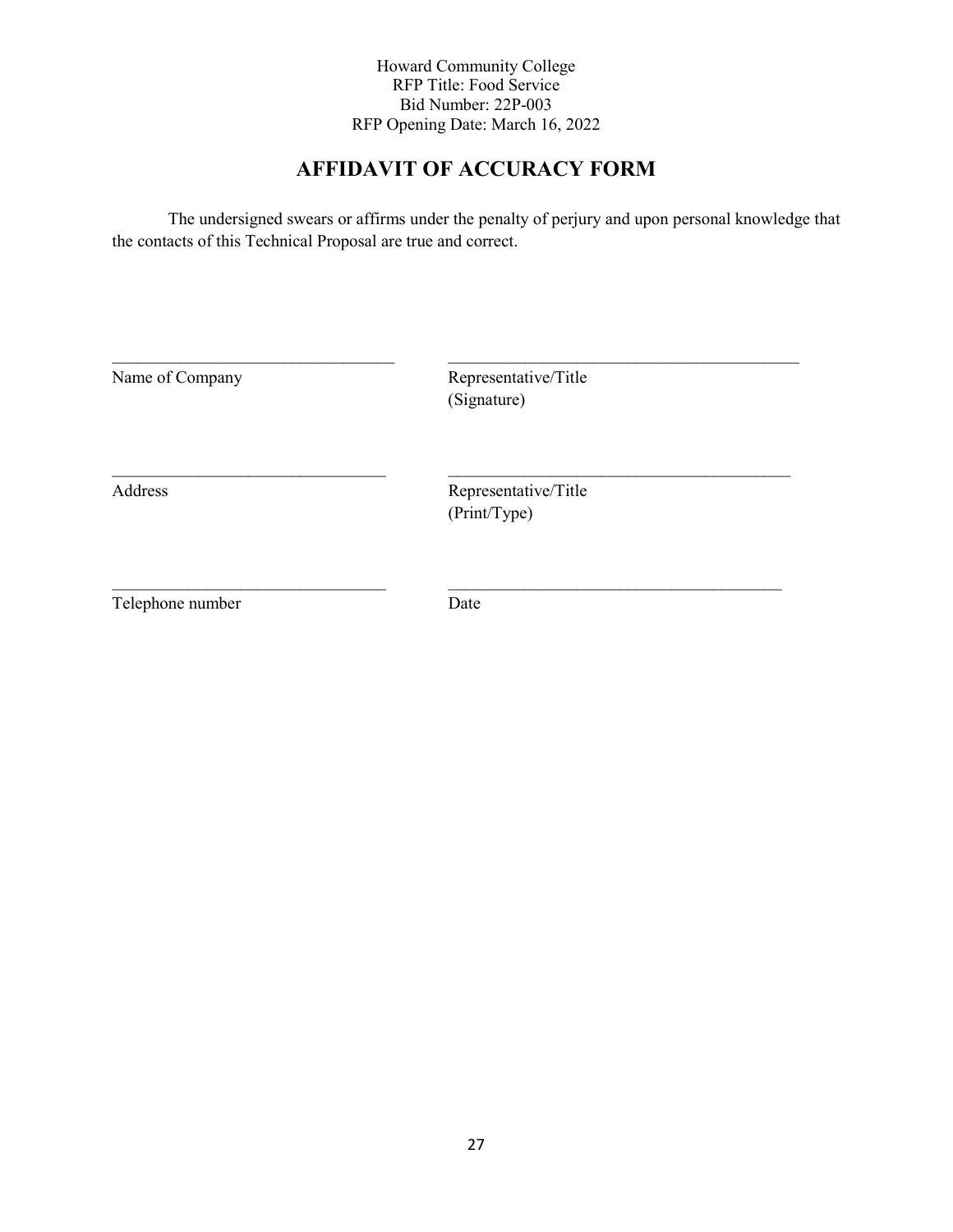Howard Community College
RFP Title: Food Service
Bid Number: 22P-003
RFP Opening Date: March 16, 2022

# AFFIDAVIT OF ACCURACY FORM

The undersigned swears or affirms under the penalty of perjury and upon personal knowledge that the contacts of this Technical Proposal are true and correct.

| | |
|---|---|
| ______________________________ | ______________________________ |
| Name of Company | Representative/Title (Signature) |
| ______________________________ | ______________________________ |
| Address | Representative/Title (Print/Type) |
| ______________________________ | ______________________________ |
| Telephone number | Date |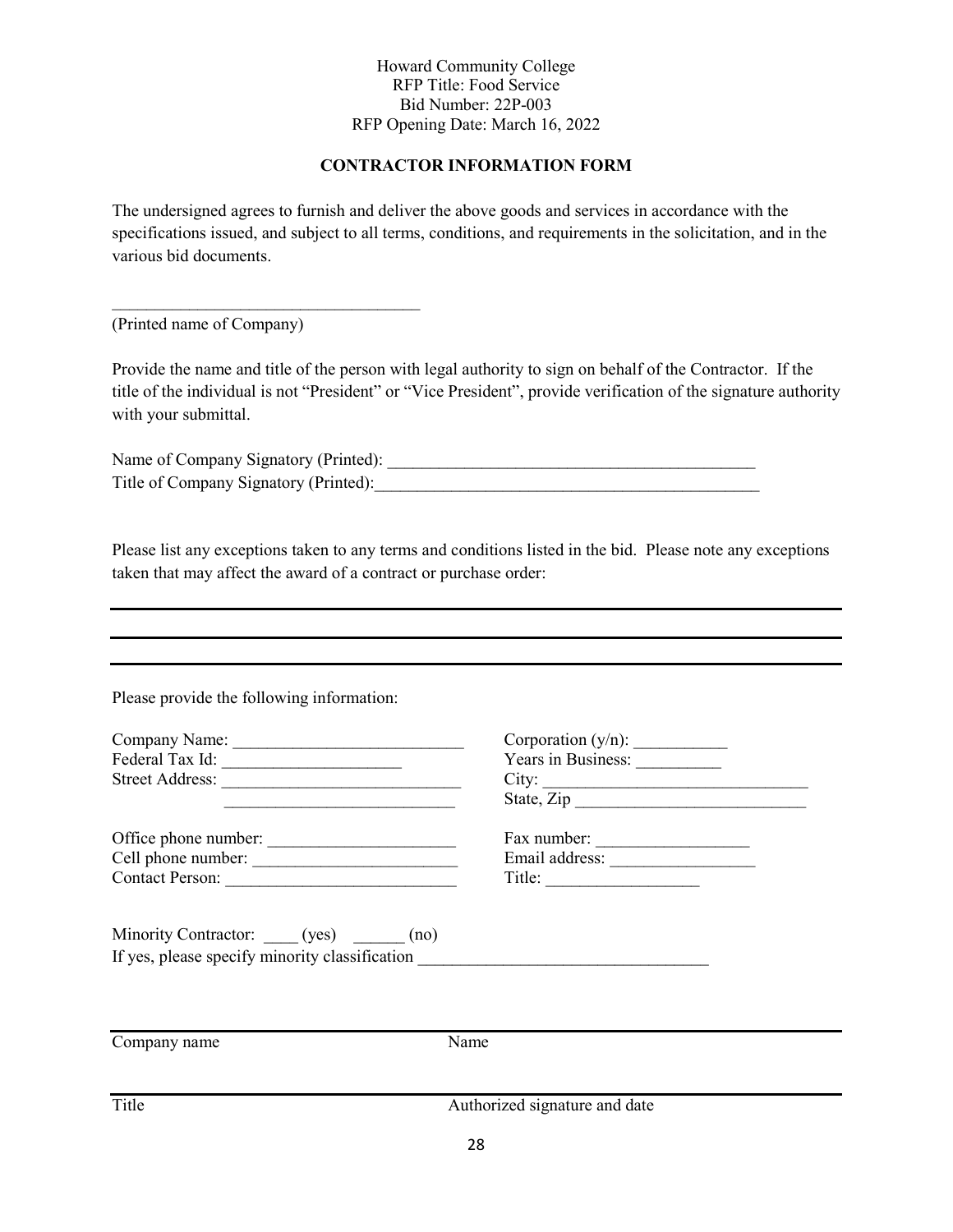Howard Community College
RFP Title: Food Service
Bid Number: 22P-003
RFP Opening Date: March 16, 2022

## CONTRACTOR INFORMATION FORM

The undersigned agrees to furnish and deliver the above goods and services in accordance with the specifications issued, and subject to all terms, conditions, and requirements in the solicitation, and in the various bid documents.

_____________________________________
(Printed name of Company)

Provide the name and title of the person with legal authority to sign on behalf of the Contractor. If the title of the individual is not "President" or "Vice President", provide verification of the signature authority with your submittal.

Name of Company Signatory (Printed): ____________________________________________
Title of Company Signatory (Printed):______________________________________________

Please list any exceptions taken to any terms and conditions listed in the bid. Please note any exceptions taken that may affect the award of a contract or purchase order:

_____________________________________________________________________________

_____________________________________________________________________________

_____________________________________________________________________________

Please provide the following information:

Company Name: ___________________________
Federal Tax Id: _____________________
Street Address: ____________________________
___________________________

Corporation (y/n): ___________
Years in Business: __________
City: _______________________________
State, Zip ___________________________

Office phone number: ______________________
Cell phone number: ________________________
Contact Person: ___________________________

Fax number: __________________
Email address: _________________
Title: __________________

Minority Contractor: ____ (yes) ______ (no)
If yes, please specify minority classification __________________________________

_____________________________________________________________________________
Company name                                        Name

_____________________________________________________________________________
Title                                                Authorized signature and date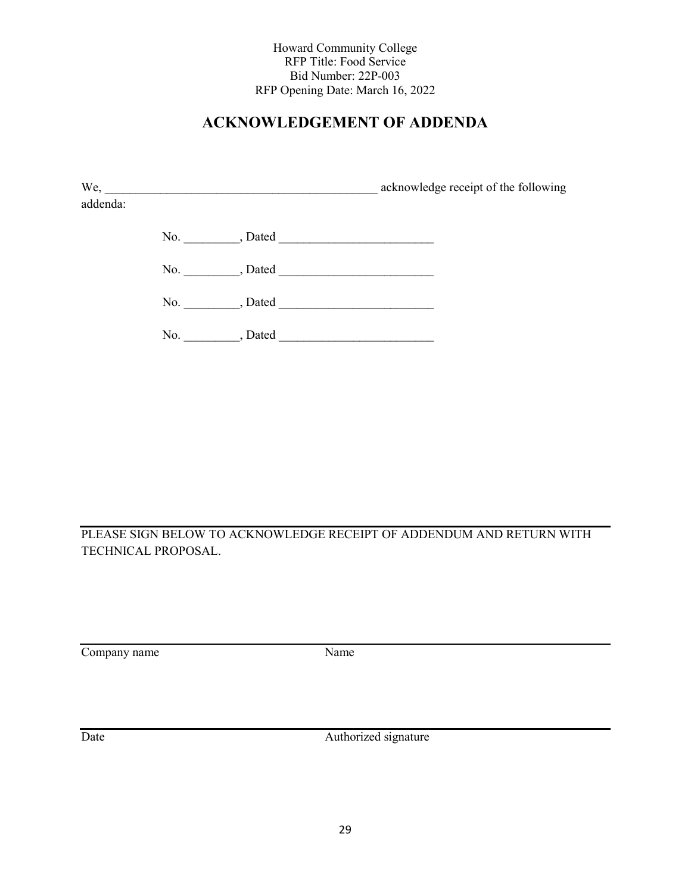Howard Community College
RFP Title: Food Service
Bid Number: 22P-003
RFP Opening Date: March 16, 2022

# ACKNOWLEDGEMENT OF ADDENDA

We, _____________________________________________ acknowledge receipt of the following addenda:

No. _________, Dated _________________________

No. _________, Dated _________________________

No. _________, Dated _________________________

No. _________, Dated _________________________

PLEASE SIGN BELOW TO ACKNOWLEDGE RECEIPT OF ADDENDUM AND RETURN WITH TECHNICAL PROPOSAL.

_________________________ _________________________

Company name Name

_________________________ _________________________

Date Authorized signature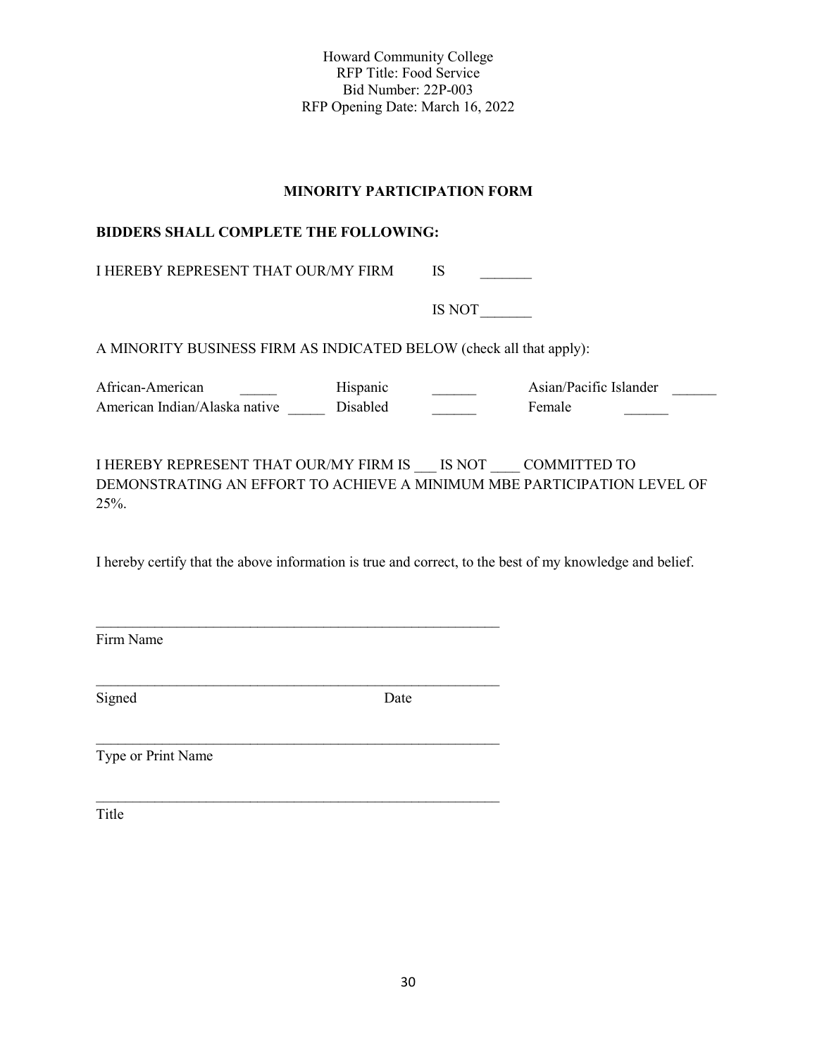Howard Community College
RFP Title: Food Service
Bid Number: 22P-003
RFP Opening Date: March 16, 2022

## MINORITY PARTICIPATION FORM

**BIDDERS SHALL COMPLETE THE FOLLOWING:**

I HEREBY REPRESENT THAT OUR/MY FIRM IS _______

IS NOT_______

A MINORITY BUSINESS FIRM AS INDICATED BELOW (check all that apply):

| | | | | | |
|---|---|---|---|---|---|
| African-American | _____ | Hispanic | ______ | Asian/Pacific Islander | ______ |
| American Indian/Alaska native | _____ | Disabled | ______ | Female | ______ |

I HEREBY REPRESENT THAT OUR/MY FIRM IS ___ IS NOT ____ COMMITTED TO DEMONSTRATING AN EFFORT TO ACHIEVE A MINIMUM MBE PARTICIPATION LEVEL OF 25%.

I hereby certify that the above information is true and correct, to the best of my knowledge and belief.

_________________________________________________________
Firm Name

_________________________________________________________
Signed                                        Date

_________________________________________________________
Type or Print Name

_________________________________________________________
Title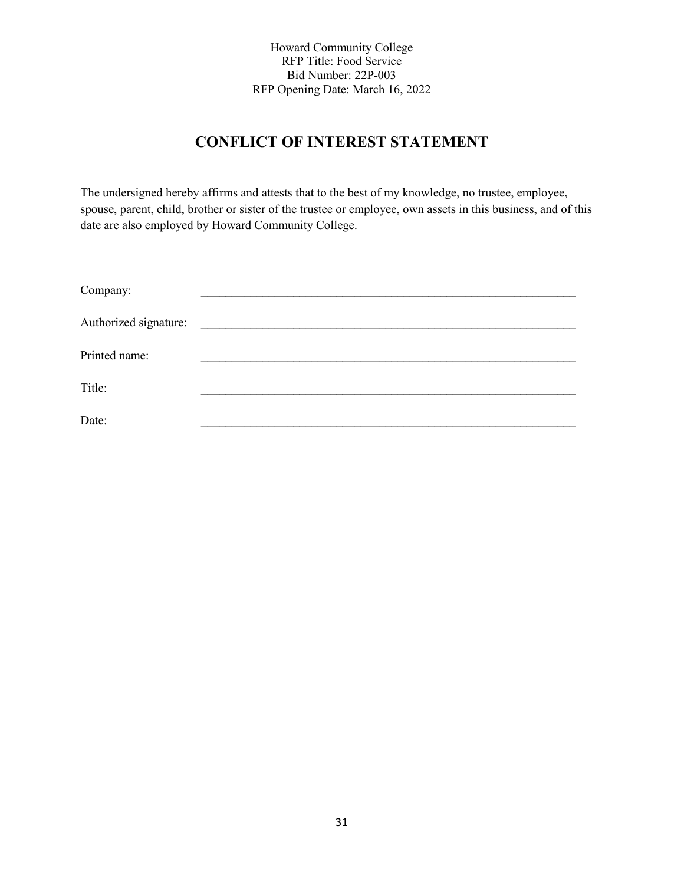Howard Community College
RFP Title: Food Service
Bid Number: 22P-003
RFP Opening Date: March 16, 2022

# CONFLICT OF INTEREST STATEMENT

The undersigned hereby affirms and attests that to the best of my knowledge, no trustee, employee, spouse, parent, child, brother or sister of the trustee or employee, own assets in this business, and of this date are also employed by Howard Community College.

Company: ______________________________________________________________

Authorized signature: ______________________________________________________________

Printed name: ______________________________________________________________

Title: ______________________________________________________________

Date: ______________________________________________________________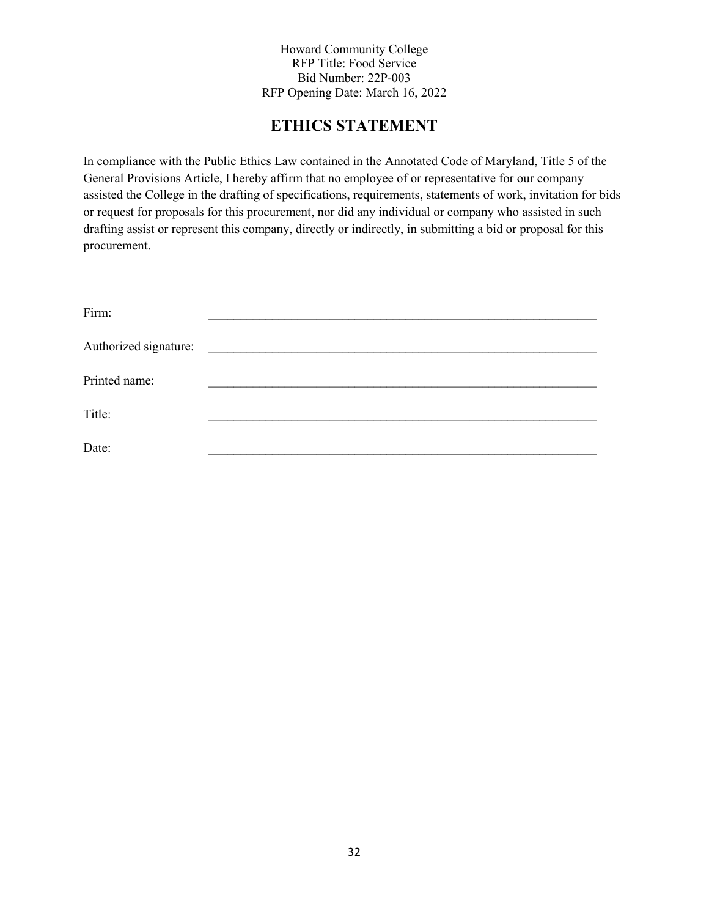Howard Community College
RFP Title: Food Service
Bid Number: 22P-003
RFP Opening Date: March 16, 2022

# ETHICS STATEMENT

In compliance with the Public Ethics Law contained in the Annotated Code of Maryland, Title 5 of the General Provisions Article, I hereby affirm that no employee of or representative for our company assisted the College in the drafting of specifications, requirements, statements of work, invitation for bids or request for proposals for this procurement, nor did any individual or company who assisted in such drafting assist or represent this company, directly or indirectly, in submitting a bid or proposal for this procurement.

Firm: ______________________________________________________________

Authorized signature: ______________________________________________________________

Printed name: ______________________________________________________________

Title: ______________________________________________________________

Date: ______________________________________________________________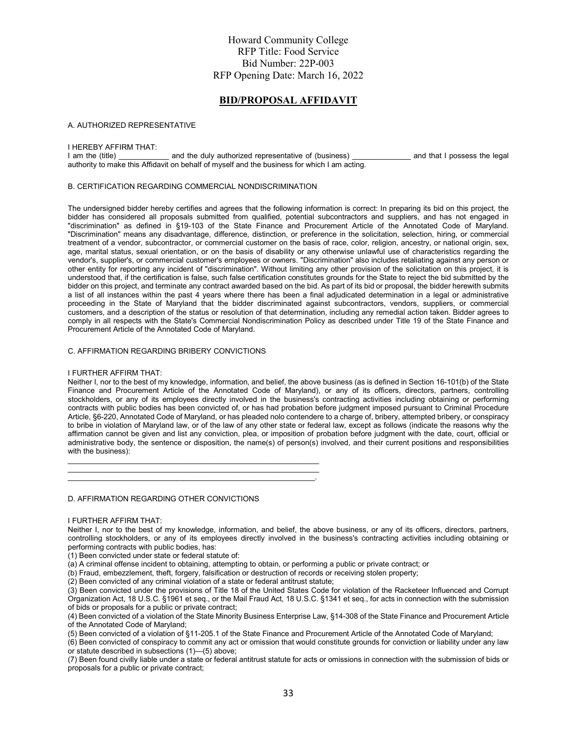Howard Community College
RFP Title: Food Service
Bid Number: 22P-003
RFP Opening Date: March 16, 2022

## BID/PROPOSAL AFFIDAVIT

A. AUTHORIZED REPRESENTATIVE

I HEREBY AFFIRM THAT:
I am the (title) ____________ and the duly authorized representative of (business) ______________ and that I possess the legal authority to make this Affidavit on behalf of myself and the business for which I am acting.

B. CERTIFICATION REGARDING COMMERCIAL NONDISCRIMINATION

The undersigned bidder hereby certifies and agrees that the following information is correct: In preparing its bid on this project, the bidder has considered all proposals submitted from qualified, potential subcontractors and suppliers, and has not engaged in "discrimination" as defined in §19-103 of the State Finance and Procurement Article of the Annotated Code of Maryland. "Discrimination" means any disadvantage, difference, distinction, or preference in the solicitation, selection, hiring, or commercial treatment of a vendor, subcontractor, or commercial customer on the basis of race, color, religion, ancestry, or national origin, sex, age, marital status, sexual orientation, or on the basis of disability or any otherwise unlawful use of characteristics regarding the vendor's, supplier's, or commercial customer's employees or owners. "Discrimination" also includes retaliating against any person or other entity for reporting any incident of "discrimination". Without limiting any other provision of the solicitation on this project, it is understood that, if the certification is false, such false certification constitutes grounds for the State to reject the bid submitted by the bidder on this project, and terminate any contract awarded based on the bid. As part of its bid or proposal, the bidder herewith submits a list of all instances within the past 4 years where there has been a final adjudicated determination in a legal or administrative proceeding in the State of Maryland that the bidder discriminated against subcontractors, vendors, suppliers, or commercial customers, and a description of the status or resolution of that determination, including any remedial action taken. Bidder agrees to comply in all respects with the State's Commercial Nondiscrimination Policy as described under Title 19 of the State Finance and Procurement Article of the Annotated Code of Maryland.

C. AFFIRMATION REGARDING BRIBERY CONVICTIONS

I FURTHER AFFIRM THAT:
Neither I, nor to the best of my knowledge, information, and belief, the above business (as is defined in Section 16-101(b) of the State Finance and Procurement Article of the Annotated Code of Maryland), or any of its officers, directors, partners, controlling stockholders, or any of its employees directly involved in the business's contracting activities including obtaining or performing contracts with public bodies has been convicted of, or has had probation before judgment imposed pursuant to Criminal Procedure Article, §6-220, Annotated Code of Maryland, or has pleaded nolo contendere to a charge of, bribery, attempted bribery, or conspiracy to bribe in violation of Maryland law, or of the law of any other state or federal law, except as follows (indicate the reasons why the affirmation cannot be given and list any conviction, plea, or imposition of probation before judgment with the date, court, official or administrative body, the sentence or disposition, the name(s) of person(s) involved, and their current positions and responsibilities with the business):

____________________________________________________________
____________________________________________________________
____________________________________________________________.

D. AFFIRMATION REGARDING OTHER CONVICTIONS

I FURTHER AFFIRM THAT:
Neither I, nor to the best of my knowledge, information, and belief, the above business, or any of its officers, directors, partners, controlling stockholders, or any of its employees directly involved in the business's contracting activities including obtaining or performing contracts with public bodies, has:

(1) Been convicted under state or federal statute of:

(a) A criminal offense incident to obtaining, attempting to obtain, or performing a public or private contract; or

(b) Fraud, embezzlement, theft, forgery, falsification or destruction of records or receiving stolen property;

(2) Been convicted of any criminal violation of a state or federal antitrust statute;

(3) Been convicted under the provisions of Title 18 of the United States Code for violation of the Racketeer Influenced and Corrupt Organization Act, 18 U.S.C. §1961 et seq., or the Mail Fraud Act, 18 U.S.C. §1341 et seq., for acts in connection with the submission of bids or proposals for a public or private contract;

(4) Been convicted of a violation of the State Minority Business Enterprise Law, §14-308 of the State Finance and Procurement Article of the Annotated Code of Maryland;

(5) Been convicted of a violation of §11-205.1 of the State Finance and Procurement Article of the Annotated Code of Maryland;

(6) Been convicted of conspiracy to commit any act or omission that would constitute grounds for conviction or liability under any law or statute described in subsections (1)—(5) above;

(7) Been found civilly liable under a state or federal antitrust statute for acts or omissions in connection with the submission of bids or proposals for a public or private contract;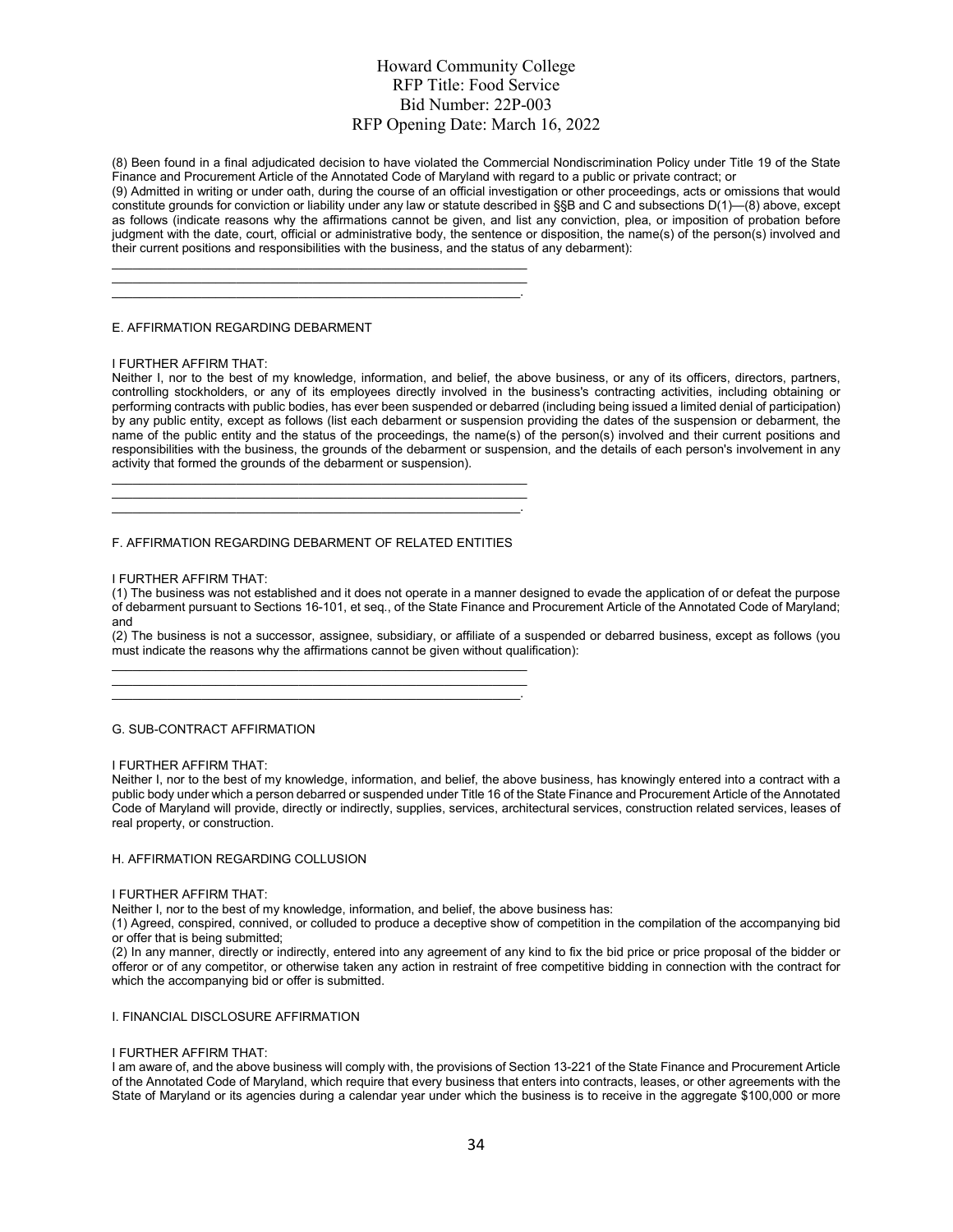(8) Been found in a final adjudicated decision to have violated the Commercial Nondiscrimination Policy under Title 19 of the State Finance and Procurement Article of the Annotated Code of Maryland with regard to a public or private contract; or

(9) Admitted in writing or under oath, during the course of an official investigation or other proceedings, acts or omissions that would constitute grounds for conviction or liability under any law or statute described in §§B and C and subsections D(1)—(8) above, except as follows (indicate reasons why the affirmations cannot be given, and list any conviction, plea, or imposition of probation before judgment with the date, court, official or administrative body, the sentence or disposition, the name(s) of the person(s) involved and their current positions and responsibilities with the business, and the status of any debarment):

\_\_\_\_\_\_\_\_\_\_\_\_\_\_\_\_\_\_\_\_\_\_\_\_\_\_\_\_\_\_\_\_\_\_\_\_\_\_\_\_\_\_\_\_\_\_\_\_\_\_\_\_\_\_\_\_\_\_\_\_
\_\_\_\_\_\_\_\_\_\_\_\_\_\_\_\_\_\_\_\_\_\_\_\_\_\_\_\_\_\_\_\_\_\_\_\_\_\_\_\_\_\_\_\_\_\_\_\_\_\_\_\_\_\_\_\_\_\_\_\_
\_\_\_\_\_\_\_\_\_\_\_\_\_\_\_\_\_\_\_\_\_\_\_\_\_\_\_\_\_\_\_\_\_\_\_\_\_\_\_\_\_\_\_\_\_\_\_\_\_\_\_\_\_\_\_\_\_\_\_.

E. AFFIRMATION REGARDING DEBARMENT

I FURTHER AFFIRM THAT:

Neither I, nor to the best of my knowledge, information, and belief, the above business, or any of its officers, directors, partners, controlling stockholders, or any of its employees directly involved in the business's contracting activities, including obtaining or performing contracts with public bodies, has ever been suspended or debarred (including being issued a limited denial of participation) by any public entity, except as follows (list each debarment or suspension providing the dates of the suspension or debarment, the name of the public entity and the status of the proceedings, the name(s) of the person(s) involved and their current positions and responsibilities with the business, the grounds of the debarment or suspension, and the details of each person's involvement in any activity that formed the grounds of the debarment or suspension).

\_\_\_\_\_\_\_\_\_\_\_\_\_\_\_\_\_\_\_\_\_\_\_\_\_\_\_\_\_\_\_\_\_\_\_\_\_\_\_\_\_\_\_\_\_\_\_\_\_\_\_\_\_\_\_\_\_\_\_\_
\_\_\_\_\_\_\_\_\_\_\_\_\_\_\_\_\_\_\_\_\_\_\_\_\_\_\_\_\_\_\_\_\_\_\_\_\_\_\_\_\_\_\_\_\_\_\_\_\_\_\_\_\_\_\_\_\_\_\_\_
\_\_\_\_\_\_\_\_\_\_\_\_\_\_\_\_\_\_\_\_\_\_\_\_\_\_\_\_\_\_\_\_\_\_\_\_\_\_\_\_\_\_\_\_\_\_\_\_\_\_\_\_\_\_\_\_\_\_\_.

F. AFFIRMATION REGARDING DEBARMENT OF RELATED ENTITIES

I FURTHER AFFIRM THAT:

(1) The business was not established and it does not operate in a manner designed to evade the application of or defeat the purpose of debarment pursuant to Sections 16-101, et seq., of the State Finance and Procurement Article of the Annotated Code of Maryland; and

(2) The business is not a successor, assignee, subsidiary, or affiliate of a suspended or debarred business, except as follows (you must indicate the reasons why the affirmations cannot be given without qualification):

\_\_\_\_\_\_\_\_\_\_\_\_\_\_\_\_\_\_\_\_\_\_\_\_\_\_\_\_\_\_\_\_\_\_\_\_\_\_\_\_\_\_\_\_\_\_\_\_\_\_\_\_\_\_\_\_\_\_\_\_
\_\_\_\_\_\_\_\_\_\_\_\_\_\_\_\_\_\_\_\_\_\_\_\_\_\_\_\_\_\_\_\_\_\_\_\_\_\_\_\_\_\_\_\_\_\_\_\_\_\_\_\_\_\_\_\_\_\_\_\_
\_\_\_\_\_\_\_\_\_\_\_\_\_\_\_\_\_\_\_\_\_\_\_\_\_\_\_\_\_\_\_\_\_\_\_\_\_\_\_\_\_\_\_\_\_\_\_\_\_\_\_\_\_\_\_\_\_\_\_.

G. SUB-CONTRACT AFFIRMATION

I FURTHER AFFIRM THAT:

Neither I, nor to the best of my knowledge, information, and belief, the above business, has knowingly entered into a contract with a public body under which a person debarred or suspended under Title 16 of the State Finance and Procurement Article of the Annotated Code of Maryland will provide, directly or indirectly, supplies, services, architectural services, construction related services, leases of real property, or construction.

H. AFFIRMATION REGARDING COLLUSION

I FURTHER AFFIRM THAT:

Neither I, nor to the best of my knowledge, information, and belief, the above business has:

(1) Agreed, conspired, connived, or colluded to produce a deceptive show of competition in the compilation of the accompanying bid or offer that is being submitted;

(2) In any manner, directly or indirectly, entered into any agreement of any kind to fix the bid price or price proposal of the bidder or offeror or of any competitor, or otherwise taken any action in restraint of free competitive bidding in connection with the contract for which the accompanying bid or offer is submitted.

I. FINANCIAL DISCLOSURE AFFIRMATION

I FURTHER AFFIRM THAT:

I am aware of, and the above business will comply with, the provisions of Section 13-221 of the State Finance and Procurement Article of the Annotated Code of Maryland, which require that every business that enters into contracts, leases, or other agreements with the State of Maryland or its agencies during a calendar year under which the business is to receive in the aggregate $100,000 or more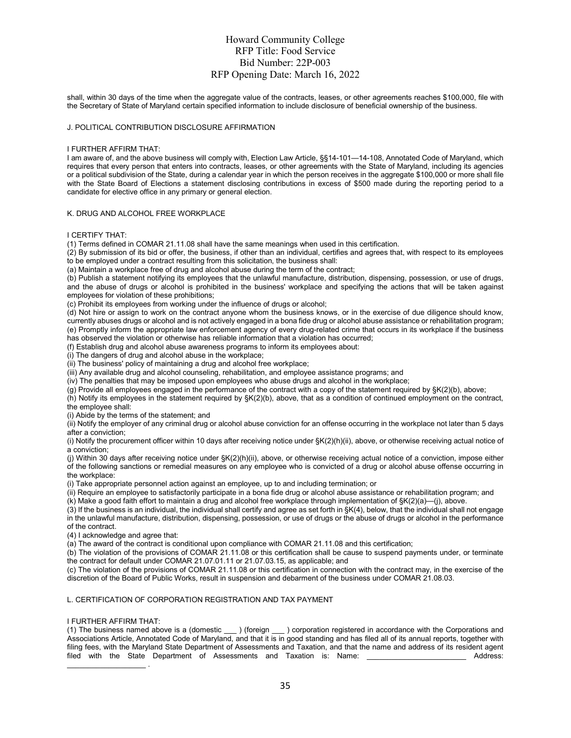shall, within 30 days of the time when the aggregate value of the contracts, leases, or other agreements reaches $100,000, file with the Secretary of State of Maryland certain specified information to include disclosure of beneficial ownership of the business.

J. POLITICAL CONTRIBUTION DISCLOSURE AFFIRMATION

I FURTHER AFFIRM THAT:

I am aware of, and the above business will comply with, Election Law Article, §§14-101—14-108, Annotated Code of Maryland, which requires that every person that enters into contracts, leases, or other agreements with the State of Maryland, including its agencies or a political subdivision of the State, during a calendar year in which the person receives in the aggregate $100,000 or more shall file with the State Board of Elections a statement disclosing contributions in excess of $500 made during the reporting period to a candidate for elective office in any primary or general election.

K. DRUG AND ALCOHOL FREE WORKPLACE

I CERTIFY THAT:

(1) Terms defined in COMAR 21.11.08 shall have the same meanings when used in this certification.

(2) By submission of its bid or offer, the business, if other than an individual, certifies and agrees that, with respect to its employees to be employed under a contract resulting from this solicitation, the business shall:

(a) Maintain a workplace free of drug and alcohol abuse during the term of the contract;

(b) Publish a statement notifying its employees that the unlawful manufacture, distribution, dispensing, possession, or use of drugs, and the abuse of drugs or alcohol is prohibited in the business' workplace and specifying the actions that will be taken against employees for violation of these prohibitions;

(c) Prohibit its employees from working under the influence of drugs or alcohol;

(d) Not hire or assign to work on the contract anyone whom the business knows, or in the exercise of due diligence should know, currently abuses drugs or alcohol and is not actively engaged in a bona fide drug or alcohol abuse assistance or rehabilitation program;

(e) Promptly inform the appropriate law enforcement agency of every drug-related crime that occurs in its workplace if the business has observed the violation or otherwise has reliable information that a violation has occurred;

(f) Establish drug and alcohol abuse awareness programs to inform its employees about:

(i) The dangers of drug and alcohol abuse in the workplace;

(ii) The business' policy of maintaining a drug and alcohol free workplace;

(iii) Any available drug and alcohol counseling, rehabilitation, and employee assistance programs; and

(iv) The penalties that may be imposed upon employees who abuse drugs and alcohol in the workplace;

(g) Provide all employees engaged in the performance of the contract with a copy of the statement required by §K(2)(b), above;

(h) Notify its employees in the statement required by §K(2)(b), above, that as a condition of continued employment on the contract, the employee shall:

(i) Abide by the terms of the statement; and

(ii) Notify the employer of any criminal drug or alcohol abuse conviction for an offense occurring in the workplace not later than 5 days after a conviction;

(i) Notify the procurement officer within 10 days after receiving notice under §K(2)(h)(ii), above, or otherwise receiving actual notice of a conviction;

(j) Within 30 days after receiving notice under §K(2)(h)(ii), above, or otherwise receiving actual notice of a conviction, impose either of the following sanctions or remedial measures on any employee who is convicted of a drug or alcohol abuse offense occurring in the workplace:

(i) Take appropriate personnel action against an employee, up to and including termination; or

(ii) Require an employee to satisfactorily participate in a bona fide drug or alcohol abuse assistance or rehabilitation program; and

(k) Make a good faith effort to maintain a drug and alcohol free workplace through implementation of §K(2)(a)—(j), above.

(3) If the business is an individual, the individual shall certify and agree as set forth in §K(4), below, that the individual shall not engage in the unlawful manufacture, distribution, dispensing, possession, or use of drugs or the abuse of drugs or alcohol in the performance of the contract.

(4) I acknowledge and agree that:

(a) The award of the contract is conditional upon compliance with COMAR 21.11.08 and this certification;

(b) The violation of the provisions of COMAR 21.11.08 or this certification shall be cause to suspend payments under, or terminate the contract for default under COMAR 21.07.01.11 or 21.07.03.15, as applicable; and

(c) The violation of the provisions of COMAR 21.11.08 or this certification in connection with the contract may, in the exercise of the discretion of the Board of Public Works, result in suspension and debarment of the business under COMAR 21.08.03.

L. CERTIFICATION OF CORPORATION REGISTRATION AND TAX PAYMENT

I FURTHER AFFIRM THAT:

(1) The business named above is a (domestic ___ ) (foreign ___ ) corporation registered in accordance with the Corporations and Associations Article, Annotated Code of Maryland, and that it is in good standing and has filed all of its annual reports, together with filing fees, with the Maryland State Department of Assessments and Taxation, and that the name and address of its resident agent filed with the State Department of Assessments and Taxation is: Name: ________________________ Address: ___________________ .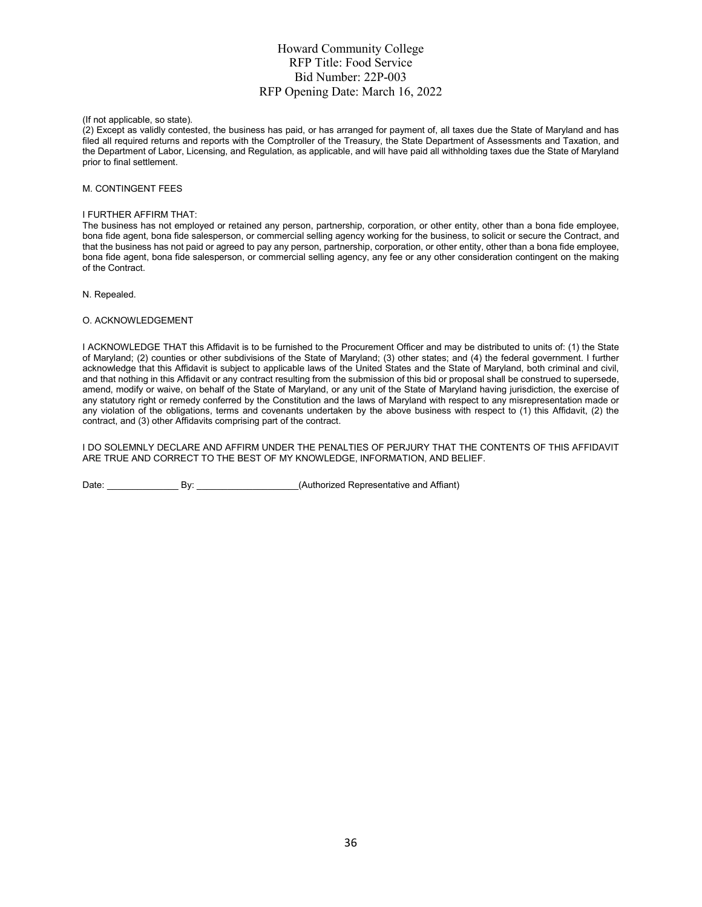(If not applicable, so state).

(2) Except as validly contested, the business has paid, or has arranged for payment of, all taxes due the State of Maryland and has filed all required returns and reports with the Comptroller of the Treasury, the State Department of Assessments and Taxation, and the Department of Labor, Licensing, and Regulation, as applicable, and will have paid all withholding taxes due the State of Maryland prior to final settlement.

M. CONTINGENT FEES

I FURTHER AFFIRM THAT:

The business has not employed or retained any person, partnership, corporation, or other entity, other than a bona fide employee, bona fide agent, bona fide salesperson, or commercial selling agency working for the business, to solicit or secure the Contract, and that the business has not paid or agreed to pay any person, partnership, corporation, or other entity, other than a bona fide employee, bona fide agent, bona fide salesperson, or commercial selling agency, any fee or any other consideration contingent on the making of the Contract.

N. Repealed.

O. ACKNOWLEDGEMENT

I ACKNOWLEDGE THAT this Affidavit is to be furnished to the Procurement Officer and may be distributed to units of: (1) the State of Maryland; (2) counties or other subdivisions of the State of Maryland; (3) other states; and (4) the federal government. I further acknowledge that this Affidavit is subject to applicable laws of the United States and the State of Maryland, both criminal and civil, and that nothing in this Affidavit or any contract resulting from the submission of this bid or proposal shall be construed to supersede, amend, modify or waive, on behalf of the State of Maryland, or any unit of the State of Maryland having jurisdiction, the exercise of any statutory right or remedy conferred by the Constitution and the laws of Maryland with respect to any misrepresentation made or any violation of the obligations, terms and covenants undertaken by the above business with respect to (1) this Affidavit, (2) the contract, and (3) other Affidavits comprising part of the contract.

I DO SOLEMNLY DECLARE AND AFFIRM UNDER THE PENALTIES OF PERJURY THAT THE CONTENTS OF THIS AFFIDAVIT ARE TRUE AND CORRECT TO THE BEST OF MY KNOWLEDGE, INFORMATION, AND BELIEF.

Date: ______________ By: ____________________(Authorized Representative and Affiant)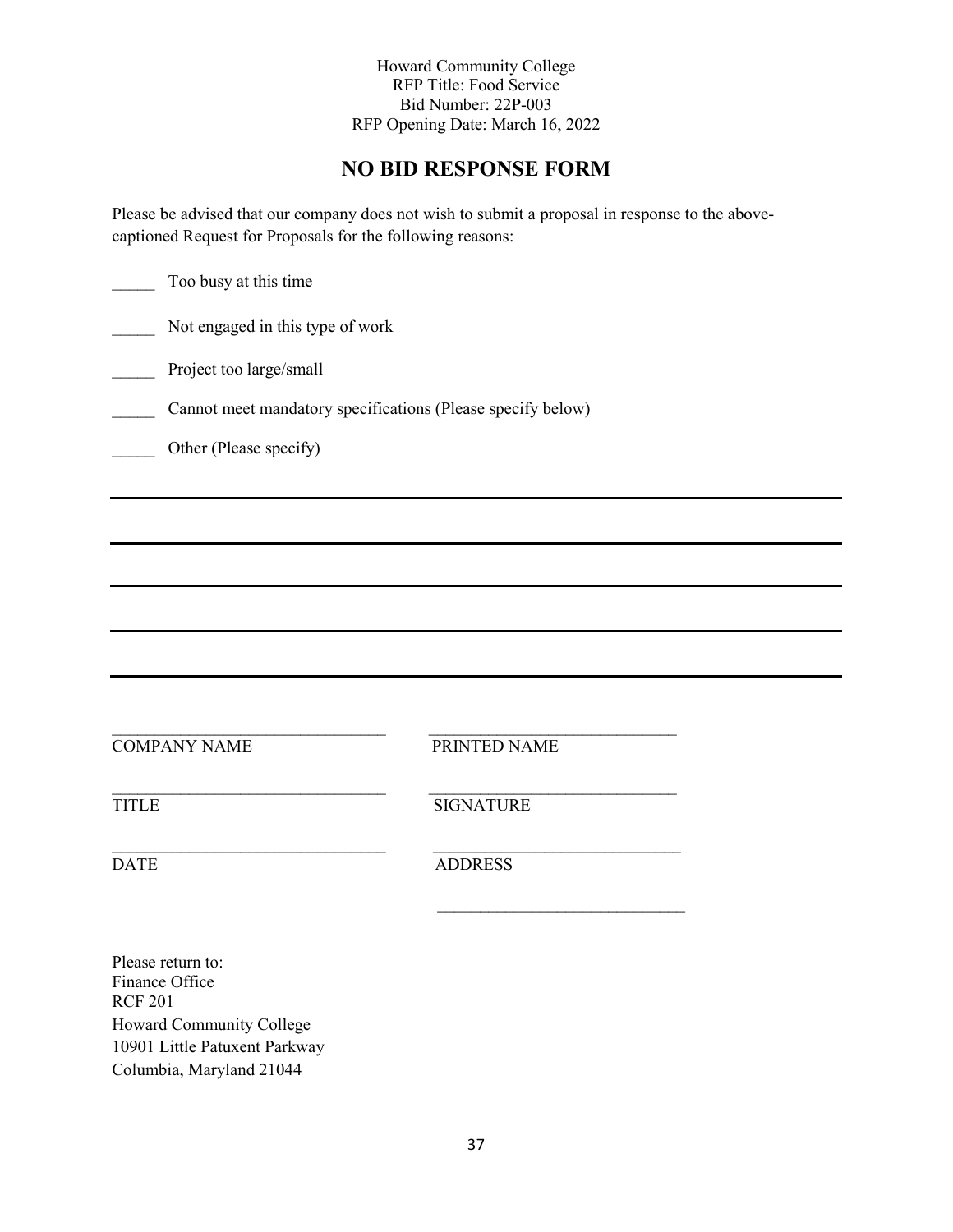Howard Community College
RFP Title: Food Service
Bid Number: 22P-003
RFP Opening Date: March 16, 2022

# NO BID RESPONSE FORM

Please be advised that our company does not wish to submit a proposal in response to the above-captioned Request for Proposals for the following reasons:

_____ Too busy at this time

_____ Not engaged in this type of work

_____ Project too large/small

_____ Cannot meet mandatory specifications (Please specify below)

_____ Other (Please specify)

______________________________________________________________________

______________________________________________________________________

______________________________________________________________________

______________________________________________________________________

______________________________________________________________________

| | |
|---|---|
| _________________________________ | _____________________________ |
| COMPANY NAME | PRINTED NAME |
| _________________________________ | _____________________________ |
| TITLE | SIGNATURE |
| _________________________________ | _____________________________ |
| DATE | ADDRESS |
| | _____________________________ |

Please return to:
Finance Office
RCF 201
Howard Community College
10901 Little Patuxent Parkway
Columbia, Maryland 21044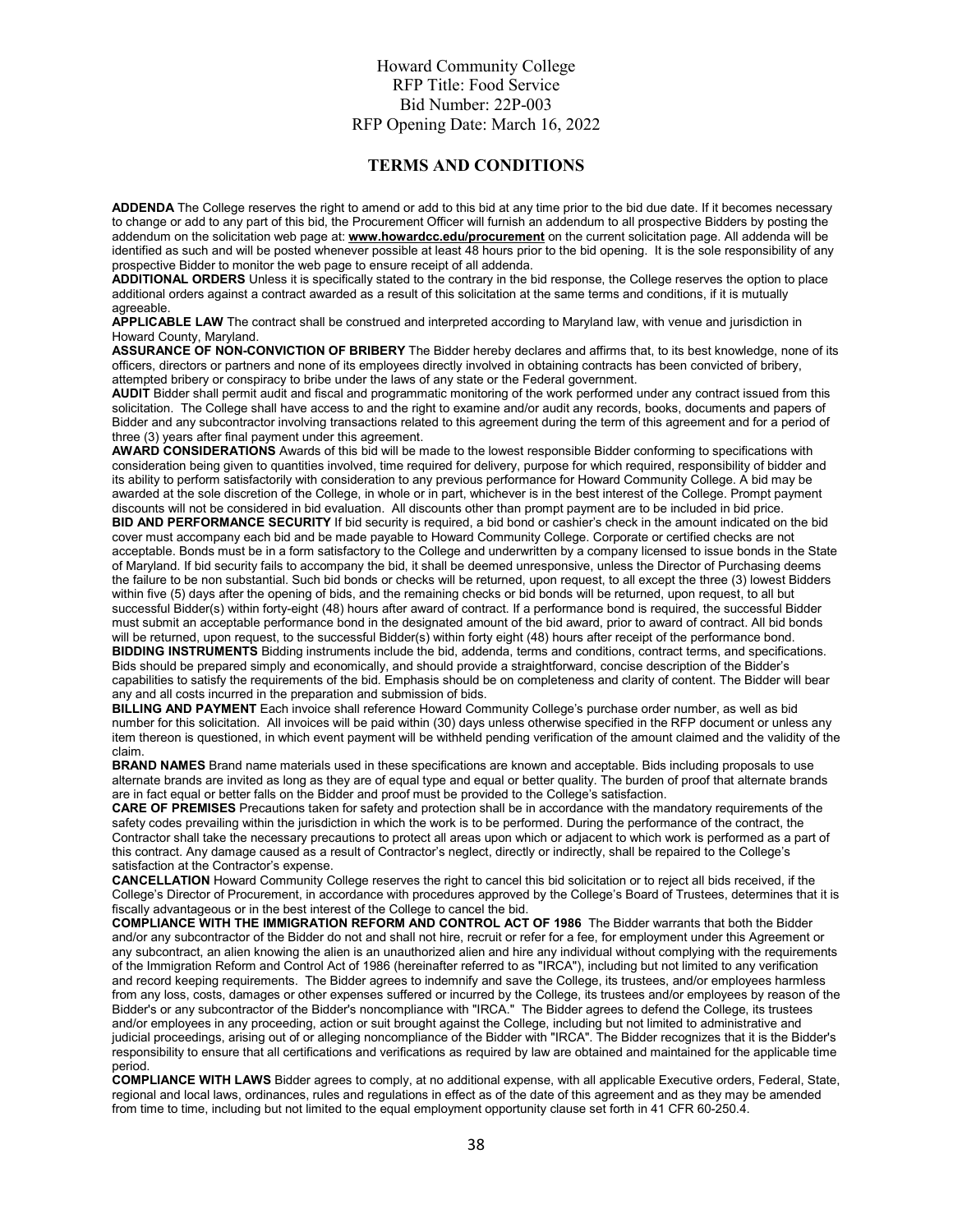Howard Community College
RFP Title: Food Service
Bid Number: 22P-003
RFP Opening Date: March 16, 2022

## TERMS AND CONDITIONS

**ADDENDA** The College reserves the right to amend or add to this bid at any time prior to the bid due date. If it becomes necessary to change or add to any part of this bid, the Procurement Officer will furnish an addendum to all prospective Bidders by posting the addendum on the solicitation web page at: **www.howardcc.edu/procurement** on the current solicitation page. All addenda will be identified as such and will be posted whenever possible at least 48 hours prior to the bid opening. It is the sole responsibility of any prospective Bidder to monitor the web page to ensure receipt of all addenda.

**ADDITIONAL ORDERS** Unless it is specifically stated to the contrary in the bid response, the College reserves the option to place additional orders against a contract awarded as a result of this solicitation at the same terms and conditions, if it is mutually agreeable.

**APPLICABLE LAW** The contract shall be construed and interpreted according to Maryland law, with venue and jurisdiction in Howard County, Maryland.

**ASSURANCE OF NON-CONVICTION OF BRIBERY** The Bidder hereby declares and affirms that, to its best knowledge, none of its officers, directors or partners and none of its employees directly involved in obtaining contracts has been convicted of bribery, attempted bribery or conspiracy to bribe under the laws of any state or the Federal government.

**AUDIT** Bidder shall permit audit and fiscal and programmatic monitoring of the work performed under any contract issued from this solicitation. The College shall have access to and the right to examine and/or audit any records, books, documents and papers of Bidder and any subcontractor involving transactions related to this agreement during the term of this agreement and for a period of three (3) years after final payment under this agreement.

**AWARD CONSIDERATIONS** Awards of this bid will be made to the lowest responsible Bidder conforming to specifications with consideration being given to quantities involved, time required for delivery, purpose for which required, responsibility of bidder and its ability to perform satisfactorily with consideration to any previous performance for Howard Community College. A bid may be awarded at the sole discretion of the College, in whole or in part, whichever is in the best interest of the College. Prompt payment discounts will not be considered in bid evaluation. All discounts other than prompt payment are to be included in bid price.

**BID AND PERFORMANCE SECURITY** If bid security is required, a bid bond or cashier's check in the amount indicated on the bid cover must accompany each bid and be made payable to Howard Community College. Corporate or certified checks are not acceptable. Bonds must be in a form satisfactory to the College and underwritten by a company licensed to issue bonds in the State of Maryland. If bid security fails to accompany the bid, it shall be deemed unresponsive, unless the Director of Purchasing deems the failure to be non substantial. Such bid bonds or checks will be returned, upon request, to all except the three (3) lowest Bidders within five (5) days after the opening of bids, and the remaining checks or bid bonds will be returned, upon request, to all but successful Bidder(s) within forty-eight (48) hours after award of contract. If a performance bond is required, the successful Bidder must submit an acceptable performance bond in the designated amount of the bid award, prior to award of contract. All bid bonds will be returned, upon request, to the successful Bidder(s) within forty eight (48) hours after receipt of the performance bond.

**BIDDING INSTRUMENTS** Bidding instruments include the bid, addenda, terms and conditions, contract terms, and specifications. Bids should be prepared simply and economically, and should provide a straightforward, concise description of the Bidder's capabilities to satisfy the requirements of the bid. Emphasis should be on completeness and clarity of content. The Bidder will bear any and all costs incurred in the preparation and submission of bids.

**BILLING AND PAYMENT** Each invoice shall reference Howard Community College's purchase order number, as well as bid number for this solicitation. All invoices will be paid within (30) days unless otherwise specified in the RFP document or unless any item thereon is questioned, in which event payment will be withheld pending verification of the amount claimed and the validity of the claim.

**BRAND NAMES** Brand name materials used in these specifications are known and acceptable. Bids including proposals to use alternate brands are invited as long as they are of equal type and equal or better quality. The burden of proof that alternate brands are in fact equal or better falls on the Bidder and proof must be provided to the College's satisfaction.

**CARE OF PREMISES** Precautions taken for safety and protection shall be in accordance with the mandatory requirements of the safety codes prevailing within the jurisdiction in which the work is to be performed. During the performance of the contract, the Contractor shall take the necessary precautions to protect all areas upon which or adjacent to which work is performed as a part of this contract. Any damage caused as a result of Contractor's neglect, directly or indirectly, shall be repaired to the College's satisfaction at the Contractor's expense.

**CANCELLATION** Howard Community College reserves the right to cancel this bid solicitation or to reject all bids received, if the College's Director of Procurement, in accordance with procedures approved by the College's Board of Trustees, determines that it is fiscally advantageous or in the best interest of the College to cancel the bid.

**COMPLIANCE WITH THE IMMIGRATION REFORM AND CONTROL ACT OF 1986** The Bidder warrants that both the Bidder and/or any subcontractor of the Bidder do not and shall not hire, recruit or refer for a fee, for employment under this Agreement or any subcontract, an alien knowing the alien is an unauthorized alien and hire any individual without complying with the requirements of the Immigration Reform and Control Act of 1986 (hereinafter referred to as "IRCA"), including but not limited to any verification and record keeping requirements. The Bidder agrees to indemnify and save the College, its trustees, and/or employees harmless from any loss, costs, damages or other expenses suffered or incurred by the College, its trustees and/or employees by reason of the Bidder's or any subcontractor of the Bidder's noncompliance with "IRCA." The Bidder agrees to defend the College, its trustees and/or employees in any proceeding, action or suit brought against the College, including but not limited to administrative and judicial proceedings, arising out of or alleging noncompliance of the Bidder with "IRCA". The Bidder recognizes that it is the Bidder's responsibility to ensure that all certifications and verifications as required by law are obtained and maintained for the applicable time period.

**COMPLIANCE WITH LAWS** Bidder agrees to comply, at no additional expense, with all applicable Executive orders, Federal, State, regional and local laws, ordinances, rules and regulations in effect as of the date of this agreement and as they may be amended from time to time, including but not limited to the equal employment opportunity clause set forth in 41 CFR 60-250.4.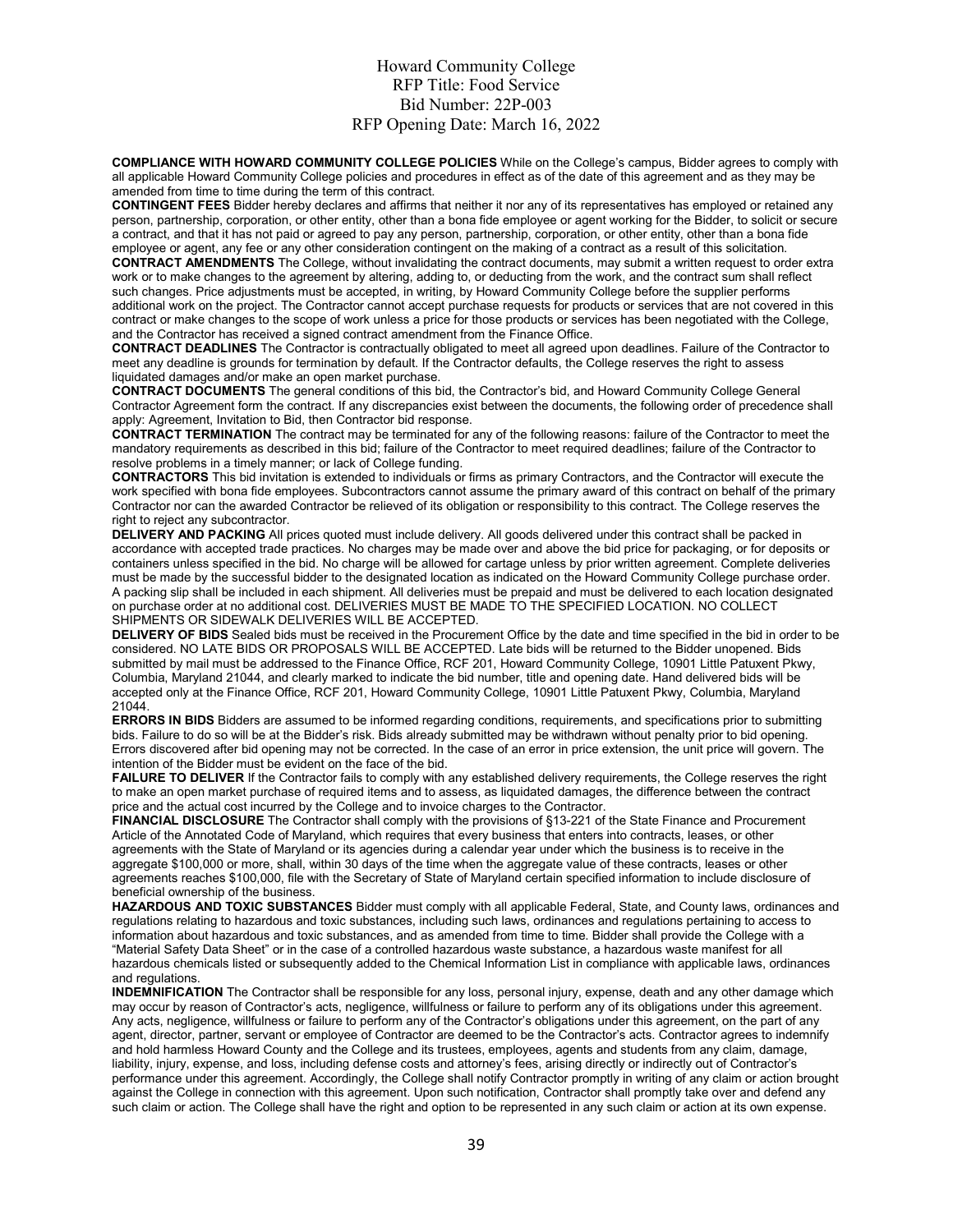**COMPLIANCE WITH HOWARD COMMUNITY COLLEGE POLICIES** While on the College's campus, Bidder agrees to comply with all applicable Howard Community College policies and procedures in effect as of the date of this agreement and as they may be amended from time to time during the term of this contract.

**CONTINGENT FEES** Bidder hereby declares and affirms that neither it nor any of its representatives has employed or retained any person, partnership, corporation, or other entity, other than a bona fide employee or agent working for the Bidder, to solicit or secure a contract, and that it has not paid or agreed to pay any person, partnership, corporation, or other entity, other than a bona fide employee or agent, any fee or any other consideration contingent on the making of a contract as a result of this solicitation.

**CONTRACT AMENDMENTS** The College, without invalidating the contract documents, may submit a written request to order extra work or to make changes to the agreement by altering, adding to, or deducting from the work, and the contract sum shall reflect such changes. Price adjustments must be accepted, in writing, by Howard Community College before the supplier performs additional work on the project. The Contractor cannot accept purchase requests for products or services that are not covered in this contract or make changes to the scope of work unless a price for those products or services has been negotiated with the College, and the Contractor has received a signed contract amendment from the Finance Office.

**CONTRACT DEADLINES** The Contractor is contractually obligated to meet all agreed upon deadlines. Failure of the Contractor to meet any deadline is grounds for termination by default. If the Contractor defaults, the College reserves the right to assess liquidated damages and/or make an open market purchase.

**CONTRACT DOCUMENTS** The general conditions of this bid, the Contractor's bid, and Howard Community College General Contractor Agreement form the contract. If any discrepancies exist between the documents, the following order of precedence shall apply: Agreement, Invitation to Bid, then Contractor bid response.

**CONTRACT TERMINATION** The contract may be terminated for any of the following reasons: failure of the Contractor to meet the mandatory requirements as described in this bid; failure of the Contractor to meet required deadlines; failure of the Contractor to resolve problems in a timely manner; or lack of College funding.

**CONTRACTORS** This bid invitation is extended to individuals or firms as primary Contractors, and the Contractor will execute the work specified with bona fide employees. Subcontractors cannot assume the primary award of this contract on behalf of the primary Contractor nor can the awarded Contractor be relieved of its obligation or responsibility to this contract. The College reserves the right to reject any subcontractor.

**DELIVERY AND PACKING** All prices quoted must include delivery. All goods delivered under this contract shall be packed in accordance with accepted trade practices. No charges may be made over and above the bid price for packaging, or for deposits or containers unless specified in the bid. No charge will be allowed for cartage unless by prior written agreement. Complete deliveries must be made by the successful bidder to the designated location as indicated on the Howard Community College purchase order. A packing slip shall be included in each shipment. All deliveries must be prepaid and must be delivered to each location designated on purchase order at no additional cost. DELIVERIES MUST BE MADE TO THE SPECIFIED LOCATION. NO COLLECT SHIPMENTS OR SIDEWALK DELIVERIES WILL BE ACCEPTED.

**DELIVERY OF BIDS** Sealed bids must be received in the Procurement Office by the date and time specified in the bid in order to be considered. NO LATE BIDS OR PROPOSALS WILL BE ACCEPTED. Late bids will be returned to the Bidder unopened. Bids submitted by mail must be addressed to the Finance Office, RCF 201, Howard Community College, 10901 Little Patuxent Pkwy, Columbia, Maryland 21044, and clearly marked to indicate the bid number, title and opening date. Hand delivered bids will be accepted only at the Finance Office, RCF 201, Howard Community College, 10901 Little Patuxent Pkwy, Columbia, Maryland 21044.

**ERRORS IN BIDS** Bidders are assumed to be informed regarding conditions, requirements, and specifications prior to submitting bids. Failure to do so will be at the Bidder's risk. Bids already submitted may be withdrawn without penalty prior to bid opening. Errors discovered after bid opening may not be corrected. In the case of an error in price extension, the unit price will govern. The intention of the Bidder must be evident on the face of the bid.

**FAILURE TO DELIVER** If the Contractor fails to comply with any established delivery requirements, the College reserves the right to make an open market purchase of required items and to assess, as liquidated damages, the difference between the contract price and the actual cost incurred by the College and to invoice charges to the Contractor.

**FINANCIAL DISCLOSURE** The Contractor shall comply with the provisions of §13-221 of the State Finance and Procurement Article of the Annotated Code of Maryland, which requires that every business that enters into contracts, leases, or other agreements with the State of Maryland or its agencies during a calendar year under which the business is to receive in the aggregate \$100,000 or more, shall, within 30 days of the time when the aggregate value of these contracts, leases or other agreements reaches \$100,000, file with the Secretary of State of Maryland certain specified information to include disclosure of beneficial ownership of the business.

**HAZARDOUS AND TOXIC SUBSTANCES** Bidder must comply with all applicable Federal, State, and County laws, ordinances and regulations relating to hazardous and toxic substances, including such laws, ordinances and regulations pertaining to access to information about hazardous and toxic substances, and as amended from time to time. Bidder shall provide the College with a "Material Safety Data Sheet" or in the case of a controlled hazardous waste substance, a hazardous waste manifest for all hazardous chemicals listed or subsequently added to the Chemical Information List in compliance with applicable laws, ordinances and regulations.

**INDEMNIFICATION** The Contractor shall be responsible for any loss, personal injury, expense, death and any other damage which may occur by reason of Contractor's acts, negligence, willfulness or failure to perform any of its obligations under this agreement. Any acts, negligence, willfulness or failure to perform any of the Contractor's obligations under this agreement, on the part of any agent, director, partner, servant or employee of Contractor are deemed to be the Contractor's acts. Contractor agrees to indemnify and hold harmless Howard County and the College and its trustees, employees, agents and students from any claim, damage, liability, injury, expense, and loss, including defense costs and attorney's fees, arising directly or indirectly out of Contractor's performance under this agreement. Accordingly, the College shall notify Contractor promptly in writing of any claim or action brought against the College in connection with this agreement. Upon such notification, Contractor shall promptly take over and defend any such claim or action. The College shall have the right and option to be represented in any such claim or action at its own expense.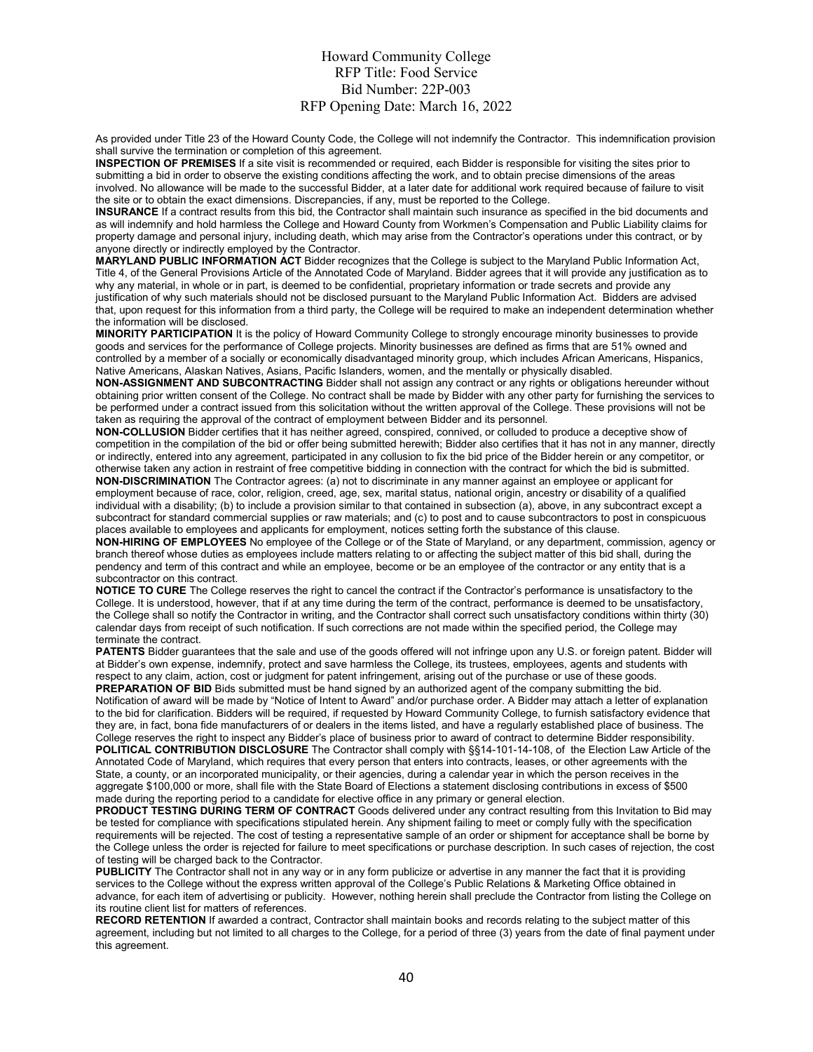As provided under Title 23 of the Howard County Code, the College will not indemnify the Contractor. This indemnification provision shall survive the termination or completion of this agreement.

**INSPECTION OF PREMISES** If a site visit is recommended or required, each Bidder is responsible for visiting the sites prior to submitting a bid in order to observe the existing conditions affecting the work, and to obtain precise dimensions of the areas involved. No allowance will be made to the successful Bidder, at a later date for additional work required because of failure to visit the site or to obtain the exact dimensions. Discrepancies, if any, must be reported to the College.

**INSURANCE** If a contract results from this bid, the Contractor shall maintain such insurance as specified in the bid documents and as will indemnify and hold harmless the College and Howard County from Workmen's Compensation and Public Liability claims for property damage and personal injury, including death, which may arise from the Contractor's operations under this contract, or by anyone directly or indirectly employed by the Contractor.

**MARYLAND PUBLIC INFORMATION ACT** Bidder recognizes that the College is subject to the Maryland Public Information Act, Title 4, of the General Provisions Article of the Annotated Code of Maryland. Bidder agrees that it will provide any justification as to why any material, in whole or in part, is deemed to be confidential, proprietary information or trade secrets and provide any justification of why such materials should not be disclosed pursuant to the Maryland Public Information Act. Bidders are advised that, upon request for this information from a third party, the College will be required to make an independent determination whether the information will be disclosed.

**MINORITY PARTICIPATION** It is the policy of Howard Community College to strongly encourage minority businesses to provide goods and services for the performance of College projects. Minority businesses are defined as firms that are 51% owned and controlled by a member of a socially or economically disadvantaged minority group, which includes African Americans, Hispanics, Native Americans, Alaskan Natives, Asians, Pacific Islanders, women, and the mentally or physically disabled.

**NON-ASSIGNMENT AND SUBCONTRACTING** Bidder shall not assign any contract or any rights or obligations hereunder without obtaining prior written consent of the College. No contract shall be made by Bidder with any other party for furnishing the services to be performed under a contract issued from this solicitation without the written approval of the College. These provisions will not be taken as requiring the approval of the contract of employment between Bidder and its personnel.

**NON-COLLUSION** Bidder certifies that it has neither agreed, conspired, connived, or colluded to produce a deceptive show of competition in the compilation of the bid or offer being submitted herewith; Bidder also certifies that it has not in any manner, directly or indirectly, entered into any agreement, participated in any collusion to fix the bid price of the Bidder herein or any competitor, or otherwise taken any action in restraint of free competitive bidding in connection with the contract for which the bid is submitted.

**NON-DISCRIMINATION** The Contractor agrees: (a) not to discriminate in any manner against an employee or applicant for employment because of race, color, religion, creed, age, sex, marital status, national origin, ancestry or disability of a qualified individual with a disability; (b) to include a provision similar to that contained in subsection (a), above, in any subcontract except a subcontract for standard commercial supplies or raw materials; and (c) to post and to cause subcontractors to post in conspicuous places available to employees and applicants for employment, notices setting forth the substance of this clause.

**NON-HIRING OF EMPLOYEES** No employee of the College or of the State of Maryland, or any department, commission, agency or branch thereof whose duties as employees include matters relating to or affecting the subject matter of this bid shall, during the pendency and term of this contract and while an employee, become or be an employee of the contractor or any entity that is a subcontractor on this contract.

**NOTICE TO CURE** The College reserves the right to cancel the contract if the Contractor's performance is unsatisfactory to the College. It is understood, however, that if at any time during the term of the contract, performance is deemed to be unsatisfactory, the College shall so notify the Contractor in writing, and the Contractor shall correct such unsatisfactory conditions within thirty (30) calendar days from receipt of such notification. If such corrections are not made within the specified period, the College may terminate the contract.

**PATENTS** Bidder guarantees that the sale and use of the goods offered will not infringe upon any U.S. or foreign patent. Bidder will at Bidder's own expense, indemnify, protect and save harmless the College, its trustees, employees, agents and students with respect to any claim, action, cost or judgment for patent infringement, arising out of the purchase or use of these goods.

**PREPARATION OF BID** Bids submitted must be hand signed by an authorized agent of the company submitting the bid. Notification of award will be made by "Notice of Intent to Award" and/or purchase order. A Bidder may attach a letter of explanation to the bid for clarification. Bidders will be required, if requested by Howard Community College, to furnish satisfactory evidence that they are, in fact, bona fide manufacturers of or dealers in the items listed, and have a regularly established place of business. The College reserves the right to inspect any Bidder's place of business prior to award of contract to determine Bidder responsibility.

**POLITICAL CONTRIBUTION DISCLOSURE** The Contractor shall comply with §§14-101-14-108, of the Election Law Article of the Annotated Code of Maryland, which requires that every person that enters into contracts, leases, or other agreements with the State, a county, or an incorporated municipality, or their agencies, during a calendar year in which the person receives in the aggregate $100,000 or more, shall file with the State Board of Elections a statement disclosing contributions in excess of $500 made during the reporting period to a candidate for elective office in any primary or general election.

**PRODUCT TESTING DURING TERM OF CONTRACT** Goods delivered under any contract resulting from this Invitation to Bid may be tested for compliance with specifications stipulated herein. Any shipment failing to meet or comply fully with the specification requirements will be rejected. The cost of testing a representative sample of an order or shipment for acceptance shall be borne by the College unless the order is rejected for failure to meet specifications or purchase description. In such cases of rejection, the cost of testing will be charged back to the Contractor.

**PUBLICITY** The Contractor shall not in any way or in any form publicize or advertise in any manner the fact that it is providing services to the College without the express written approval of the College's Public Relations & Marketing Office obtained in advance, for each item of advertising or publicity. However, nothing herein shall preclude the Contractor from listing the College on its routine client list for matters of references.

**RECORD RETENTION** If awarded a contract, Contractor shall maintain books and records relating to the subject matter of this agreement, including but not limited to all charges to the College, for a period of three (3) years from the date of final payment under this agreement.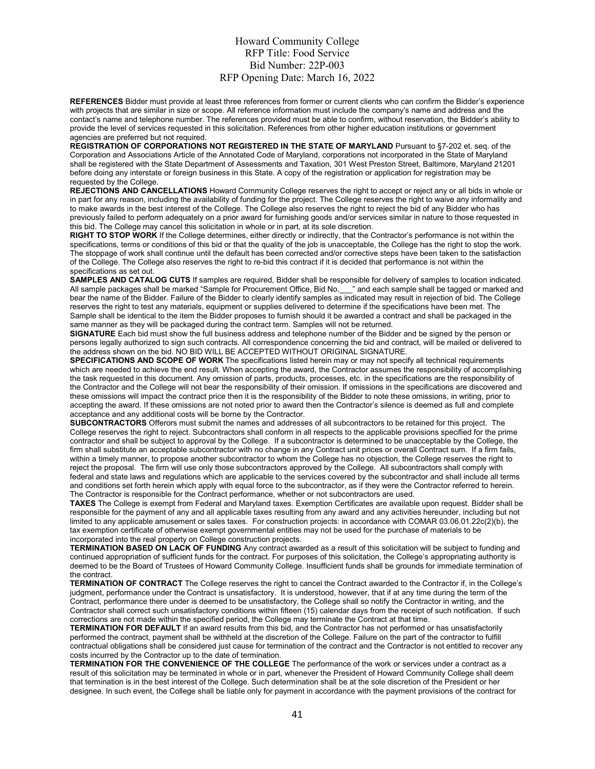**REFERENCES** Bidder must provide at least three references from former or current clients who can confirm the Bidder's experience with projects that are similar in size or scope. All reference information must include the company's name and address and the contact's name and telephone number. The references provided must be able to confirm, without reservation, the Bidder's ability to provide the level of services requested in this solicitation. References from other higher education institutions or government agencies are preferred but not required.

**REGISTRATION OF CORPORATIONS NOT REGISTERED IN THE STATE OF MARYLAND** Pursuant to §7-202 et. seq. of the Corporation and Associations Article of the Annotated Code of Maryland, corporations not incorporated in the State of Maryland shall be registered with the State Department of Assessments and Taxation, 301 West Preston Street, Baltimore, Maryland 21201 before doing any interstate or foreign business in this State. A copy of the registration or application for registration may be requested by the College.

**REJECTIONS AND CANCELLATIONS** Howard Community College reserves the right to accept or reject any or all bids in whole or in part for any reason, including the availability of funding for the project. The College reserves the right to waive any informality and to make awards in the best interest of the College. The College also reserves the right to reject the bid of any Bidder who has previously failed to perform adequately on a prior award for furnishing goods and/or services similar in nature to those requested in this bid. The College may cancel this solicitation in whole or in part, at its sole discretion.

**RIGHT TO STOP WORK** If the College determines, either directly or indirectly, that the Contractor's performance is not within the specifications, terms or conditions of this bid or that the quality of the job is unacceptable, the College has the right to stop the work. The stoppage of work shall continue until the default has been corrected and/or corrective steps have been taken to the satisfaction of the College. The College also reserves the right to re-bid this contract if it is decided that performance is not within the specifications as set out.

**SAMPLES AND CATALOG CUTS** If samples are required, Bidder shall be responsible for delivery of samples to location indicated. All sample packages shall be marked "Sample for Procurement Office, Bid No.___" and each sample shall be tagged or marked and bear the name of the Bidder. Failure of the Bidder to clearly identify samples as indicated may result in rejection of bid. The College reserves the right to test any materials, equipment or supplies delivered to determine if the specifications have been met. The Sample shall be identical to the item the Bidder proposes to furnish should it be awarded a contract and shall be packaged in the same manner as they will be packaged during the contract term. Samples will not be returned.

**SIGNATURE** Each bid must show the full business address and telephone number of the Bidder and be signed by the person or persons legally authorized to sign such contracts. All correspondence concerning the bid and contract, will be mailed or delivered to the address shown on the bid. NO BID WILL BE ACCEPTED WITHOUT ORIGINAL SIGNATURE.

**SPECIFICATIONS AND SCOPE OF WORK** The specifications listed herein may or may not specify all technical requirements which are needed to achieve the end result. When accepting the award, the Contractor assumes the responsibility of accomplishing the task requested in this document. Any omission of parts, products, processes, etc. in the specifications are the responsibility of the Contractor and the College will not bear the responsibility of their omission. If omissions in the specifications are discovered and these omissions will impact the contract price then it is the responsibility of the Bidder to note these omissions, in writing, prior to accepting the award. If these omissions are not noted prior to award then the Contractor's silence is deemed as full and complete acceptance and any additional costs will be borne by the Contractor.

**SUBCONTRACTORS** Offerors must submit the names and addresses of all subcontractors to be retained for this project. The College reserves the right to reject. Subcontractors shall conform in all respects to the applicable provisions specified for the prime contractor and shall be subject to approval by the College. If a subcontractor is determined to be unacceptable by the College, the firm shall substitute an acceptable subcontractor with no change in any Contract unit prices or overall Contract sum. If a firm fails, within a timely manner, to propose another subcontractor to whom the College has no objection, the College reserves the right to reject the proposal. The firm will use only those subcontractors approved by the College. All subcontractors shall comply with federal and state laws and regulations which are applicable to the services covered by the subcontractor and shall include all terms and conditions set forth herein which apply with equal force to the subcontractor, as if they were the Contractor referred to herein. The Contractor is responsible for the Contract performance, whether or not subcontractors are used.

**TAXES** The College is exempt from Federal and Maryland taxes. Exemption Certificates are available upon request. Bidder shall be responsible for the payment of any and all applicable taxes resulting from any award and any activities hereunder, including but not limited to any applicable amusement or sales taxes. For construction projects: in accordance with COMAR 03.06.01.22c(2)(b), the tax exemption certificate of otherwise exempt governmental entities may not be used for the purchase of materials to be incorporated into the real property on College construction projects.

**TERMINATION BASED ON LACK OF FUNDING** Any contract awarded as a result of this solicitation will be subject to funding and continued appropriation of sufficient funds for the contract. For purposes of this solicitation, the College's appropriating authority is deemed to be the Board of Trustees of Howard Community College. Insufficient funds shall be grounds for immediate termination of the contract.

**TERMINATION OF CONTRACT** The College reserves the right to cancel the Contract awarded to the Contractor if, in the College's judgment, performance under the Contract is unsatisfactory. It is understood, however, that if at any time during the term of the Contract, performance there under is deemed to be unsatisfactory, the College shall so notify the Contractor in writing, and the Contractor shall correct such unsatisfactory conditions within fifteen (15) calendar days from the receipt of such notification. If such corrections are not made within the specified period, the College may terminate the Contract at that time.

**TERMINATION FOR DEFAULT** If an award results from this bid, and the Contractor has not performed or has unsatisfactorily performed the contract, payment shall be withheld at the discretion of the College. Failure on the part of the contractor to fulfill contractual obligations shall be considered just cause for termination of the contract and the Contractor is not entitled to recover any costs incurred by the Contractor up to the date of termination.

**TERMINATION FOR THE CONVENIENCE OF THE COLLEGE** The performance of the work or services under a contract as a result of this solicitation may be terminated in whole or in part, whenever the President of Howard Community College shall deem that termination is in the best interest of the College. Such determination shall be at the sole discretion of the President or her designee. In such event, the College shall be liable only for payment in accordance with the payment provisions of the contract for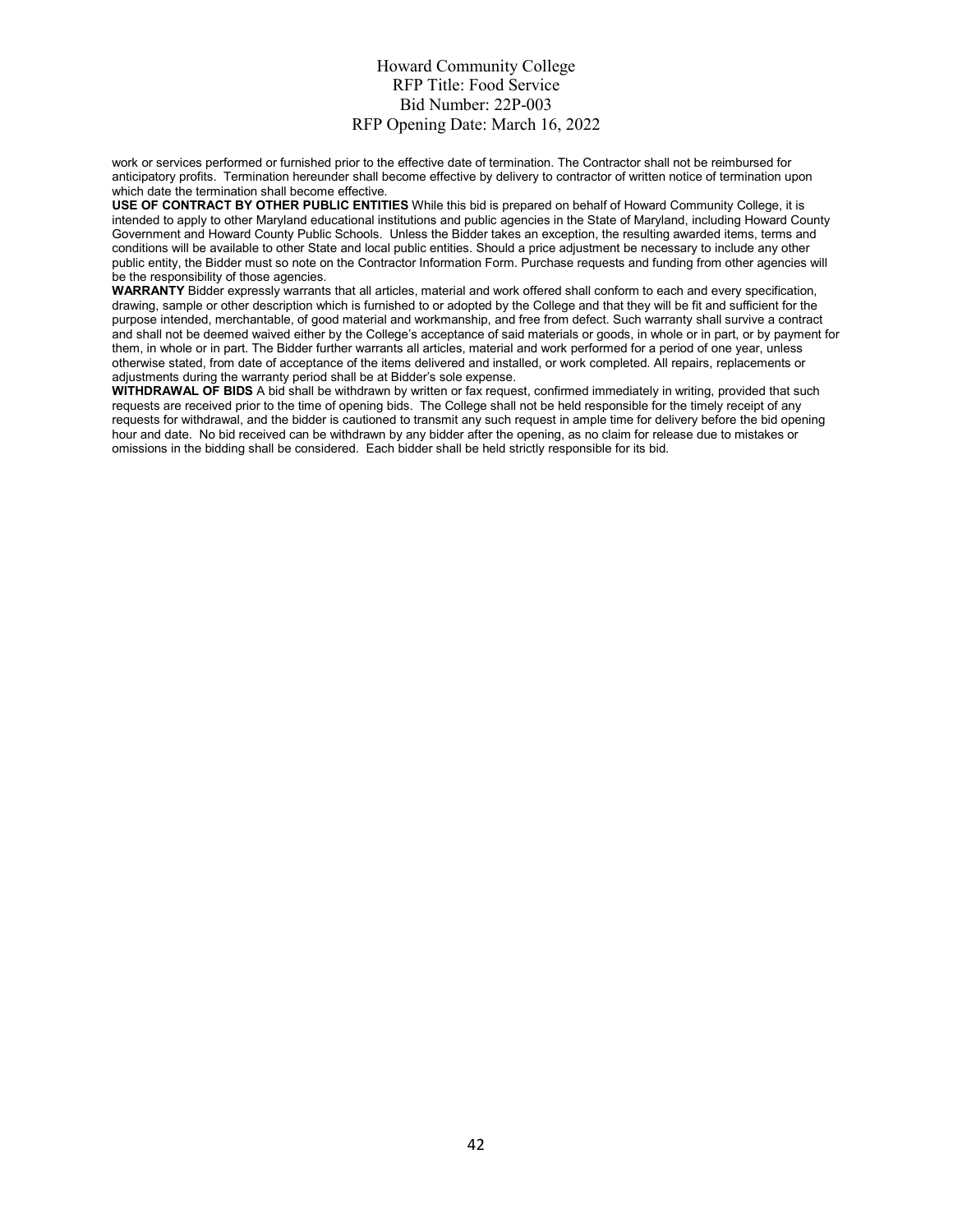work or services performed or furnished prior to the effective date of termination. The Contractor shall not be reimbursed for anticipatory profits. Termination hereunder shall become effective by delivery to contractor of written notice of termination upon which date the termination shall become effective.

**USE OF CONTRACT BY OTHER PUBLIC ENTITIES** While this bid is prepared on behalf of Howard Community College, it is intended to apply to other Maryland educational institutions and public agencies in the State of Maryland, including Howard County Government and Howard County Public Schools. Unless the Bidder takes an exception, the resulting awarded items, terms and conditions will be available to other State and local public entities. Should a price adjustment be necessary to include any other public entity, the Bidder must so note on the Contractor Information Form. Purchase requests and funding from other agencies will be the responsibility of those agencies.

**WARRANTY** Bidder expressly warrants that all articles, material and work offered shall conform to each and every specification, drawing, sample or other description which is furnished to or adopted by the College and that they will be fit and sufficient for the purpose intended, merchantable, of good material and workmanship, and free from defect. Such warranty shall survive a contract and shall not be deemed waived either by the College's acceptance of said materials or goods, in whole or in part, or by payment for them, in whole or in part. The Bidder further warrants all articles, material and work performed for a period of one year, unless otherwise stated, from date of acceptance of the items delivered and installed, or work completed. All repairs, replacements or adjustments during the warranty period shall be at Bidder's sole expense.

**WITHDRAWAL OF BIDS** A bid shall be withdrawn by written or fax request, confirmed immediately in writing, provided that such requests are received prior to the time of opening bids. The College shall not be held responsible for the timely receipt of any requests for withdrawal, and the bidder is cautioned to transmit any such request in ample time for delivery before the bid opening hour and date. No bid received can be withdrawn by any bidder after the opening, as no claim for release due to mistakes or omissions in the bidding shall be considered. Each bidder shall be held strictly responsible for its bid.